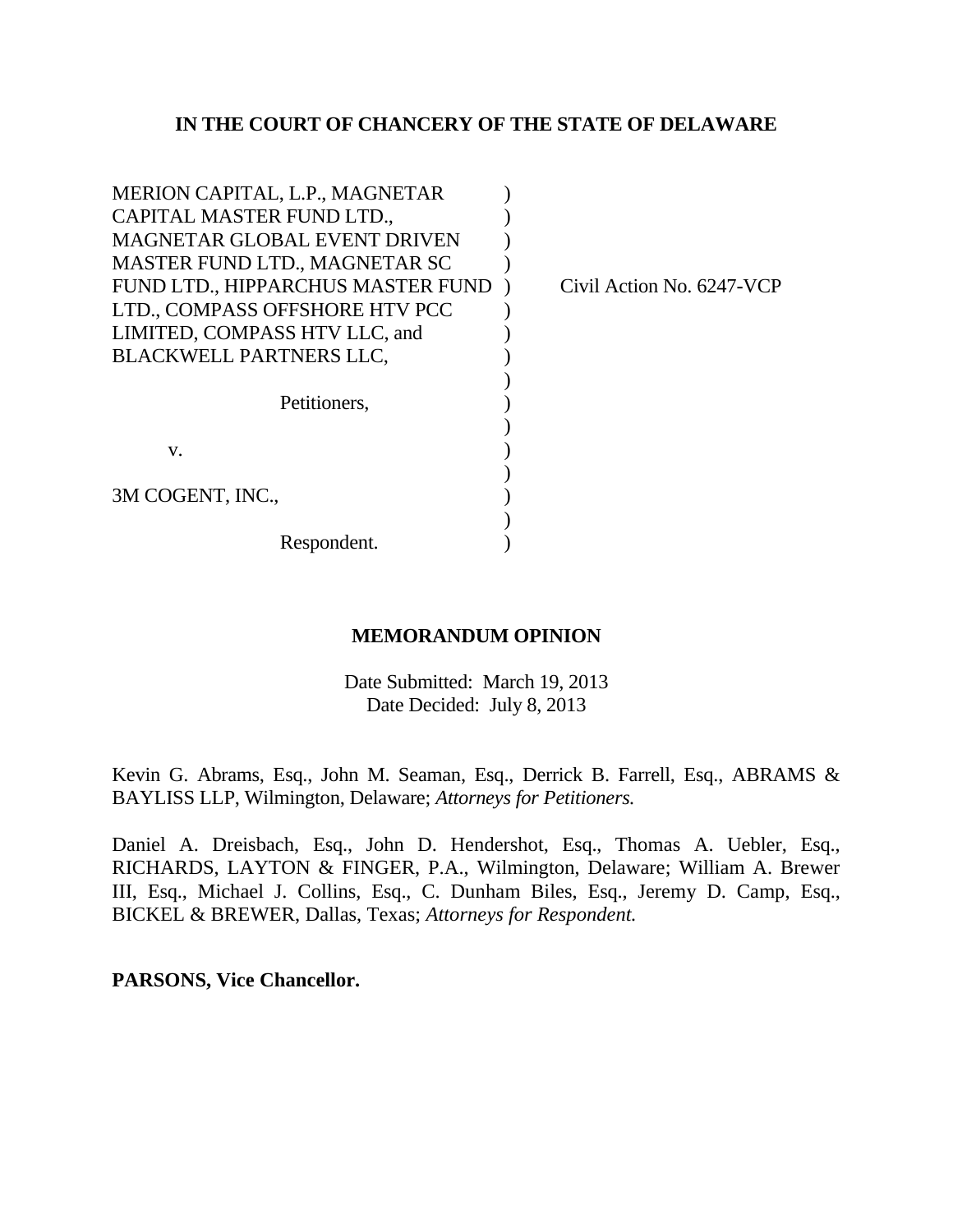**IN THE COURT OF CHANCERY OF THE STATE OF DELAWARE**

MERION CAPITAL, L.P., MAGNETAR CAPITAL MASTER FUND LTD., MAGNETAR GLOBAL EVENT DRIVEN MASTER FUND LTD., MAGNETAR SC FUND LTD., HIPPARCHUS MASTER FUND LTD., COMPASS OFFSHORE HTV PCC LIMITED, COMPASS HTV LLC, and BLACKWELL PARTNERS LLC,

Petitioners,

v.

3M COGENT, INC.,

Respondent.

Civil Action No. 6247-VCP

**MEMORANDUM OPINION**

Date Submitted: March 19, 2013
Date Decided: July 8, 2013

Kevin G. Abrams, Esq., John M. Seaman, Esq., Derrick B. Farrell, Esq., ABRAMS & BAYLISS LLP, Wilmington, Delaware; *Attorneys for Petitioners.*

Daniel A. Dreisbach, Esq., John D. Hendershot, Esq., Thomas A. Uebler, Esq., RICHARDS, LAYTON & FINGER, P.A., Wilmington, Delaware; William A. Brewer III, Esq., Michael J. Collins, Esq., C. Dunham Biles, Esq., Jeremy D. Camp, Esq., BICKEL & BREWER, Dallas, Texas; *Attorneys for Respondent.*

**PARSONS, Vice Chancellor.**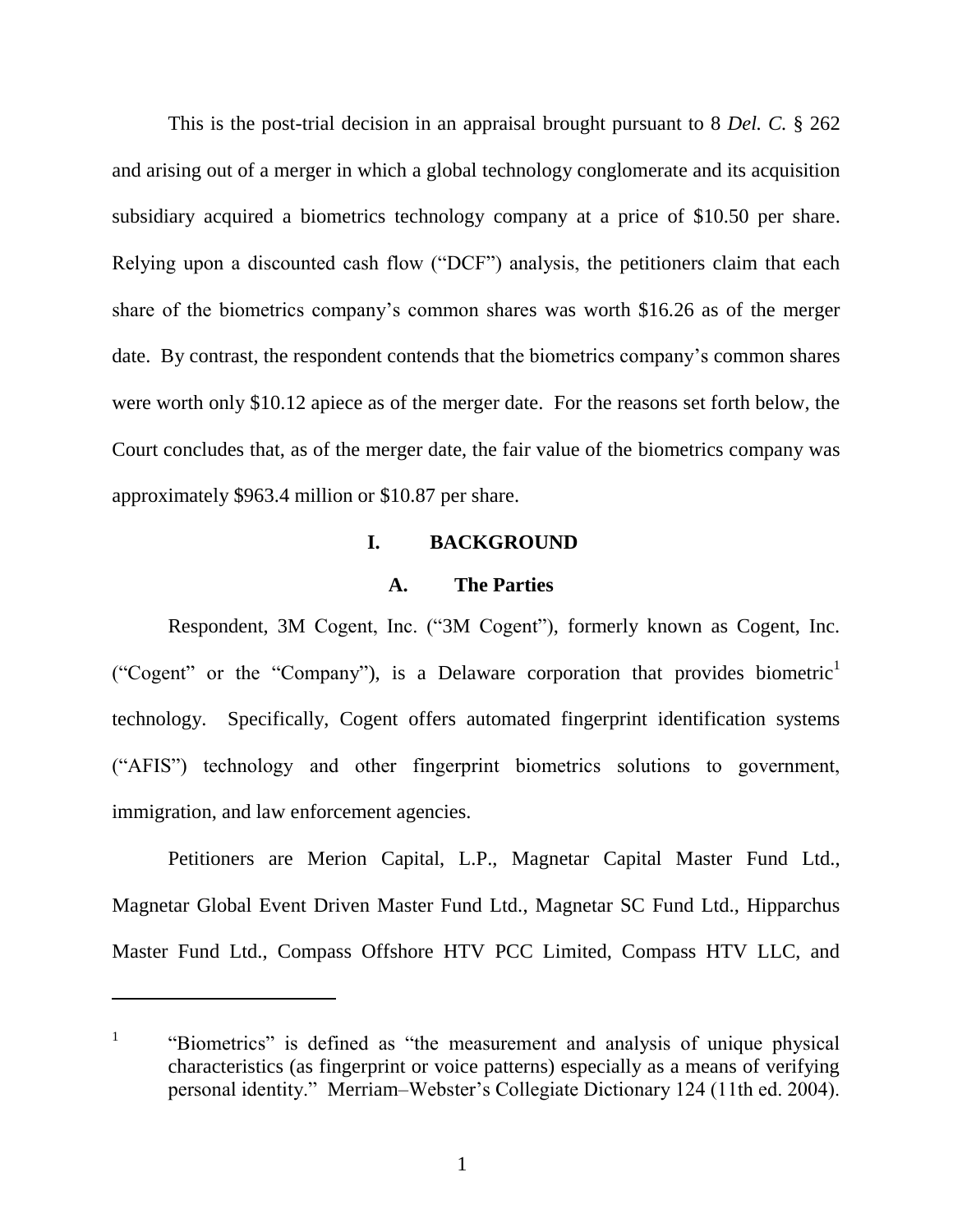This is the post-trial decision in an appraisal brought pursuant to 8 *Del. C.* § 262 and arising out of a merger in which a global technology conglomerate and its acquisition subsidiary acquired a biometrics technology company at a price of $10.50 per share. Relying upon a discounted cash flow ("DCF") analysis, the petitioners claim that each share of the biometrics company's common shares was worth $16.26 as of the merger date. By contrast, the respondent contends that the biometrics company's common shares were worth only $10.12 apiece as of the merger date. For the reasons set forth below, the Court concludes that, as of the merger date, the fair value of the biometrics company was approximately $963.4 million or $10.87 per share.

## I. BACKGROUND

### A. The Parties

Respondent, 3M Cogent, Inc. ("3M Cogent"), formerly known as Cogent, Inc. ("Cogent" or the "Company"), is a Delaware corporation that provides biometric[1] technology. Specifically, Cogent offers automated fingerprint identification systems ("AFIS") technology and other fingerprint biometrics solutions to government, immigration, and law enforcement agencies.

Petitioners are Merion Capital, L.P., Magnetar Capital Master Fund Ltd., Magnetar Global Event Driven Master Fund Ltd., Magnetar SC Fund Ltd., Hipparchus Master Fund Ltd., Compass Offshore HTV PCC Limited, Compass HTV LLC, and

---

[1] "Biometrics" is defined as "the measurement and analysis of unique physical characteristics (as fingerprint or voice patterns) especially as a means of verifying personal identity." Merriam–Webster's Collegiate Dictionary 124 (11th ed. 2004).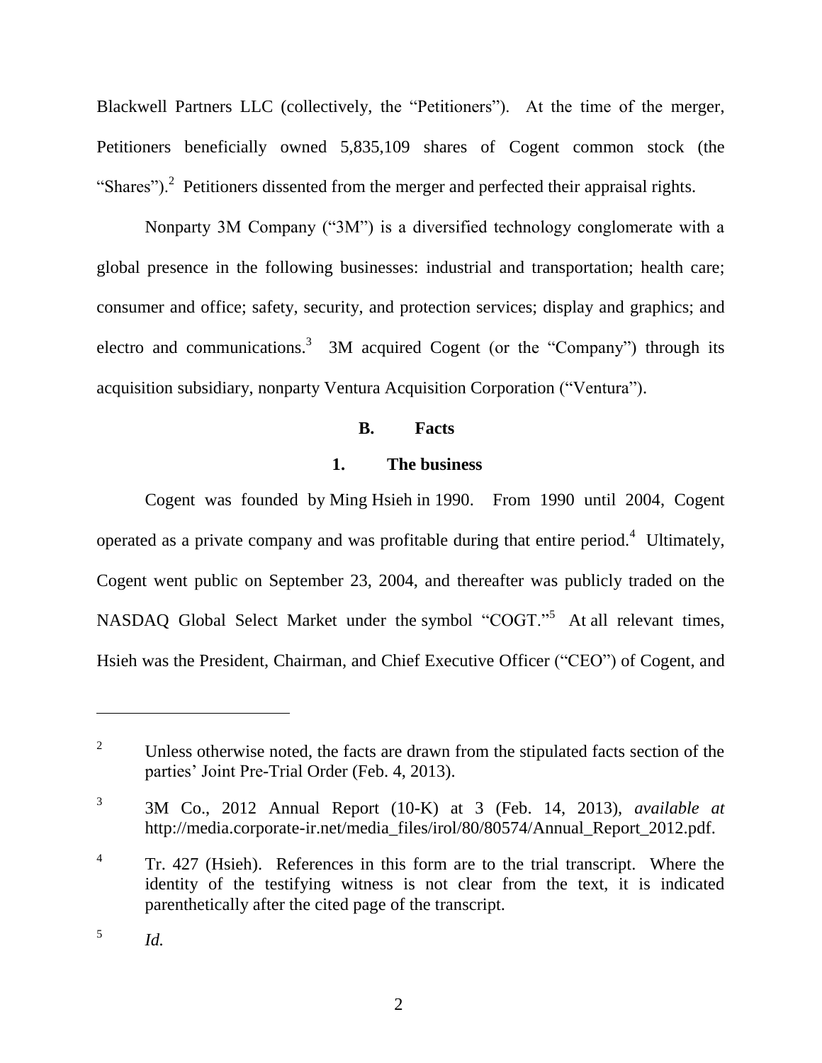Blackwell Partners LLC (collectively, the "Petitioners"). At the time of the merger, Petitioners beneficially owned 5,835,109 shares of Cogent common stock (the "Shares").[2] Petitioners dissented from the merger and perfected their appraisal rights.

Nonparty 3M Company ("3M") is a diversified technology conglomerate with a global presence in the following businesses: industrial and transportation; health care; consumer and office; safety, security, and protection services; display and graphics; and electro and communications.[3] 3M acquired Cogent (or the "Company") through its acquisition subsidiary, nonparty Ventura Acquisition Corporation ("Ventura").

### B. Facts

#### 1. The business

Cogent was founded by Ming Hsieh in 1990. From 1990 until 2004, Cogent operated as a private company and was profitable during that entire period.[4] Ultimately, Cogent went public on September 23, 2004, and thereafter was publicly traded on the NASDAQ Global Select Market under the symbol "COGT."[5] At all relevant times, Hsieh was the President, Chairman, and Chief Executive Officer ("CEO") of Cogent, and

---

[2] Unless otherwise noted, the facts are drawn from the stipulated facts section of the parties' Joint Pre-Trial Order (Feb. 4, 2013).

[3] 3M Co., 2012 Annual Report (10-K) at 3 (Feb. 14, 2013), *available at* http://media.corporate-ir.net/media_files/irol/80/80574/Annual_Report_2012.pdf.

[4] Tr. 427 (Hsieh). References in this form are to the trial transcript. Where the identity of the testifying witness is not clear from the text, it is indicated parenthetically after the cited page of the transcript.

[5] *Id.*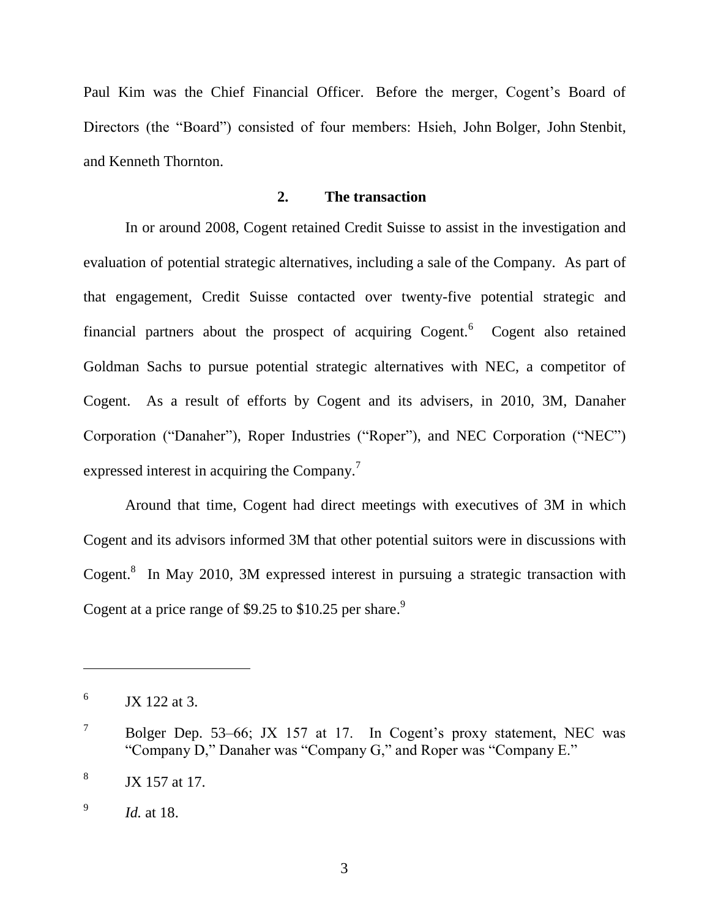Paul Kim was the Chief Financial Officer. Before the merger, Cogent's Board of Directors (the "Board") consisted of four members: Hsieh, John Bolger, John Stenbit, and Kenneth Thornton.

### 2. The transaction

In or around 2008, Cogent retained Credit Suisse to assist in the investigation and evaluation of potential strategic alternatives, including a sale of the Company. As part of that engagement, Credit Suisse contacted over twenty-five potential strategic and financial partners about the prospect of acquiring Cogent.[6] Cogent also retained Goldman Sachs to pursue potential strategic alternatives with NEC, a competitor of Cogent. As a result of efforts by Cogent and its advisers, in 2010, 3M, Danaher Corporation ("Danaher"), Roper Industries ("Roper"), and NEC Corporation ("NEC") expressed interest in acquiring the Company.[7]

Around that time, Cogent had direct meetings with executives of 3M in which Cogent and its advisors informed 3M that other potential suitors were in discussions with Cogent.[8] In May 2010, 3M expressed interest in pursuing a strategic transaction with Cogent at a price range of $9.25 to $10.25 per share.[9]

---

[6] JX 122 at 3.

[7] Bolger Dep. 53–66; JX 157 at 17. In Cogent's proxy statement, NEC was "Company D," Danaher was "Company G," and Roper was "Company E."

[8] JX 157 at 17.

[9] *Id.* at 18.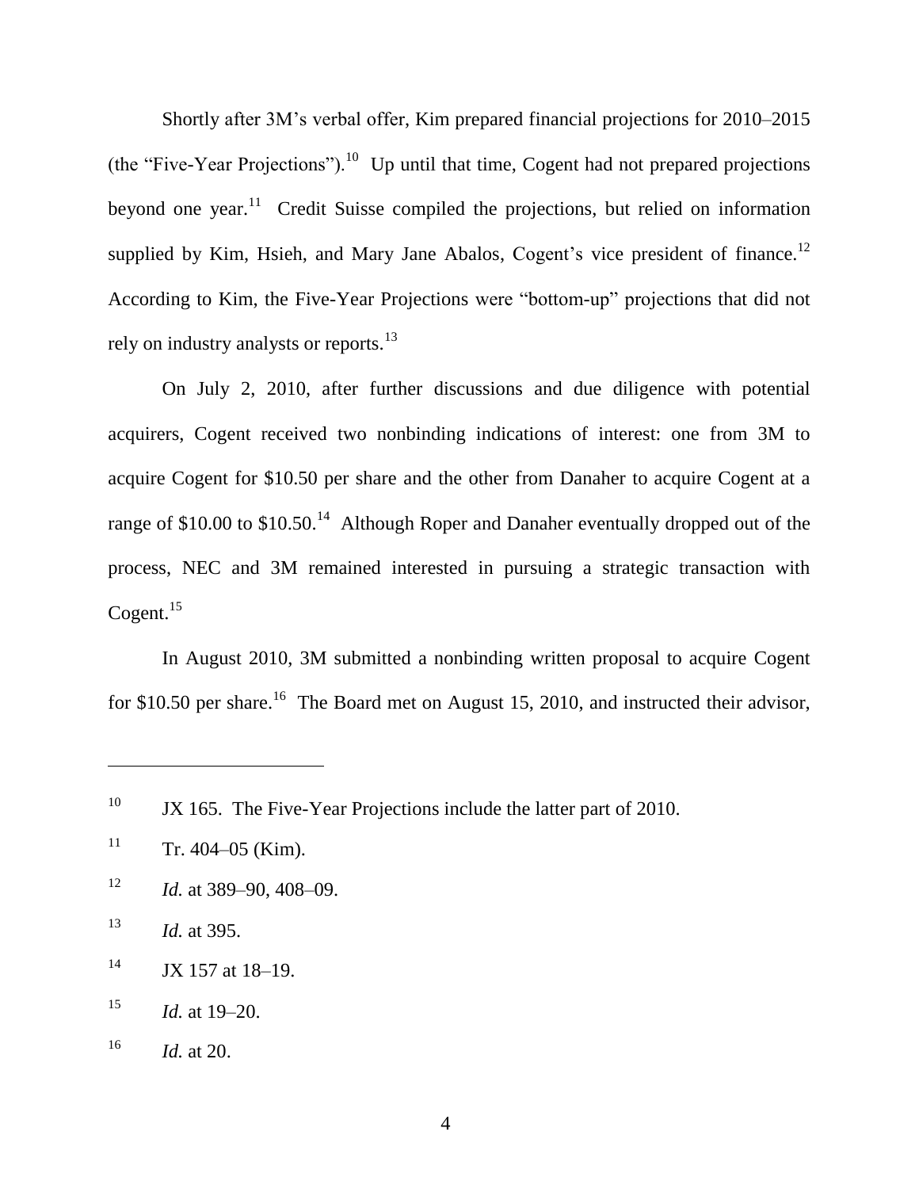Shortly after 3M's verbal offer, Kim prepared financial projections for 2010–2015 (the "Five-Year Projections").[10] Up until that time, Cogent had not prepared projections beyond one year.[11] Credit Suisse compiled the projections, but relied on information supplied by Kim, Hsieh, and Mary Jane Abalos, Cogent's vice president of finance.[12] According to Kim, the Five-Year Projections were "bottom-up" projections that did not rely on industry analysts or reports.[13]

On July 2, 2010, after further discussions and due diligence with potential acquirers, Cogent received two nonbinding indications of interest: one from 3M to acquire Cogent for \$10.50 per share and the other from Danaher to acquire Cogent at a range of \$10.00 to \$10.50.[14] Although Roper and Danaher eventually dropped out of the process, NEC and 3M remained interested in pursuing a strategic transaction with Cogent.[15]

In August 2010, 3M submitted a nonbinding written proposal to acquire Cogent for \$10.50 per share.[16] The Board met on August 15, 2010, and instructed their advisor,

---

[10] JX 165. The Five-Year Projections include the latter part of 2010.

[11] Tr. 404–05 (Kim).

[12] *Id.* at 389–90, 408–09.

[13] *Id.* at 395.

[14] JX 157 at 18–19.

[15] *Id.* at 19–20.

[16] *Id.* at 20.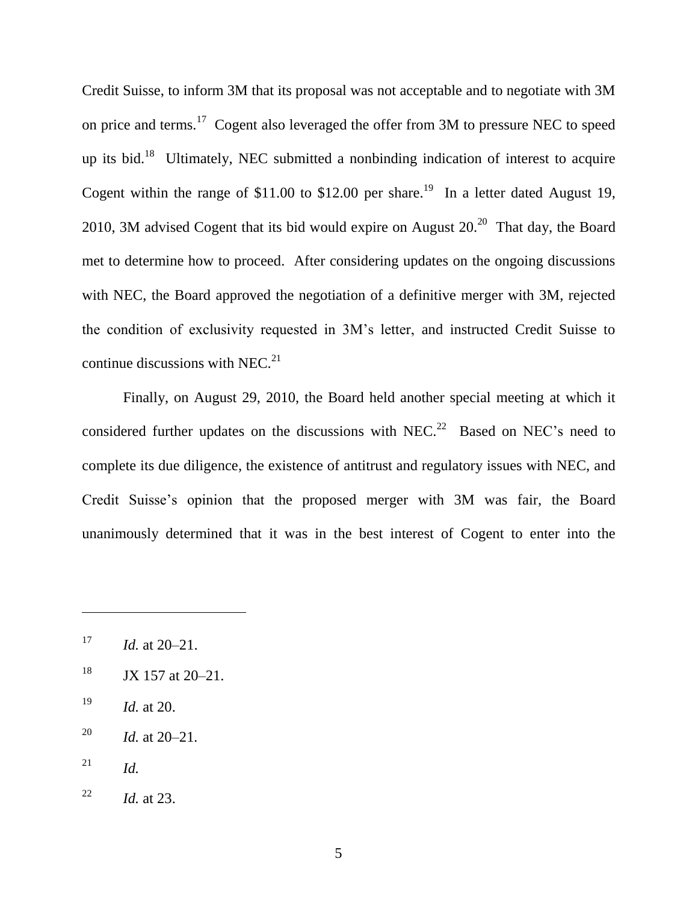Credit Suisse, to inform 3M that its proposal was not acceptable and to negotiate with 3M on price and terms.[17] Cogent also leveraged the offer from 3M to pressure NEC to speed up its bid.[18] Ultimately, NEC submitted a nonbinding indication of interest to acquire Cogent within the range of $11.00 to $12.00 per share.[19] In a letter dated August 19, 2010, 3M advised Cogent that its bid would expire on August 20.[20] That day, the Board met to determine how to proceed. After considering updates on the ongoing discussions with NEC, the Board approved the negotiation of a definitive merger with 3M, rejected the condition of exclusivity requested in 3M's letter, and instructed Credit Suisse to continue discussions with NEC.[21]

Finally, on August 29, 2010, the Board held another special meeting at which it considered further updates on the discussions with NEC.[22] Based on NEC's need to complete its due diligence, the existence of antitrust and regulatory issues with NEC, and Credit Suisse's opinion that the proposed merger with 3M was fair, the Board unanimously determined that it was in the best interest of Cogent to enter into the

---

[17] *Id.* at 20–21.

[18] JX 157 at 20–21.

[19] *Id.* at 20.

[20] *Id.* at 20–21.

[21] *Id.*

[22] *Id.* at 23.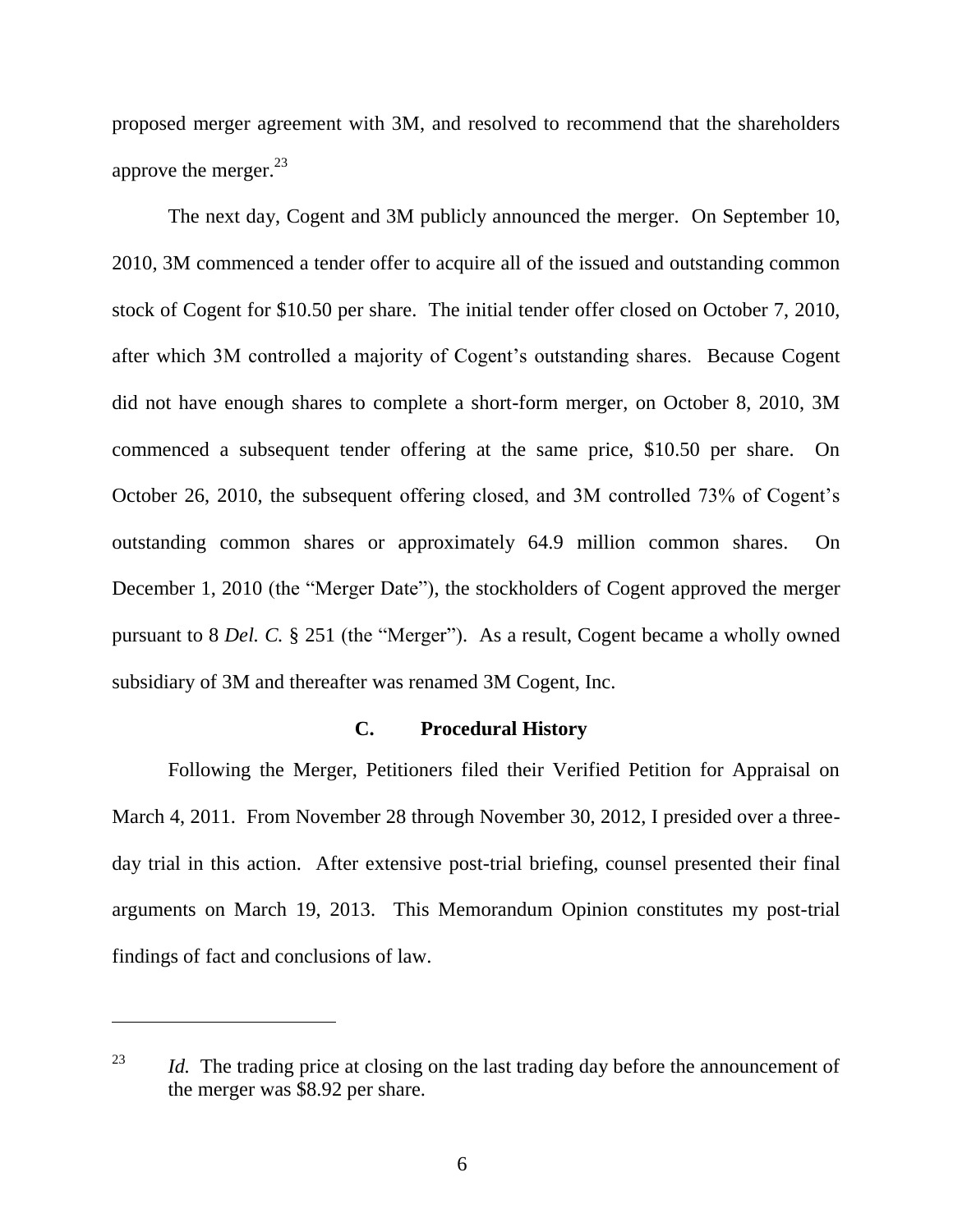proposed merger agreement with 3M, and resolved to recommend that the shareholders approve the merger.[23]

The next day, Cogent and 3M publicly announced the merger. On September 10, 2010, 3M commenced a tender offer to acquire all of the issued and outstanding common stock of Cogent for $10.50 per share. The initial tender offer closed on October 7, 2010, after which 3M controlled a majority of Cogent's outstanding shares. Because Cogent did not have enough shares to complete a short-form merger, on October 8, 2010, 3M commenced a subsequent tender offering at the same price, $10.50 per share. On October 26, 2010, the subsequent offering closed, and 3M controlled 73% of Cogent's outstanding common shares or approximately 64.9 million common shares. On December 1, 2010 (the "Merger Date"), the stockholders of Cogent approved the merger pursuant to 8 *Del. C.* § 251 (the "Merger"). As a result, Cogent became a wholly owned subsidiary of 3M and thereafter was renamed 3M Cogent, Inc.

### C. Procedural History

Following the Merger, Petitioners filed their Verified Petition for Appraisal on March 4, 2011. From November 28 through November 30, 2012, I presided over a three-day trial in this action. After extensive post-trial briefing, counsel presented their final arguments on March 19, 2013. This Memorandum Opinion constitutes my post-trial findings of fact and conclusions of law.

---

[23] *Id.* The trading price at closing on the last trading day before the announcement of the merger was $8.92 per share.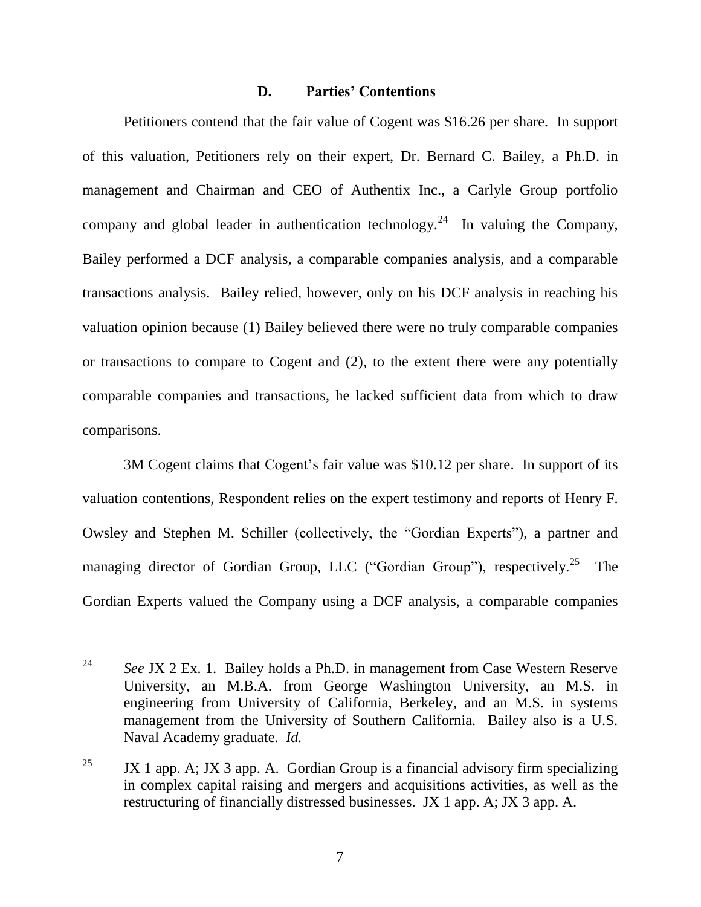### D. Parties' Contentions

Petitioners contend that the fair value of Cogent was $16.26 per share. In support of this valuation, Petitioners rely on their expert, Dr. Bernard C. Bailey, a Ph.D. in management and Chairman and CEO of Authentix Inc., a Carlyle Group portfolio company and global leader in authentication technology.[24] In valuing the Company, Bailey performed a DCF analysis, a comparable companies analysis, and a comparable transactions analysis. Bailey relied, however, only on his DCF analysis in reaching his valuation opinion because (1) Bailey believed there were no truly comparable companies or transactions to compare to Cogent and (2), to the extent there were any potentially comparable companies and transactions, he lacked sufficient data from which to draw comparisons.

3M Cogent claims that Cogent's fair value was $10.12 per share. In support of its valuation contentions, Respondent relies on the expert testimony and reports of Henry F. Owsley and Stephen M. Schiller (collectively, the "Gordian Experts"), a partner and managing director of Gordian Group, LLC ("Gordian Group"), respectively.[25] The Gordian Experts valued the Company using a DCF analysis, a comparable companies

---

[24] *See* JX 2 Ex. 1. Bailey holds a Ph.D. in management from Case Western Reserve University, an M.B.A. from George Washington University, an M.S. in engineering from University of California, Berkeley, and an M.S. in systems management from the University of Southern California. Bailey also is a U.S. Naval Academy graduate. *Id.*

[25] JX 1 app. A; JX 3 app. A. Gordian Group is a financial advisory firm specializing in complex capital raising and mergers and acquisitions activities, as well as the restructuring of financially distressed businesses. JX 1 app. A; JX 3 app. A.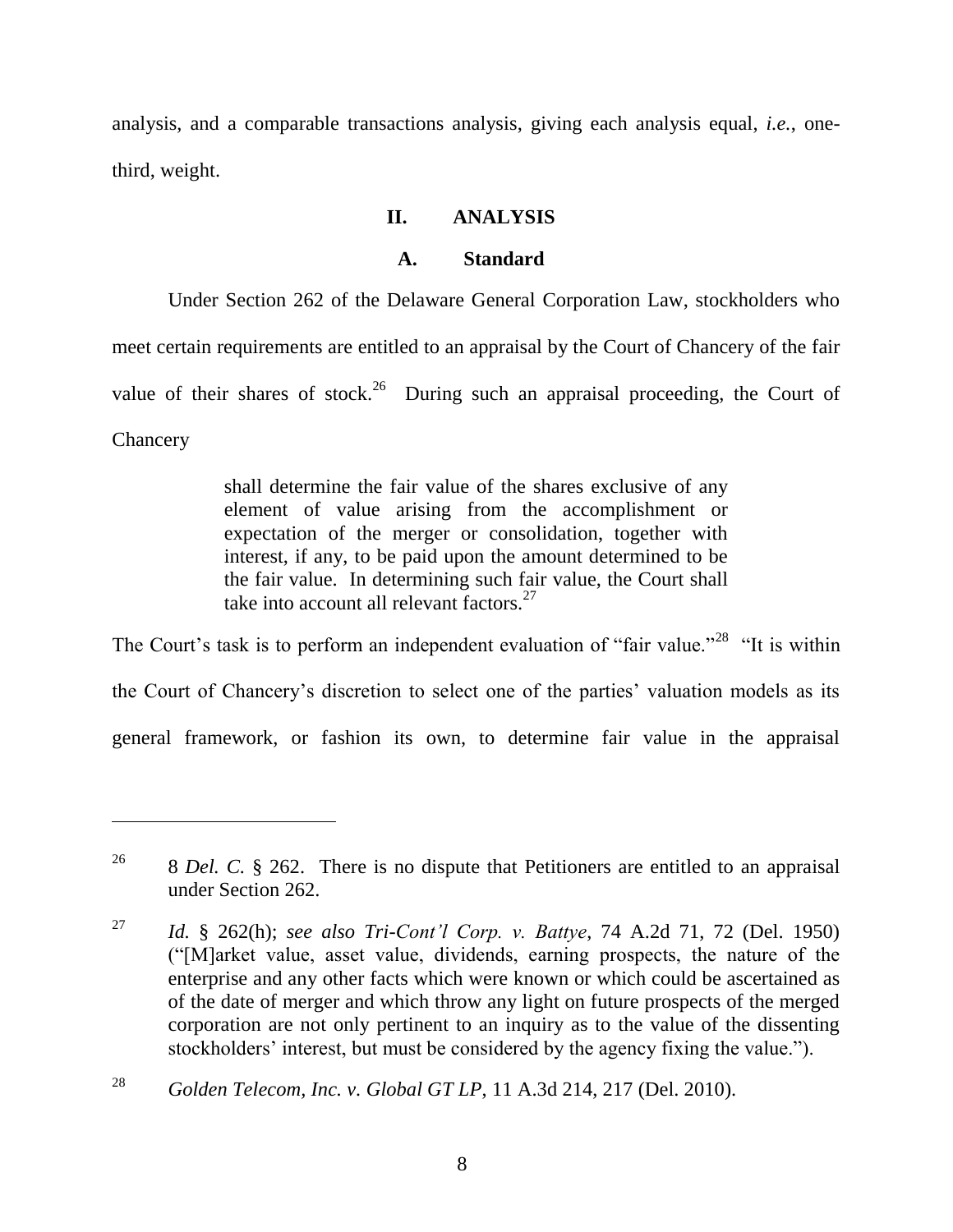analysis, and a comparable transactions analysis, giving each analysis equal, *i.e.*, one-third, weight.

## II. ANALYSIS

### A. Standard

Under Section 262 of the Delaware General Corporation Law, stockholders who meet certain requirements are entitled to an appraisal by the Court of Chancery of the fair value of their shares of stock.[26] During such an appraisal proceeding, the Court of Chancery

> shall determine the fair value of the shares exclusive of any element of value arising from the accomplishment or expectation of the merger or consolidation, together with interest, if any, to be paid upon the amount determined to be the fair value. In determining such fair value, the Court shall take into account all relevant factors.[27]

The Court's task is to perform an independent evaluation of "fair value."[28] "It is within the Court of Chancery's discretion to select one of the parties' valuation models as its general framework, or fashion its own, to determine fair value in the appraisal

---

[26] 8 *Del. C.* § 262. There is no dispute that Petitioners are entitled to an appraisal under Section 262.

[27] *Id.* § 262(h); *see also Tri-Cont'l Corp. v. Battye*, 74 A.2d 71, 72 (Del. 1950) ("[M]arket value, asset value, dividends, earning prospects, the nature of the enterprise and any other facts which were known or which could be ascertained as of the date of merger and which throw any light on future prospects of the merged corporation are not only pertinent to an inquiry as to the value of the dissenting stockholders' interest, but must be considered by the agency fixing the value.").

[28] *Golden Telecom, Inc. v. Global GT LP*, 11 A.3d 214, 217 (Del. 2010).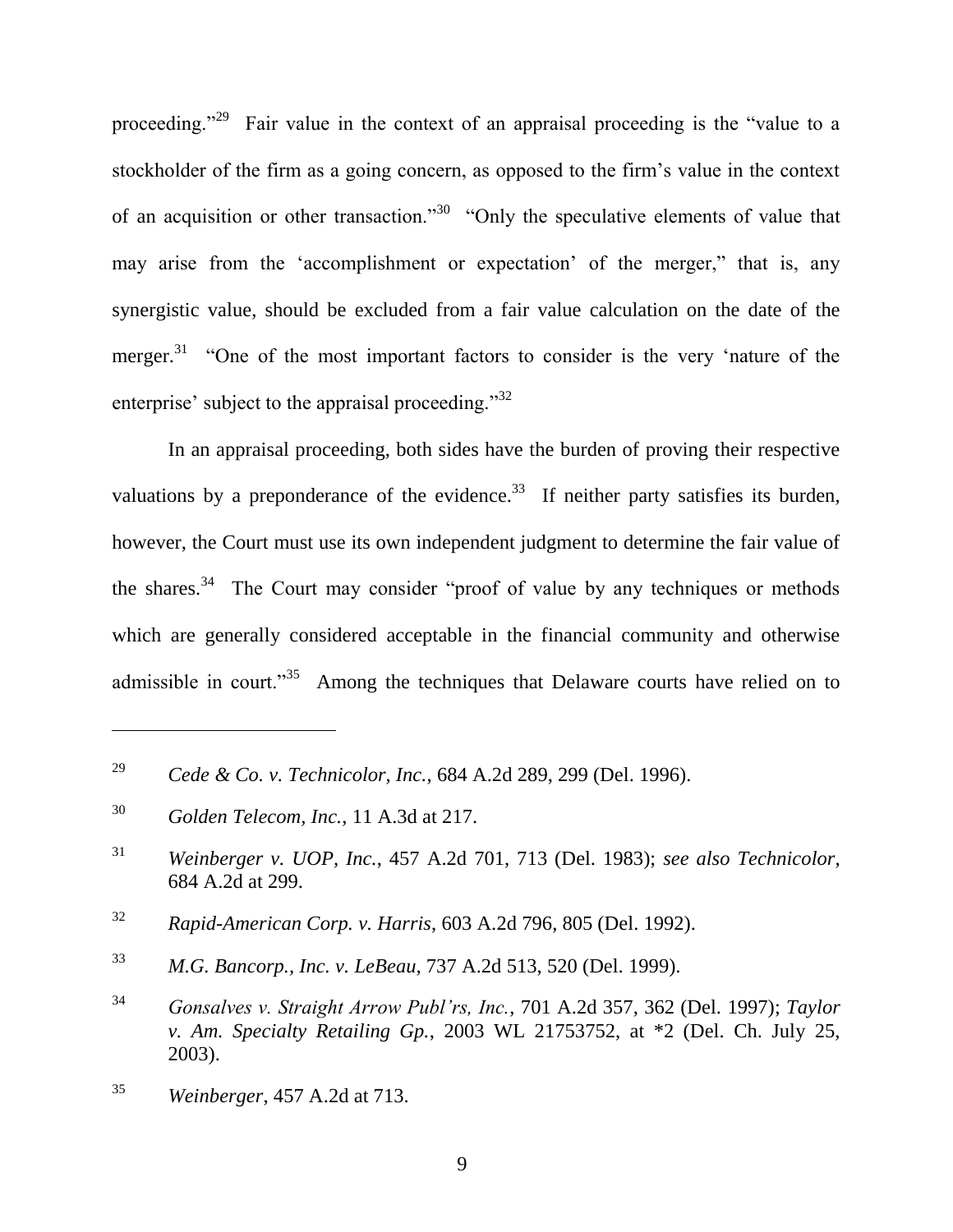proceeding."[29] Fair value in the context of an appraisal proceeding is the "value to a stockholder of the firm as a going concern, as opposed to the firm's value in the context of an acquisition or other transaction."[30] "Only the speculative elements of value that may arise from the 'accomplishment or expectation' of the merger," that is, any synergistic value, should be excluded from a fair value calculation on the date of the merger.[31] "One of the most important factors to consider is the very 'nature of the enterprise' subject to the appraisal proceeding."[32]

In an appraisal proceeding, both sides have the burden of proving their respective valuations by a preponderance of the evidence.[33] If neither party satisfies its burden, however, the Court must use its own independent judgment to determine the fair value of the shares.[34] The Court may consider "proof of value by any techniques or methods which are generally considered acceptable in the financial community and otherwise admissible in court."[35] Among the techniques that Delaware courts have relied on to

---

[29] *Cede & Co. v. Technicolor, Inc.*, 684 A.2d 289, 299 (Del. 1996).

[30] *Golden Telecom, Inc.*, 11 A.3d at 217.

[31] *Weinberger v. UOP, Inc.*, 457 A.2d 701, 713 (Del. 1983); *see also Technicolor*, 684 A.2d at 299.

[32] *Rapid-American Corp. v. Harris*, 603 A.2d 796, 805 (Del. 1992).

[33] *M.G. Bancorp., Inc. v. LeBeau*, 737 A.2d 513, 520 (Del. 1999).

[34] *Gonsalves v. Straight Arrow Publ'rs, Inc.*, 701 A.2d 357, 362 (Del. 1997); *Taylor v. Am. Specialty Retailing Gp.*, 2003 WL 21753752, at *2 (Del. Ch. July 25, 2003).

[35] *Weinberger*, 457 A.2d at 713.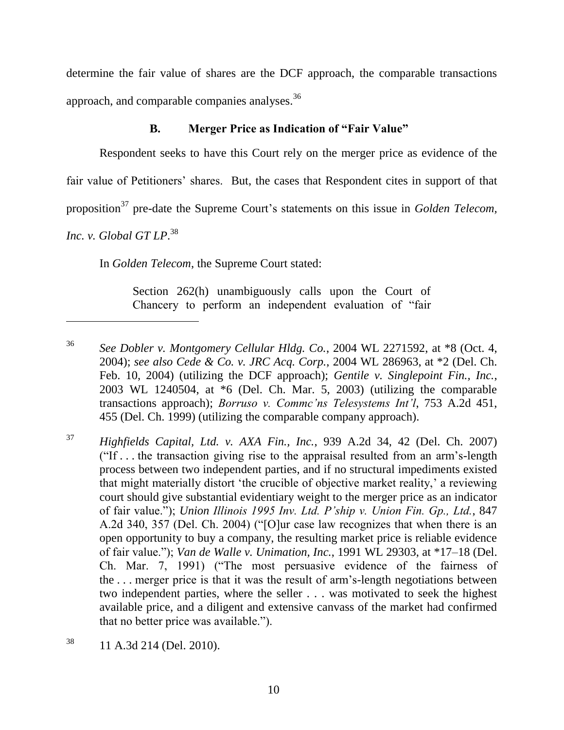determine the fair value of shares are the DCF approach, the comparable transactions approach, and comparable companies analyses.[36]

### B. Merger Price as Indication of "Fair Value"

Respondent seeks to have this Court rely on the merger price as evidence of the fair value of Petitioners' shares. But, the cases that Respondent cites in support of that proposition[37] pre-date the Supreme Court's statements on this issue in *Golden Telecom, Inc. v. Global GT LP*.[38]

In *Golden Telecom*, the Supreme Court stated:

> Section 262(h) unambiguously calls upon the Court of Chancery to perform an independent evaluation of "fair

---

[36] *See Dobler v. Montgomery Cellular Hldg. Co.*, 2004 WL 2271592, at *8 (Oct. 4, 2004); *see also Cede & Co. v. JRC Acq. Corp.*, 2004 WL 286963, at *2 (Del. Ch. Feb. 10, 2004) (utilizing the DCF approach); *Gentile v. Singlepoint Fin., Inc.*, 2003 WL 1240504, at *6 (Del. Ch. Mar. 5, 2003) (utilizing the comparable transactions approach); *Borruso v. Commc'ns Telesystems Int'l*, 753 A.2d 451, 455 (Del. Ch. 1999) (utilizing the comparable company approach).

[37] *Highfields Capital, Ltd. v. AXA Fin., Inc.*, 939 A.2d 34, 42 (Del. Ch. 2007) ("If . . . the transaction giving rise to the appraisal resulted from an arm's-length process between two independent parties, and if no structural impediments existed that might materially distort 'the crucible of objective market reality,' a reviewing court should give substantial evidentiary weight to the merger price as an indicator of fair value."); *Union Illinois 1995 Inv. Ltd. P'ship v. Union Fin. Gp., Ltd.*, 847 A.2d 340, 357 (Del. Ch. 2004) ("[O]ur case law recognizes that when there is an open opportunity to buy a company, the resulting market price is reliable evidence of fair value."); *Van de Walle v. Unimation, Inc.*, 1991 WL 29303, at *17–18 (Del. Ch. Mar. 7, 1991) ("The most persuasive evidence of the fairness of the . . . merger price is that it was the result of arm's-length negotiations between two independent parties, where the seller . . . was motivated to seek the highest available price, and a diligent and extensive canvass of the market had confirmed that no better price was available.").

[38] 11 A.3d 214 (Del. 2010).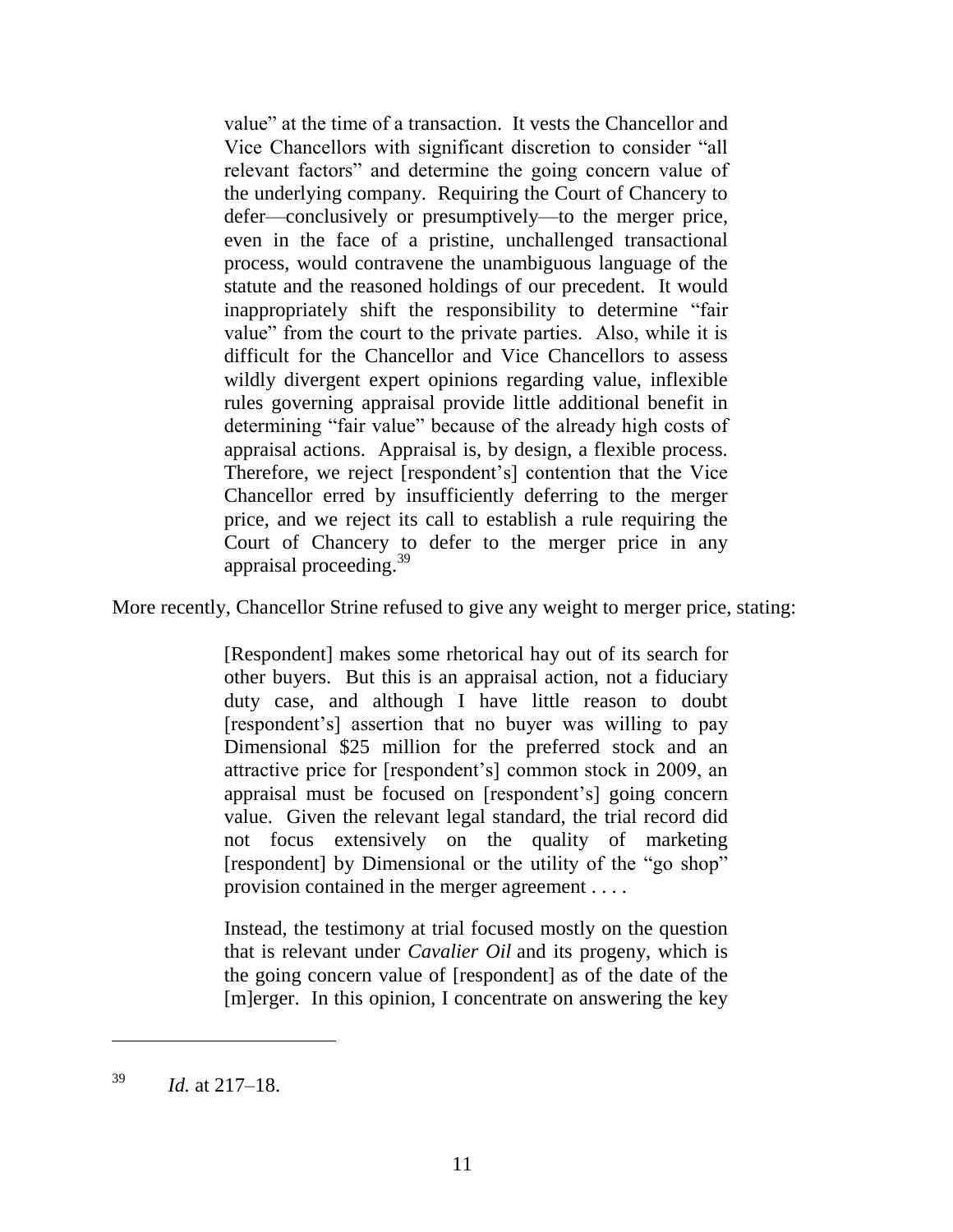> value" at the time of a transaction. It vests the Chancellor and Vice Chancellors with significant discretion to consider "all relevant factors" and determine the going concern value of the underlying company. Requiring the Court of Chancery to defer—conclusively or presumptively—to the merger price, even in the face of a pristine, unchallenged transactional process, would contravene the unambiguous language of the statute and the reasoned holdings of our precedent. It would inappropriately shift the responsibility to determine "fair value" from the court to the private parties. Also, while it is difficult for the Chancellor and Vice Chancellors to assess wildly divergent expert opinions regarding value, inflexible rules governing appraisal provide little additional benefit in determining "fair value" because of the already high costs of appraisal actions. Appraisal is, by design, a flexible process. Therefore, we reject [respondent's] contention that the Vice Chancellor erred by insufficiently deferring to the merger price, and we reject its call to establish a rule requiring the Court of Chancery to defer to the merger price in any appraisal proceeding.[39]

More recently, Chancellor Strine refused to give any weight to merger price, stating:

> [Respondent] makes some rhetorical hay out of its search for other buyers. But this is an appraisal action, not a fiduciary duty case, and although I have little reason to doubt [respondent's] assertion that no buyer was willing to pay Dimensional $25 million for the preferred stock and an attractive price for [respondent's] common stock in 2009, an appraisal must be focused on [respondent's] going concern value. Given the relevant legal standard, the trial record did not focus extensively on the quality of marketing [respondent] by Dimensional or the utility of the "go shop" provision contained in the merger agreement . . . .
>
> Instead, the testimony at trial focused mostly on the question that is relevant under *Cavalier Oil* and its progeny, which is the going concern value of [respondent] as of the date of the [m]erger. In this opinion, I concentrate on answering the key

---

[39] *Id.* at 217–18.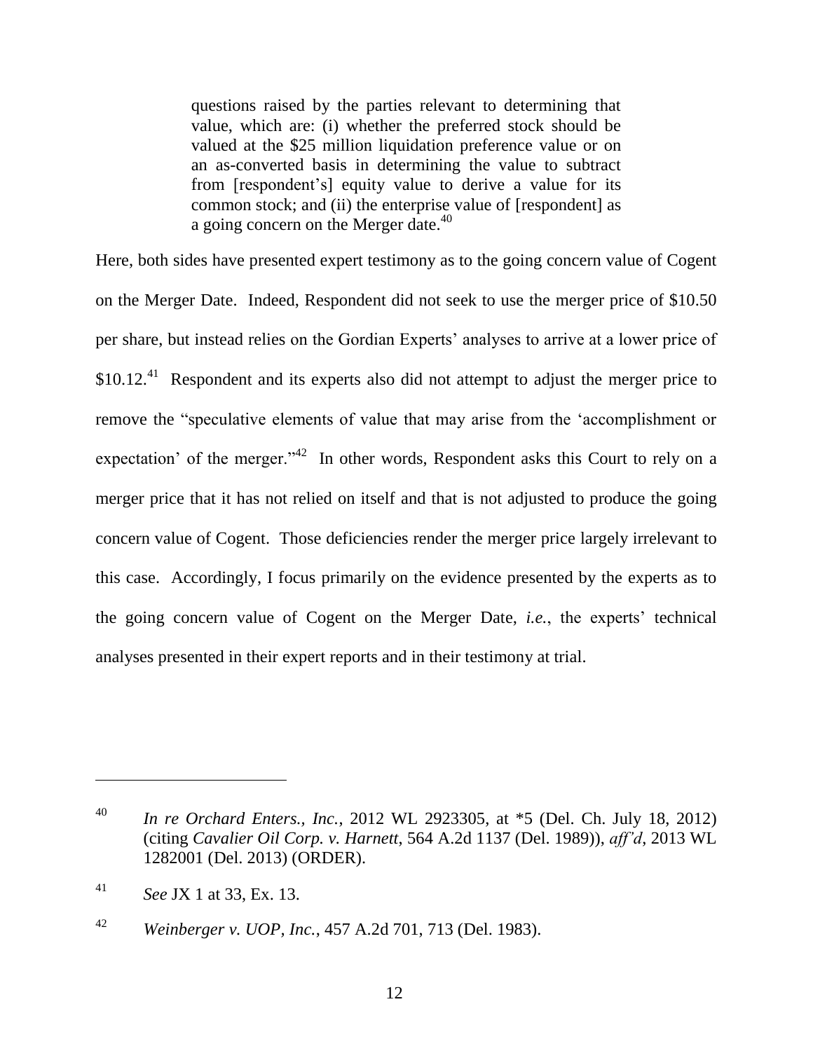> questions raised by the parties relevant to determining that value, which are: (i) whether the preferred stock should be valued at the $25 million liquidation preference value or on an as-converted basis in determining the value to subtract from [respondent's] equity value to derive a value for its common stock; and (ii) the enterprise value of [respondent] as a going concern on the Merger date.[40]

Here, both sides have presented expert testimony as to the going concern value of Cogent on the Merger Date. Indeed, Respondent did not seek to use the merger price of $10.50 per share, but instead relies on the Gordian Experts' analyses to arrive at a lower price of $10.12.[41] Respondent and its experts also did not attempt to adjust the merger price to remove the "speculative elements of value that may arise from the 'accomplishment or expectation' of the merger."[42] In other words, Respondent asks this Court to rely on a merger price that it has not relied on itself and that is not adjusted to produce the going concern value of Cogent. Those deficiencies render the merger price largely irrelevant to this case. Accordingly, I focus primarily on the evidence presented by the experts as to the going concern value of Cogent on the Merger Date, *i.e.*, the experts' technical analyses presented in their expert reports and in their testimony at trial.

---

[40] *In re Orchard Enters., Inc.*, 2012 WL 2923305, at *5 (Del. Ch. July 18, 2012) (citing *Cavalier Oil Corp. v. Harnett*, 564 A.2d 1137 (Del. 1989)), *aff'd*, 2013 WL 1282001 (Del. 2013) (ORDER).

[41] *See* JX 1 at 33, Ex. 13.

[42] *Weinberger v. UOP, Inc.*, 457 A.2d 701, 713 (Del. 1983).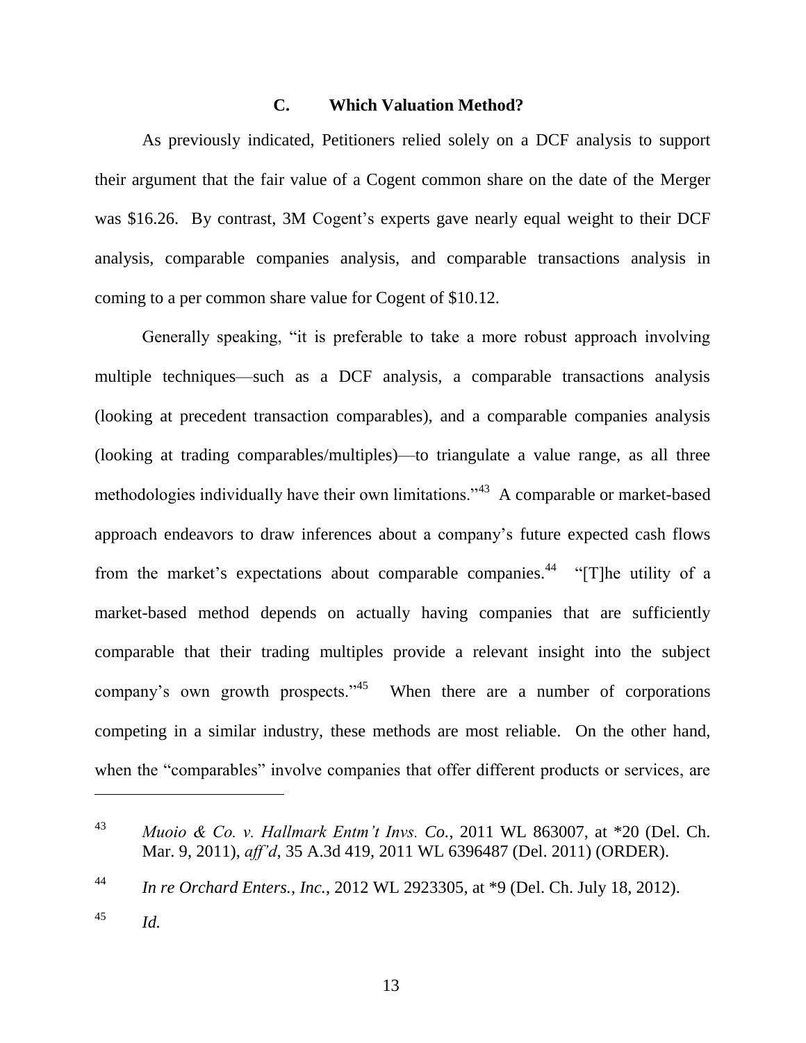### C. Which Valuation Method?

As previously indicated, Petitioners relied solely on a DCF analysis to support their argument that the fair value of a Cogent common share on the date of the Merger was $16.26. By contrast, 3M Cogent's experts gave nearly equal weight to their DCF analysis, comparable companies analysis, and comparable transactions analysis in coming to a per common share value for Cogent of $10.12.

Generally speaking, "it is preferable to take a more robust approach involving multiple techniques—such as a DCF analysis, a comparable transactions analysis (looking at precedent transaction comparables), and a comparable companies analysis (looking at trading comparables/multiples)—to triangulate a value range, as all three methodologies individually have their own limitations."[43] A comparable or market-based approach endeavors to draw inferences about a company's future expected cash flows from the market's expectations about comparable companies.[44] "[T]he utility of a market-based method depends on actually having companies that are sufficiently comparable that their trading multiples provide a relevant insight into the subject company's own growth prospects."[45] When there are a number of corporations competing in a similar industry, these methods are most reliable. On the other hand, when the "comparables" involve companies that offer different products or services, are

---

[43] *Muoio & Co. v. Hallmark Entm't Invs. Co.*, 2011 WL 863007, at *20 (Del. Ch. Mar. 9, 2011), *aff'd*, 35 A.3d 419, 2011 WL 6396487 (Del. 2011) (ORDER).

[44] *In re Orchard Enters., Inc.*, 2012 WL 2923305, at *9 (Del. Ch. July 18, 2012).

[45] *Id.*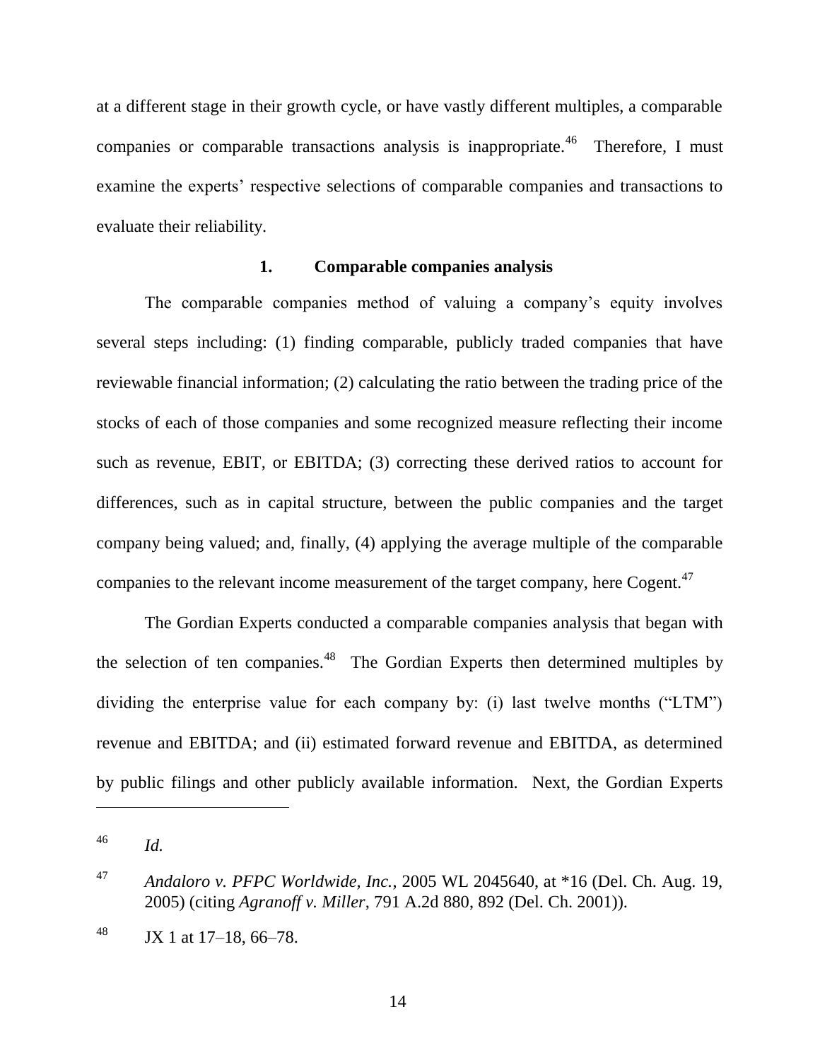at a different stage in their growth cycle, or have vastly different multiples, a comparable companies or comparable transactions analysis is inappropriate.[46] Therefore, I must examine the experts' respective selections of comparable companies and transactions to evaluate their reliability.

### 1. Comparable companies analysis

The comparable companies method of valuing a company's equity involves several steps including: (1) finding comparable, publicly traded companies that have reviewable financial information; (2) calculating the ratio between the trading price of the stocks of each of those companies and some recognized measure reflecting their income such as revenue, EBIT, or EBITDA; (3) correcting these derived ratios to account for differences, such as in capital structure, between the public companies and the target company being valued; and, finally, (4) applying the average multiple of the comparable companies to the relevant income measurement of the target company, here Cogent.[47]

The Gordian Experts conducted a comparable companies analysis that began with the selection of ten companies.[48] The Gordian Experts then determined multiples by dividing the enterprise value for each company by: (i) last twelve months ("LTM") revenue and EBITDA; and (ii) estimated forward revenue and EBITDA, as determined by public filings and other publicly available information. Next, the Gordian Experts

---

[46] *Id.*

[47] *Andaloro v. PFPC Worldwide, Inc.*, 2005 WL 2045640, at *16 (Del. Ch. Aug. 19, 2005) (citing *Agranoff v. Miller*, 791 A.2d 880, 892 (Del. Ch. 2001)).

[48] JX 1 at 17–18, 66–78.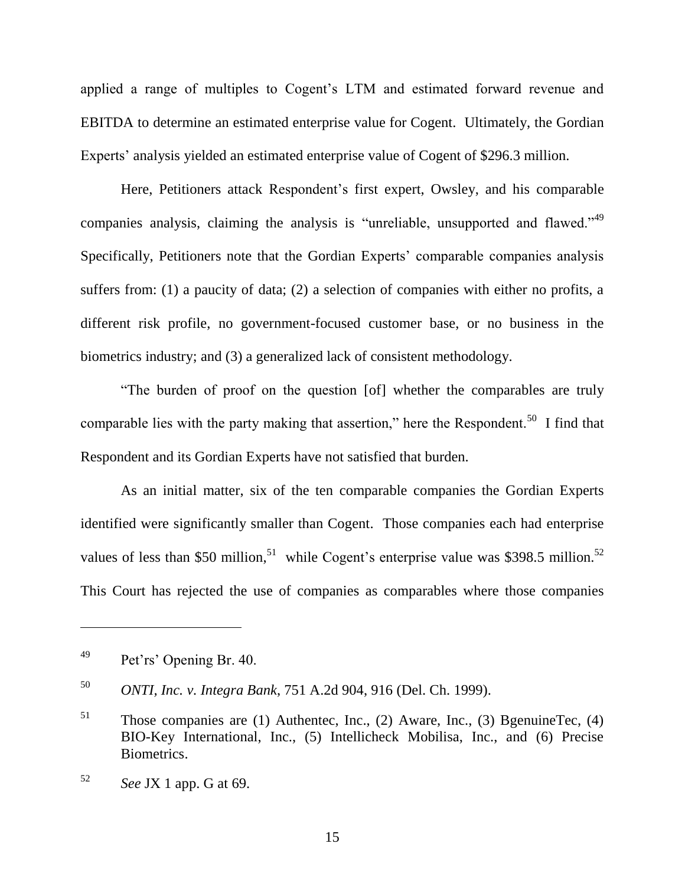applied a range of multiples to Cogent's LTM and estimated forward revenue and EBITDA to determine an estimated enterprise value for Cogent. Ultimately, the Gordian Experts' analysis yielded an estimated enterprise value of Cogent of $296.3 million.

Here, Petitioners attack Respondent's first expert, Owsley, and his comparable companies analysis, claiming the analysis is "unreliable, unsupported and flawed."[49] Specifically, Petitioners note that the Gordian Experts' comparable companies analysis suffers from: (1) a paucity of data; (2) a selection of companies with either no profits, a different risk profile, no government-focused customer base, or no business in the biometrics industry; and (3) a generalized lack of consistent methodology.

"The burden of proof on the question [of] whether the comparables are truly comparable lies with the party making that assertion," here the Respondent.[50] I find that Respondent and its Gordian Experts have not satisfied that burden.

As an initial matter, six of the ten comparable companies the Gordian Experts identified were significantly smaller than Cogent. Those companies each had enterprise values of less than $50 million,[51] while Cogent's enterprise value was $398.5 million.[52] This Court has rejected the use of companies as comparables where those companies

---

[49] Pet'rs' Opening Br. 40.

[50] *ONTI, Inc. v. Integra Bank*, 751 A.2d 904, 916 (Del. Ch. 1999).

[51] Those companies are (1) Authentec, Inc., (2) Aware, Inc., (3) BgenuineTec, (4) BIO-Key International, Inc., (5) Intellicheck Mobilisa, Inc., and (6) Precise Biometrics.

[52] *See* JX 1 app. G at 69.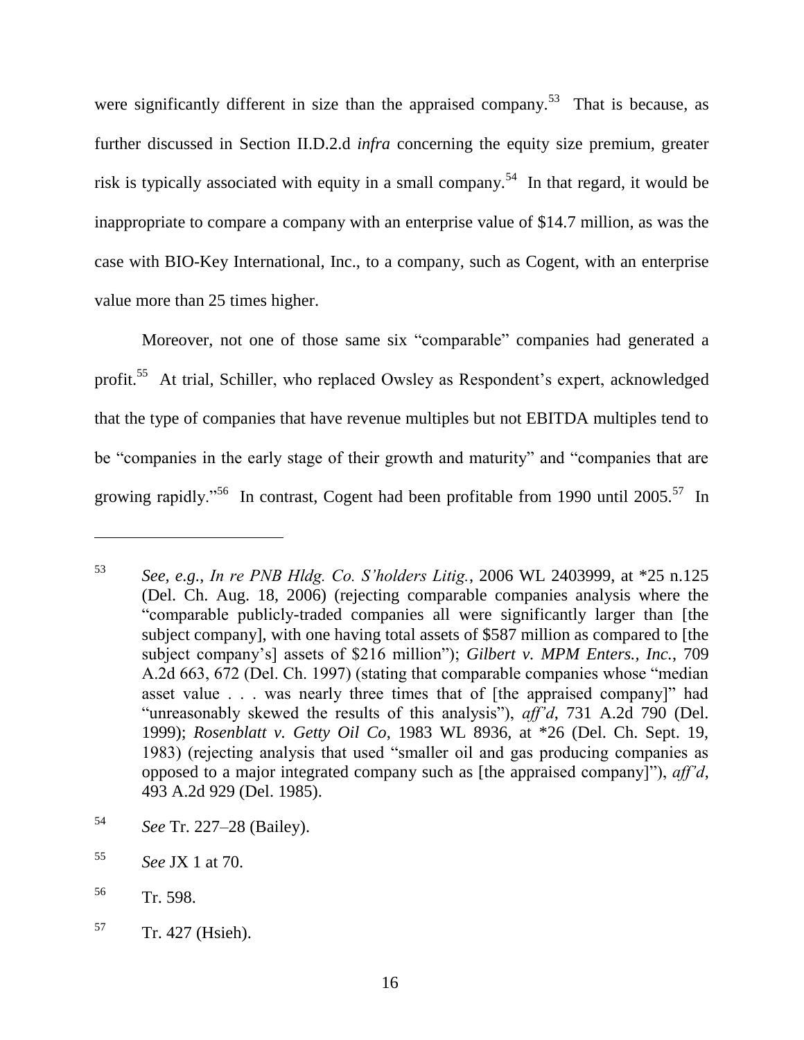were significantly different in size than the appraised company.[53] That is because, as further discussed in Section II.D.2.d *infra* concerning the equity size premium, greater risk is typically associated with equity in a small company.[54] In that regard, it would be inappropriate to compare a company with an enterprise value of $14.7 million, as was the case with BIO-Key International, Inc., to a company, such as Cogent, with an enterprise value more than 25 times higher.

Moreover, not one of those same six "comparable" companies had generated a profit.[55] At trial, Schiller, who replaced Owsley as Respondent's expert, acknowledged that the type of companies that have revenue multiples but not EBITDA multiples tend to be "companies in the early stage of their growth and maturity" and "companies that are growing rapidly."[56] In contrast, Cogent had been profitable from 1990 until 2005.[57] In

---

[53] *See, e.g.*, *In re PNB Hldg. Co. S'holders Litig.*, 2006 WL 2403999, at *25 n.125 (Del. Ch. Aug. 18, 2006) (rejecting comparable companies analysis where the "comparable publicly-traded companies all were significantly larger than [the subject company], with one having total assets of $587 million as compared to [the subject company's] assets of $216 million"); *Gilbert v. MPM Enters., Inc.*, 709 A.2d 663, 672 (Del. Ch. 1997) (stating that comparable companies whose "median asset value . . . was nearly three times that of [the appraised company]" had "unreasonably skewed the results of this analysis"), *aff'd*, 731 A.2d 790 (Del. 1999); *Rosenblatt v. Getty Oil Co*, 1983 WL 8936, at *26 (Del. Ch. Sept. 19, 1983) (rejecting analysis that used "smaller oil and gas producing companies as opposed to a major integrated company such as [the appraised company]"), *aff'd*, 493 A.2d 929 (Del. 1985).

[54] *See* Tr. 227–28 (Bailey).

[55] *See* JX 1 at 70.

[56] Tr. 598.

[57] Tr. 427 (Hsieh).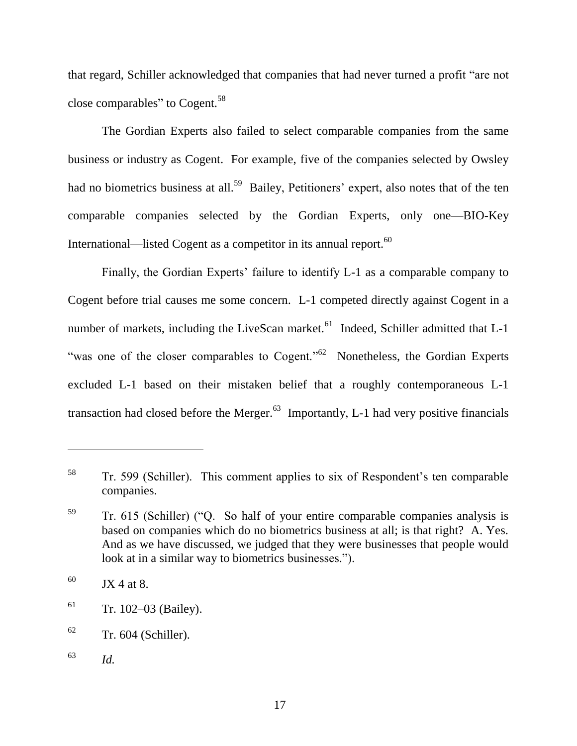that regard, Schiller acknowledged that companies that had never turned a profit "are not close comparables" to Cogent.[58]

The Gordian Experts also failed to select comparable companies from the same business or industry as Cogent. For example, five of the companies selected by Owsley had no biometrics business at all.[59] Bailey, Petitioners' expert, also notes that of the ten comparable companies selected by the Gordian Experts, only one—BIO-Key International—listed Cogent as a competitor in its annual report.[60]

Finally, the Gordian Experts' failure to identify L-1 as a comparable company to Cogent before trial causes me some concern. L-1 competed directly against Cogent in a number of markets, including the LiveScan market.[61] Indeed, Schiller admitted that L-1 "was one of the closer comparables to Cogent."[62] Nonetheless, the Gordian Experts excluded L-1 based on their mistaken belief that a roughly contemporaneous L-1 transaction had closed before the Merger.[63] Importantly, L-1 had very positive financials

---

[58] Tr. 599 (Schiller). This comment applies to six of Respondent's ten comparable companies.

[59] Tr. 615 (Schiller) ("Q. So half of your entire comparable companies analysis is based on companies which do no biometrics business at all; is that right? A. Yes. And as we have discussed, we judged that they were businesses that people would look at in a similar way to biometrics businesses.").

[60] JX 4 at 8.

[61] Tr. 102–03 (Bailey).

[62] Tr. 604 (Schiller).

[63] *Id.*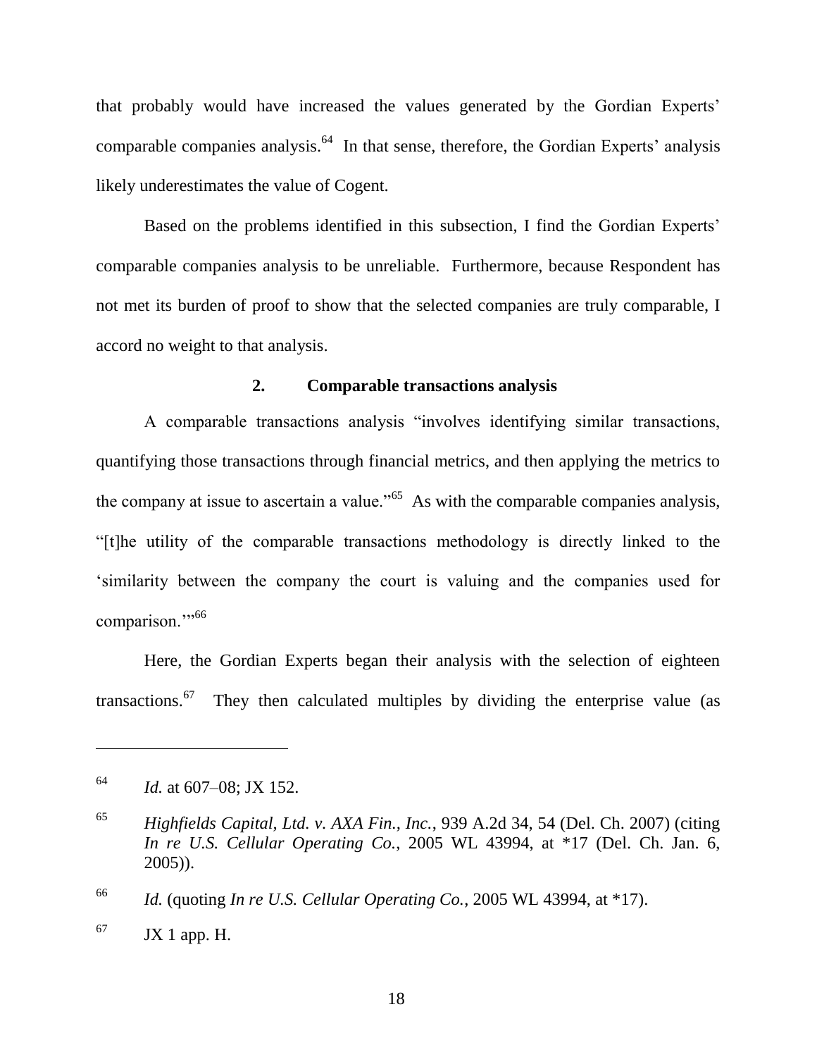that probably would have increased the values generated by the Gordian Experts' comparable companies analysis.[64] In that sense, therefore, the Gordian Experts' analysis likely underestimates the value of Cogent.

Based on the problems identified in this subsection, I find the Gordian Experts' comparable companies analysis to be unreliable. Furthermore, because Respondent has not met its burden of proof to show that the selected companies are truly comparable, I accord no weight to that analysis.

### 2. Comparable transactions analysis

A comparable transactions analysis "involves identifying similar transactions, quantifying those transactions through financial metrics, and then applying the metrics to the company at issue to ascertain a value."[65] As with the comparable companies analysis, "[t]he utility of the comparable transactions methodology is directly linked to the 'similarity between the company the court is valuing and the companies used for comparison.'"[66]

Here, the Gordian Experts began their analysis with the selection of eighteen transactions.[67] They then calculated multiples by dividing the enterprise value (as

---

[64] *Id.* at 607–08; JX 152.

[65] *Highfields Capital, Ltd. v. AXA Fin., Inc.*, 939 A.2d 34, 54 (Del. Ch. 2007) (citing *In re U.S. Cellular Operating Co.*, 2005 WL 43994, at *17 (Del. Ch. Jan. 6, 2005)).

[66] *Id.* (quoting *In re U.S. Cellular Operating Co.*, 2005 WL 43994, at *17).

[67] JX 1 app. H.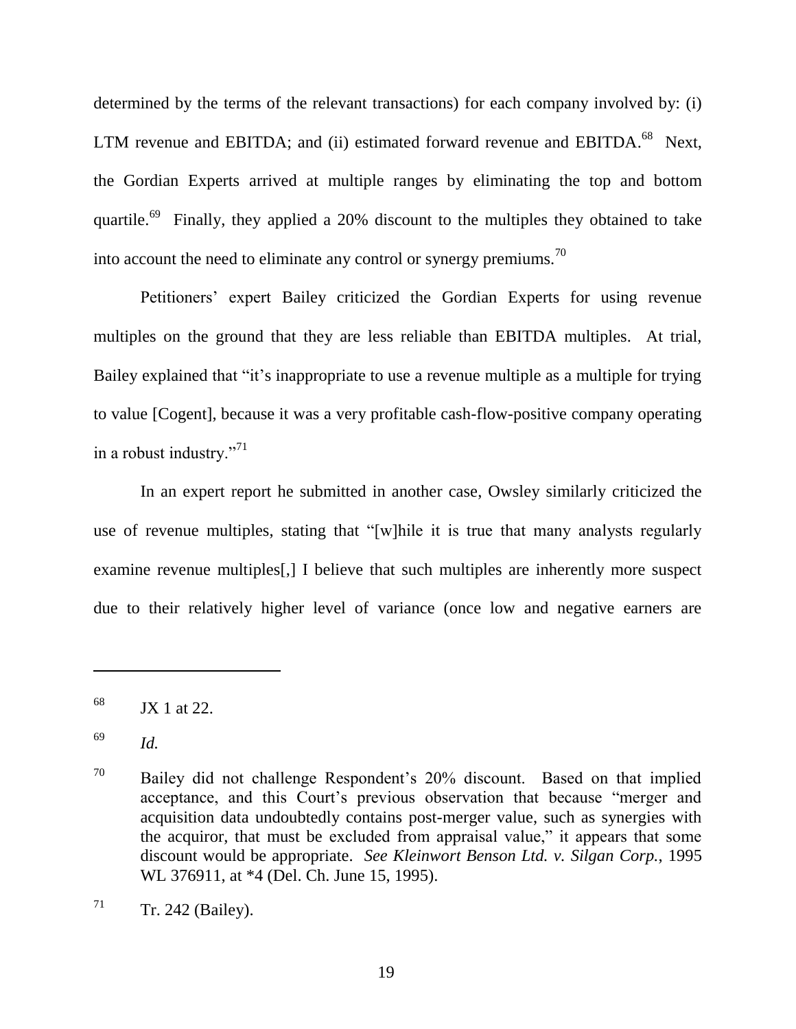determined by the terms of the relevant transactions) for each company involved by: (i) LTM revenue and EBITDA; and (ii) estimated forward revenue and EBITDA.[68] Next, the Gordian Experts arrived at multiple ranges by eliminating the top and bottom quartile.[69] Finally, they applied a 20% discount to the multiples they obtained to take into account the need to eliminate any control or synergy premiums.[70]

Petitioners' expert Bailey criticized the Gordian Experts for using revenue multiples on the ground that they are less reliable than EBITDA multiples. At trial, Bailey explained that "it's inappropriate to use a revenue multiple as a multiple for trying to value [Cogent], because it was a very profitable cash-flow-positive company operating in a robust industry."[71]

In an expert report he submitted in another case, Owsley similarly criticized the use of revenue multiples, stating that "[w]hile it is true that many analysts regularly examine revenue multiples[,] I believe that such multiples are inherently more suspect due to their relatively higher level of variance (once low and negative earners are

---

[68] JX 1 at 22.

[69] *Id.*

[70] Bailey did not challenge Respondent's 20% discount. Based on that implied acceptance, and this Court's previous observation that because "merger and acquisition data undoubtedly contains post-merger value, such as synergies with the acquiror, that must be excluded from appraisal value," it appears that some discount would be appropriate. *See Kleinwort Benson Ltd. v. Silgan Corp.*, 1995 WL 376911, at *4 (Del. Ch. June 15, 1995).

[71] Tr. 242 (Bailey).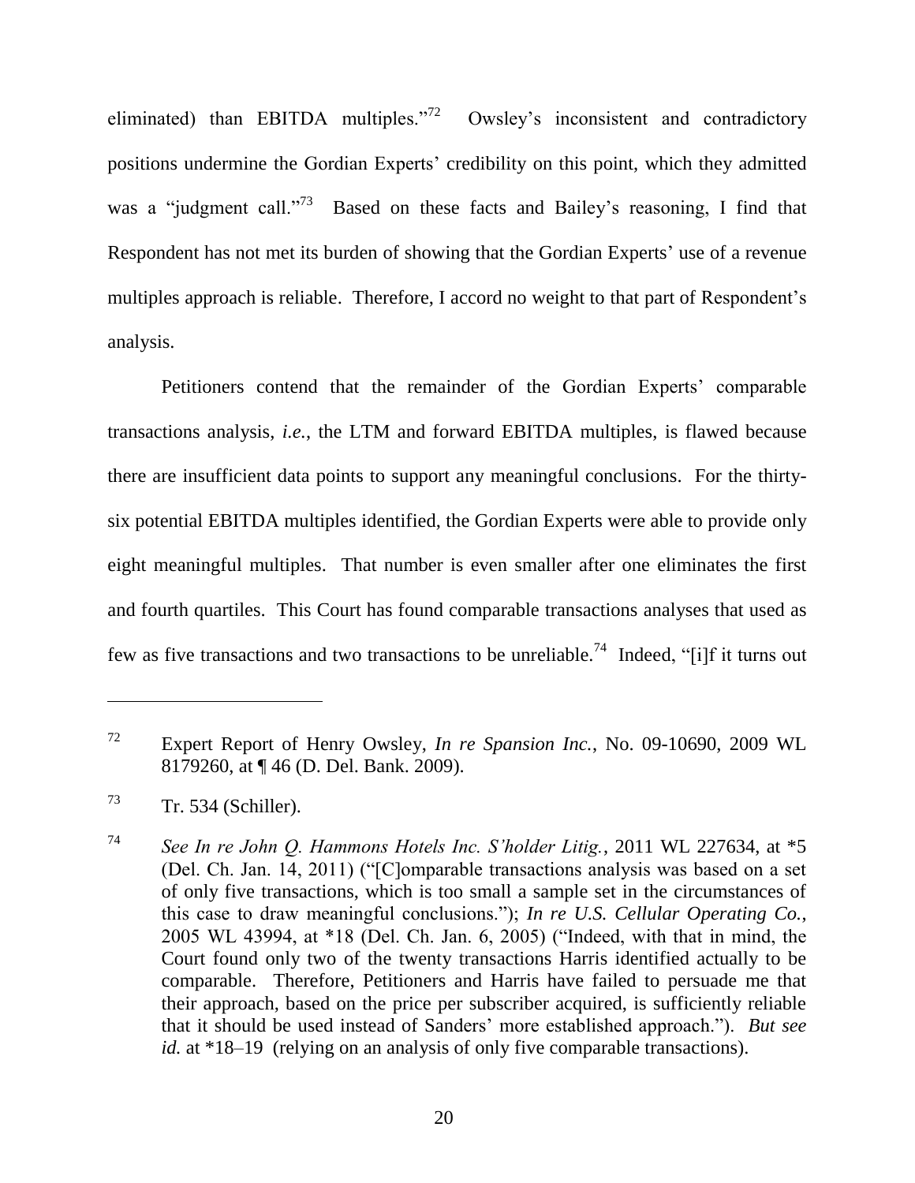eliminated) than EBITDA multiples."[72] Owsley's inconsistent and contradictory positions undermine the Gordian Experts' credibility on this point, which they admitted was a "judgment call."[73] Based on these facts and Bailey's reasoning, I find that Respondent has not met its burden of showing that the Gordian Experts' use of a revenue multiples approach is reliable. Therefore, I accord no weight to that part of Respondent's analysis.

Petitioners contend that the remainder of the Gordian Experts' comparable transactions analysis, *i.e.*, the LTM and forward EBITDA multiples, is flawed because there are insufficient data points to support any meaningful conclusions. For the thirty-six potential EBITDA multiples identified, the Gordian Experts were able to provide only eight meaningful multiples. That number is even smaller after one eliminates the first and fourth quartiles. This Court has found comparable transactions analyses that used as few as five transactions and two transactions to be unreliable.[74] Indeed, "[i]f it turns out

---

[72] Expert Report of Henry Owsley, *In re Spansion Inc.*, No. 09-10690, 2009 WL 8179260, at ¶ 46 (D. Del. Bank. 2009).

[73] Tr. 534 (Schiller).

[74] *See In re John Q. Hammons Hotels Inc. S'holder Litig.*, 2011 WL 227634, at *5 (Del. Ch. Jan. 14, 2011) ("[C]omparable transactions analysis was based on a set of only five transactions, which is too small a sample set in the circumstances of this case to draw meaningful conclusions."); *In re U.S. Cellular Operating Co.*, 2005 WL 43994, at *18 (Del. Ch. Jan. 6, 2005) ("Indeed, with that in mind, the Court found only two of the twenty transactions Harris identified actually to be comparable. Therefore, Petitioners and Harris have failed to persuade me that their approach, based on the price per subscriber acquired, is sufficiently reliable that it should be used instead of Sanders' more established approach."). *But see id.* at *18–19 (relying on an analysis of only five comparable transactions).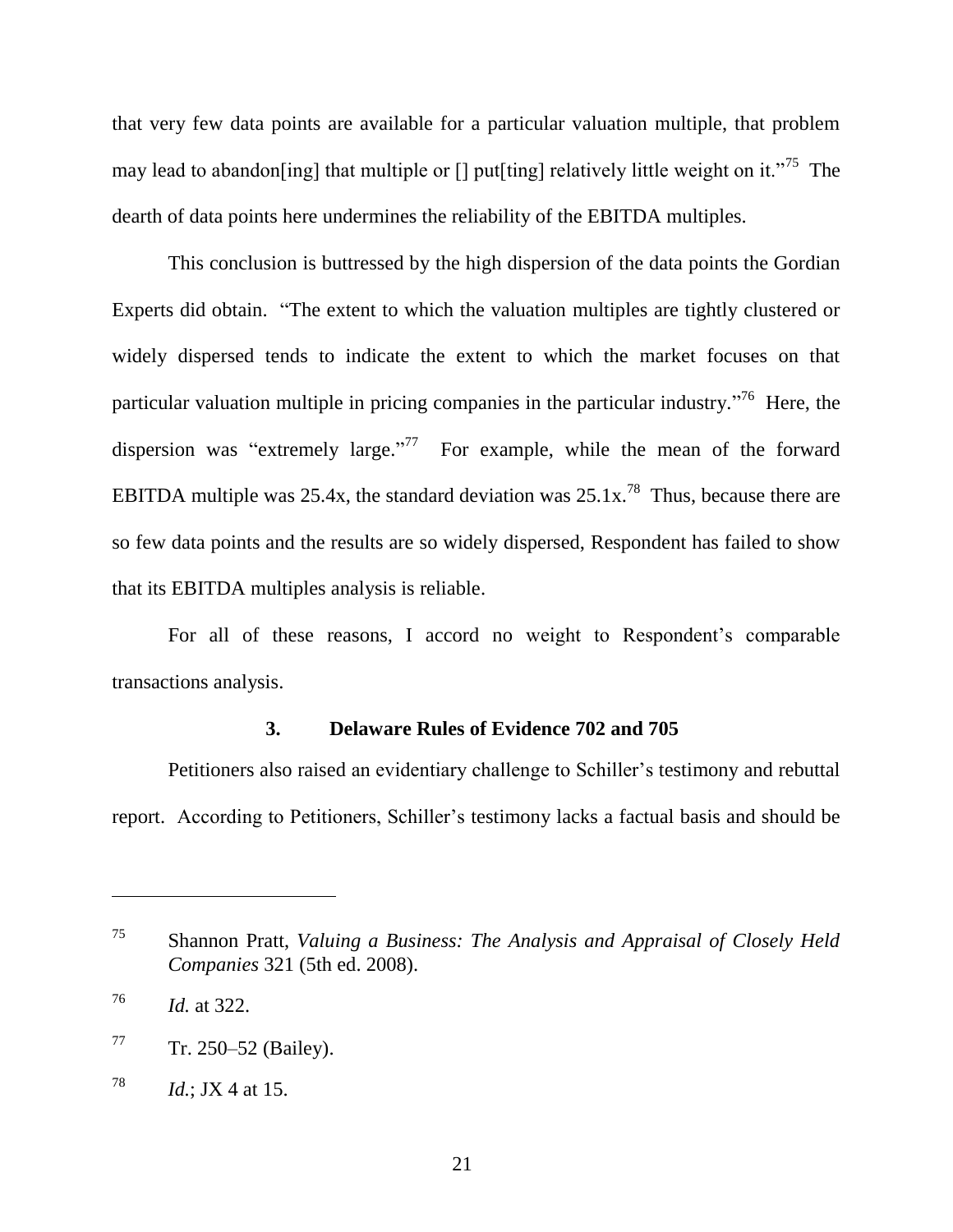that very few data points are available for a particular valuation multiple, that problem may lead to abandon[ing] that multiple or [] put[ting] relatively little weight on it."[75] The dearth of data points here undermines the reliability of the EBITDA multiples.

This conclusion is buttressed by the high dispersion of the data points the Gordian Experts did obtain. "The extent to which the valuation multiples are tightly clustered or widely dispersed tends to indicate the extent to which the market focuses on that particular valuation multiple in pricing companies in the particular industry."[76] Here, the dispersion was "extremely large."[77] For example, while the mean of the forward EBITDA multiple was 25.4x, the standard deviation was 25.1x.[78] Thus, because there are so few data points and the results are so widely dispersed, Respondent has failed to show that its EBITDA multiples analysis is reliable.

For all of these reasons, I accord no weight to Respondent's comparable transactions analysis.

### 3. Delaware Rules of Evidence 702 and 705

Petitioners also raised an evidentiary challenge to Schiller's testimony and rebuttal report. According to Petitioners, Schiller's testimony lacks a factual basis and should be

---

[75] Shannon Pratt, *Valuing a Business: The Analysis and Appraisal of Closely Held Companies* 321 (5th ed. 2008).

[76] *Id.* at 322.

[77] Tr. 250–52 (Bailey).

[78] *Id.*; JX 4 at 15.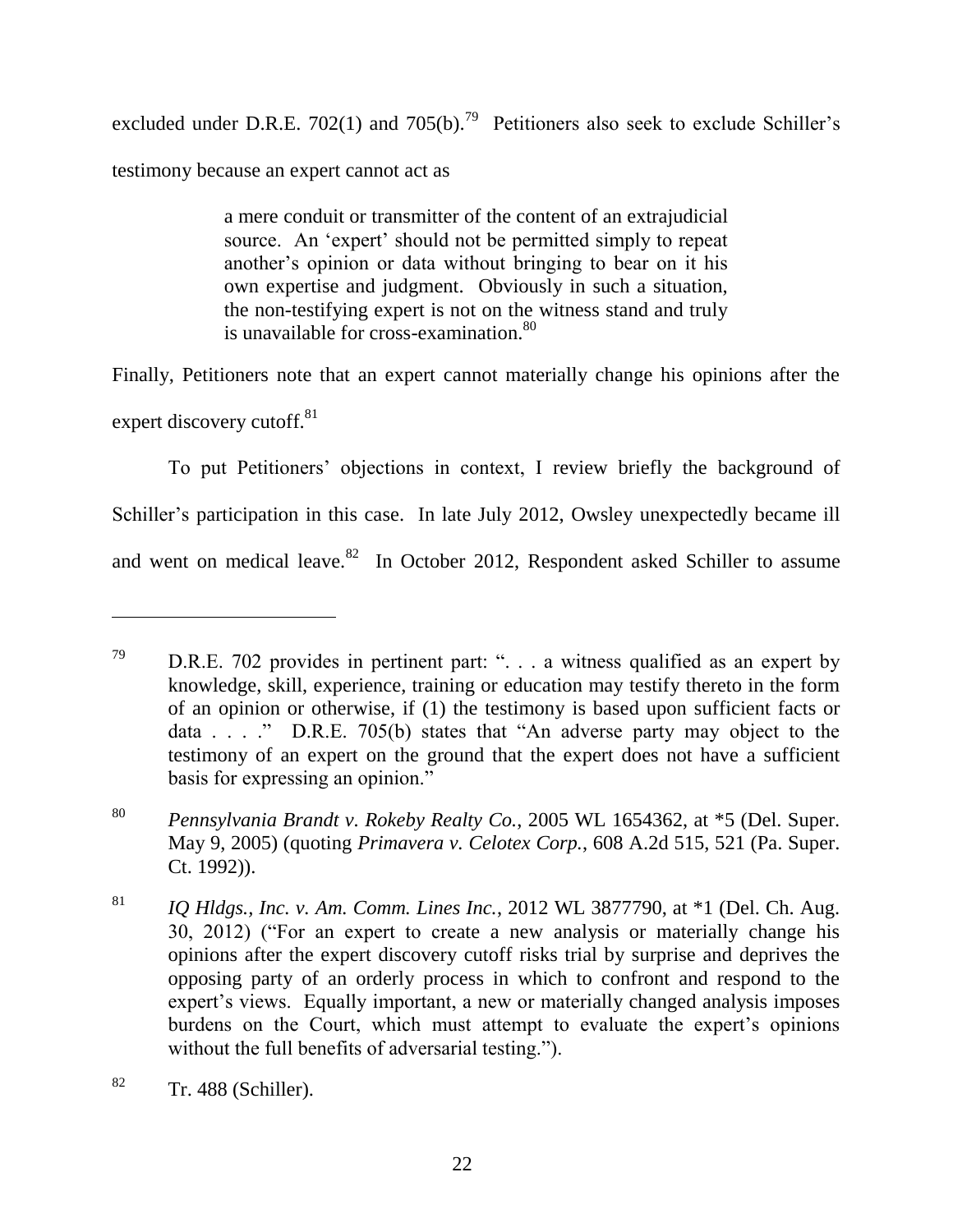excluded under D.R.E. 702(1) and 705(b).[79] Petitioners also seek to exclude Schiller's testimony because an expert cannot act as

> a mere conduit or transmitter of the content of an extrajudicial source. An 'expert' should not be permitted simply to repeat another's opinion or data without bringing to bear on it his own expertise and judgment. Obviously in such a situation, the non-testifying expert is not on the witness stand and truly is unavailable for cross-examination.[80]

Finally, Petitioners note that an expert cannot materially change his opinions after the expert discovery cutoff.[81]

To put Petitioners' objections in context, I review briefly the background of Schiller's participation in this case. In late July 2012, Owsley unexpectedly became ill and went on medical leave.[82] In October 2012, Respondent asked Schiller to assume

---

[79] D.R.E. 702 provides in pertinent part: ". . . a witness qualified as an expert by knowledge, skill, experience, training or education may testify thereto in the form of an opinion or otherwise, if (1) the testimony is based upon sufficient facts or data . . . ." D.R.E. 705(b) states that "An adverse party may object to the testimony of an expert on the ground that the expert does not have a sufficient basis for expressing an opinion."

[80] *Pennsylvania Brandt v. Rokeby Realty Co.*, 2005 WL 1654362, at *5 (Del. Super. May 9, 2005) (quoting *Primavera v. Celotex Corp.*, 608 A.2d 515, 521 (Pa. Super. Ct. 1992)).

[81] *IQ Hldgs., Inc. v. Am. Comm. Lines Inc.*, 2012 WL 3877790, at *1 (Del. Ch. Aug. 30, 2012) ("For an expert to create a new analysis or materially change his opinions after the expert discovery cutoff risks trial by surprise and deprives the opposing party of an orderly process in which to confront and respond to the expert's views. Equally important, a new or materially changed analysis imposes burdens on the Court, which must attempt to evaluate the expert's opinions without the full benefits of adversarial testing.").

[82] Tr. 488 (Schiller).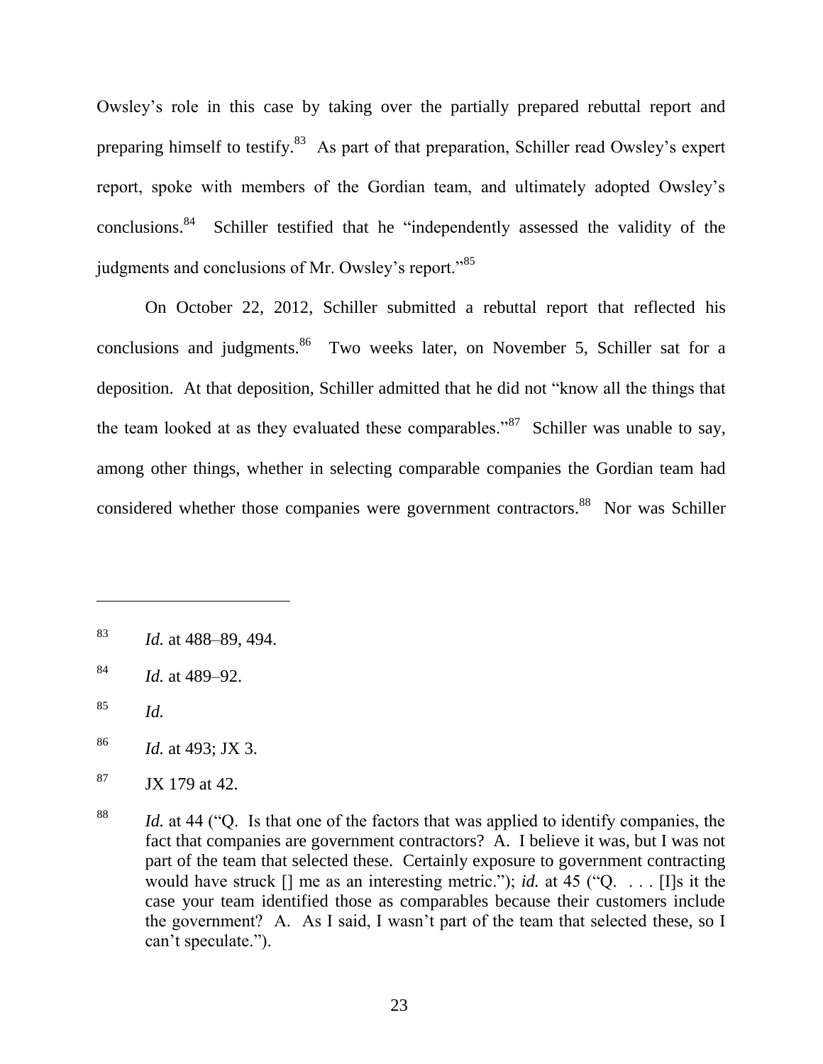Owsley's role in this case by taking over the partially prepared rebuttal report and preparing himself to testify.[83] As part of that preparation, Schiller read Owsley's expert report, spoke with members of the Gordian team, and ultimately adopted Owsley's conclusions.[84] Schiller testified that he "independently assessed the validity of the judgments and conclusions of Mr. Owsley's report."[85]

On October 22, 2012, Schiller submitted a rebuttal report that reflected his conclusions and judgments.[86] Two weeks later, on November 5, Schiller sat for a deposition. At that deposition, Schiller admitted that he did not "know all the things that the team looked at as they evaluated these comparables."[87] Schiller was unable to say, among other things, whether in selecting comparable companies the Gordian team had considered whether those companies were government contractors.[88] Nor was Schiller

---

[83] *Id.* at 488–89, 494.

[84] *Id.* at 489–92.

[85] *Id.*

[86] *Id.* at 493; JX 3.

[87] JX 179 at 42.

[88] *Id.* at 44 ("Q. Is that one of the factors that was applied to identify companies, the fact that companies are government contractors? A. I believe it was, but I was not part of the team that selected these. Certainly exposure to government contracting would have struck [] me as an interesting metric."); *id.* at 45 ("Q. . . . [I]s it the case your team identified those as comparables because their customers include the government? A. As I said, I wasn't part of the team that selected these, so I can't speculate.").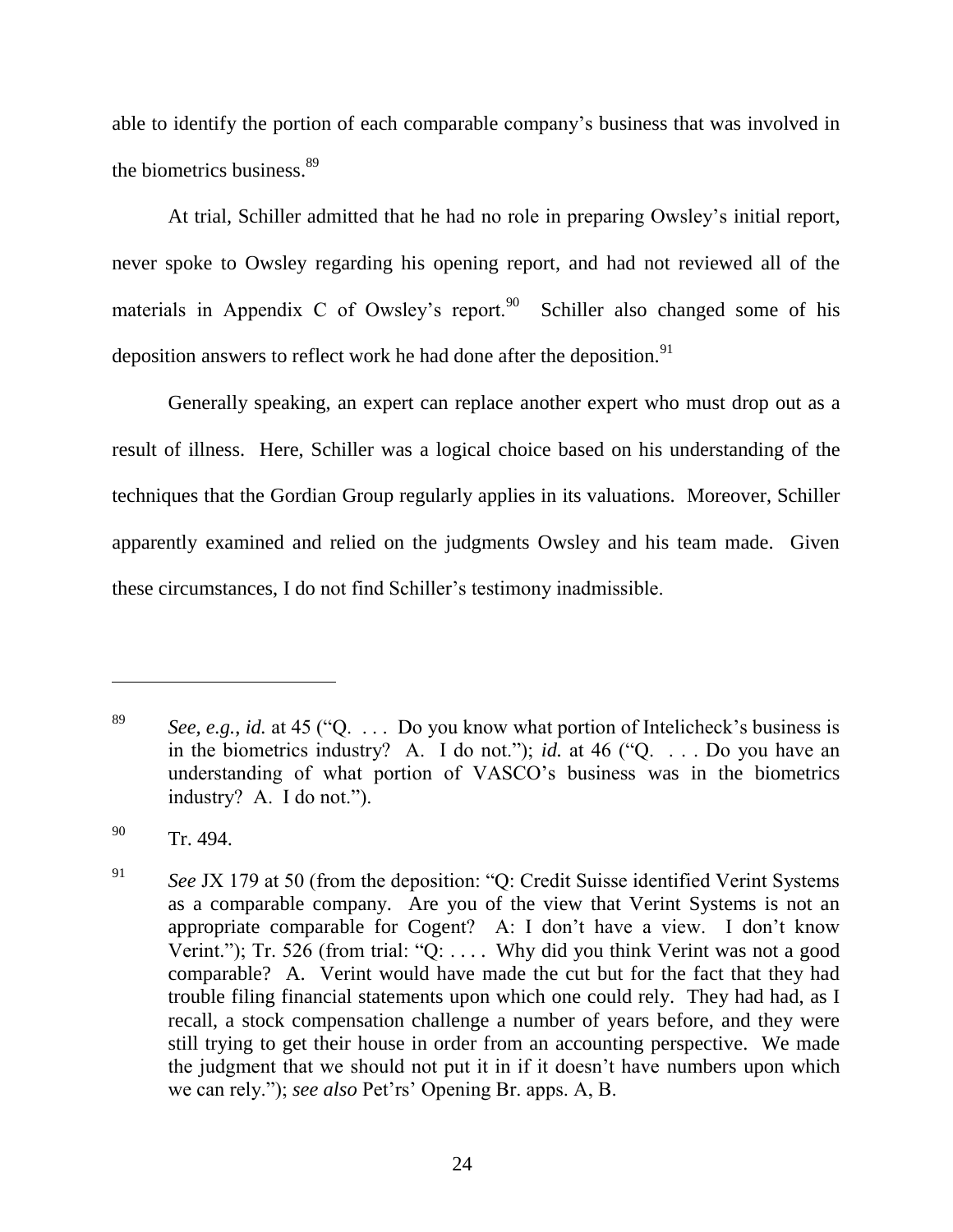able to identify the portion of each comparable company's business that was involved in the biometrics business.[89]

At trial, Schiller admitted that he had no role in preparing Owsley's initial report, never spoke to Owsley regarding his opening report, and had not reviewed all of the materials in Appendix C of Owsley's report.[90] Schiller also changed some of his deposition answers to reflect work he had done after the deposition.[91]

Generally speaking, an expert can replace another expert who must drop out as a result of illness. Here, Schiller was a logical choice based on his understanding of the techniques that the Gordian Group regularly applies in its valuations. Moreover, Schiller apparently examined and relied on the judgments Owsley and his team made. Given these circumstances, I do not find Schiller's testimony inadmissible.

---

[89] *See, e.g.*, *id.* at 45 ("Q. . . . Do you know what portion of Intelicheck's business is in the biometrics industry? A. I do not."); *id.* at 46 ("Q. . . . Do you have an understanding of what portion of VASCO's business was in the biometrics industry? A. I do not.").

[90] Tr. 494.

[91] *See* JX 179 at 50 (from the deposition: "Q: Credit Suisse identified Verint Systems as a comparable company. Are you of the view that Verint Systems is not an appropriate comparable for Cogent? A: I don't have a view. I don't know Verint."); Tr. 526 (from trial: "Q: . . . . Why did you think Verint was not a good comparable? A. Verint would have made the cut but for the fact that they had trouble filing financial statements upon which one could rely. They had had, as I recall, a stock compensation challenge a number of years before, and they were still trying to get their house in order from an accounting perspective. We made the judgment that we should not put it in if it doesn't have numbers upon which we can rely."); *see also* Pet'rs' Opening Br. apps. A, B.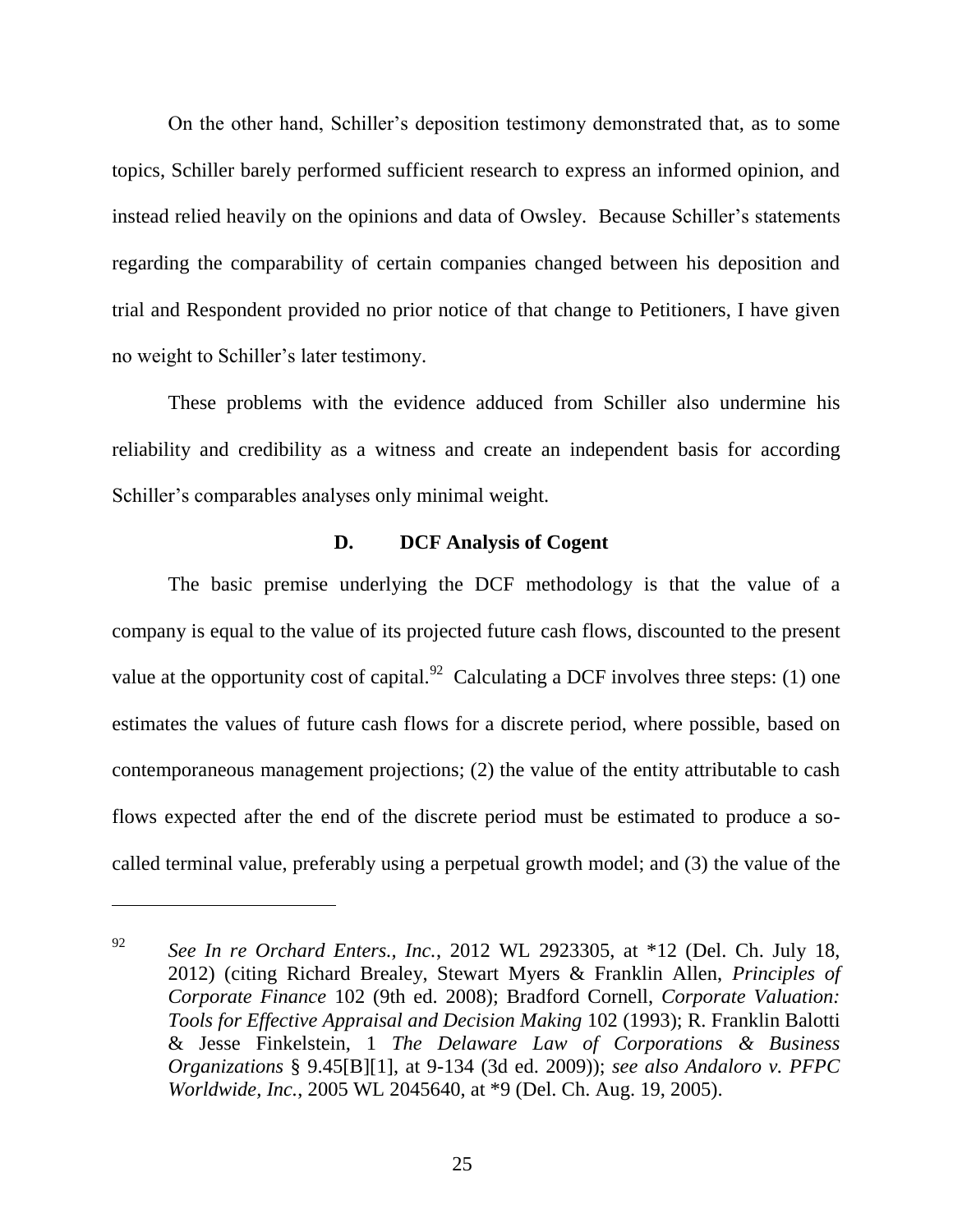On the other hand, Schiller's deposition testimony demonstrated that, as to some topics, Schiller barely performed sufficient research to express an informed opinion, and instead relied heavily on the opinions and data of Owsley. Because Schiller's statements regarding the comparability of certain companies changed between his deposition and trial and Respondent provided no prior notice of that change to Petitioners, I have given no weight to Schiller's later testimony.

These problems with the evidence adduced from Schiller also undermine his reliability and credibility as a witness and create an independent basis for according Schiller's comparables analyses only minimal weight.

### D. DCF Analysis of Cogent

The basic premise underlying the DCF methodology is that the value of a company is equal to the value of its projected future cash flows, discounted to the present value at the opportunity cost of capital.[92] Calculating a DCF involves three steps: (1) one estimates the values of future cash flows for a discrete period, where possible, based on contemporaneous management projections; (2) the value of the entity attributable to cash flows expected after the end of the discrete period must be estimated to produce a so-called terminal value, preferably using a perpetual growth model; and (3) the value of the

---

[92] *See In re Orchard Enters., Inc.*, 2012 WL 2923305, at *12 (Del. Ch. July 18, 2012) (citing Richard Brealey, Stewart Myers & Franklin Allen, *Principles of Corporate Finance* 102 (9th ed. 2008); Bradford Cornell, *Corporate Valuation: Tools for Effective Appraisal and Decision Making* 102 (1993); R. Franklin Balotti & Jesse Finkelstein, 1 *The Delaware Law of Corporations & Business Organizations* § 9.45[B][1], at 9-134 (3d ed. 2009)); *see also Andaloro v. PFPC Worldwide, Inc.*, 2005 WL 2045640, at *9 (Del. Ch. Aug. 19, 2005).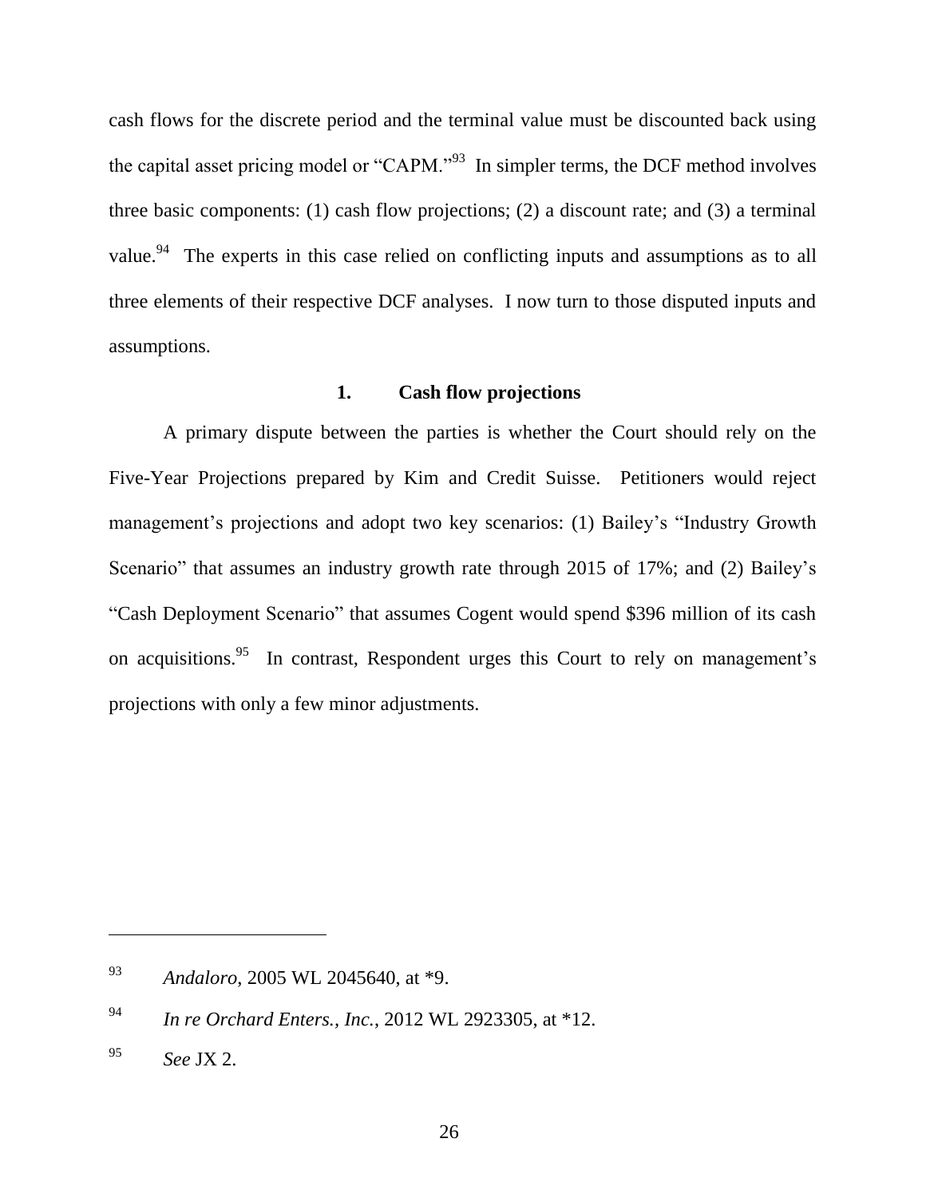cash flows for the discrete period and the terminal value must be discounted back using the capital asset pricing model or "CAPM."[93] In simpler terms, the DCF method involves three basic components: (1) cash flow projections; (2) a discount rate; and (3) a terminal value.[94] The experts in this case relied on conflicting inputs and assumptions as to all three elements of their respective DCF analyses. I now turn to those disputed inputs and assumptions.

### 1. Cash flow projections

A primary dispute between the parties is whether the Court should rely on the Five-Year Projections prepared by Kim and Credit Suisse. Petitioners would reject management's projections and adopt two key scenarios: (1) Bailey's "Industry Growth Scenario" that assumes an industry growth rate through 2015 of 17%; and (2) Bailey's "Cash Deployment Scenario" that assumes Cogent would spend $396 million of its cash on acquisitions.[95] In contrast, Respondent urges this Court to rely on management's projections with only a few minor adjustments.

---

[93] *Andaloro*, 2005 WL 2045640, at *9.

[94] *In re Orchard Enters., Inc.*, 2012 WL 2923305, at *12.

[95] *See* JX 2.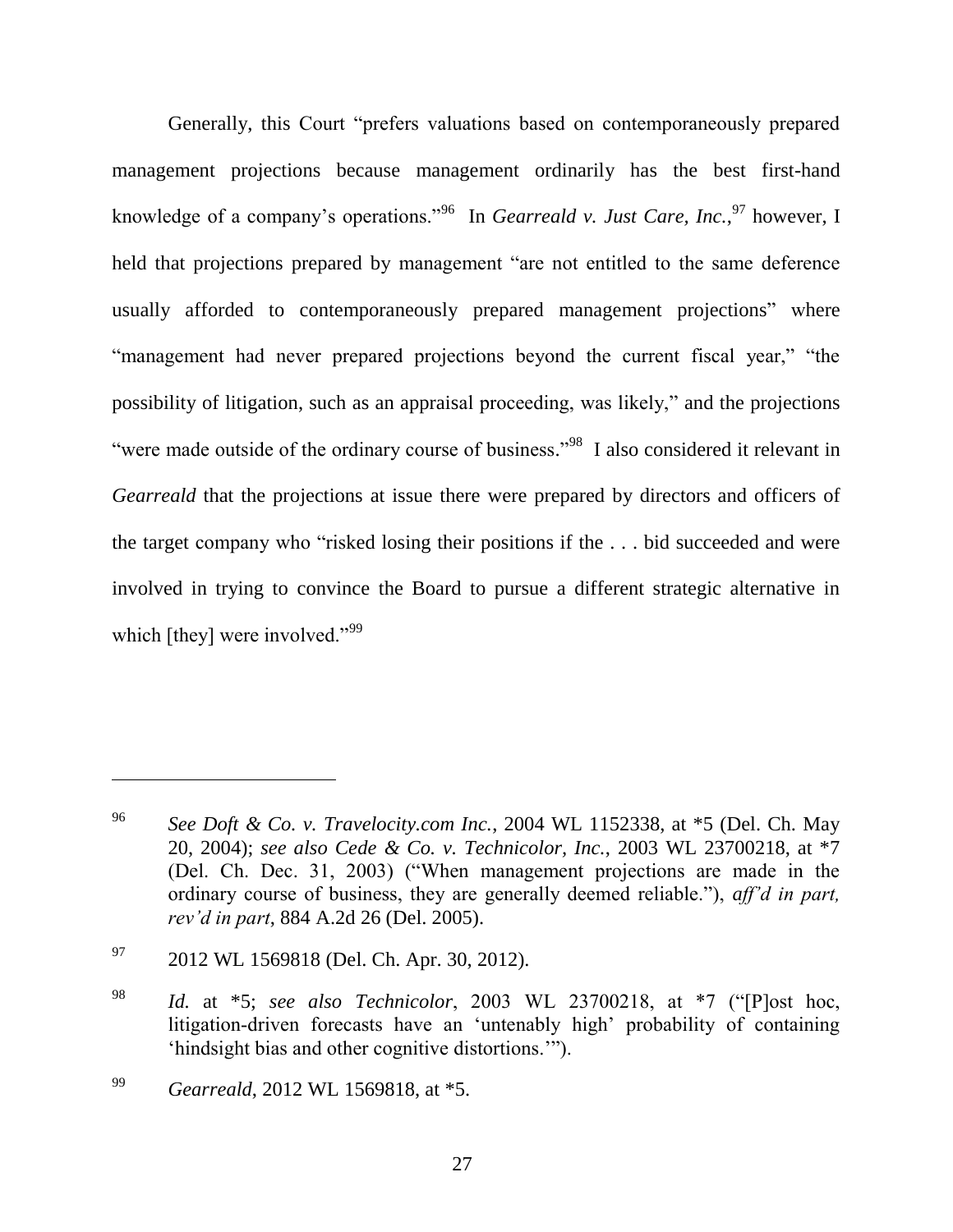Generally, this Court "prefers valuations based on contemporaneously prepared management projections because management ordinarily has the best first-hand knowledge of a company's operations."[96] In *Gearreald v. Just Care, Inc.*,[97] however, I held that projections prepared by management "are not entitled to the same deference usually afforded to contemporaneously prepared management projections" where "management had never prepared projections beyond the current fiscal year," "the possibility of litigation, such as an appraisal proceeding, was likely," and the projections "were made outside of the ordinary course of business."[98] I also considered it relevant in *Gearreald* that the projections at issue there were prepared by directors and officers of the target company who "risked losing their positions if the . . . bid succeeded and were involved in trying to convince the Board to pursue a different strategic alternative in which [they] were involved."[99]

---

[96] *See Doft & Co. v. Travelocity.com Inc.*, 2004 WL 1152338, at *5 (Del. Ch. May 20, 2004); *see also Cede & Co. v. Technicolor, Inc.*, 2003 WL 23700218, at *7 (Del. Ch. Dec. 31, 2003) ("When management projections are made in the ordinary course of business, they are generally deemed reliable."), *aff'd in part, rev'd in part*, 884 A.2d 26 (Del. 2005).

[97] 2012 WL 1569818 (Del. Ch. Apr. 30, 2012).

[98] *Id.* at *5; *see also Technicolor*, 2003 WL 23700218, at *7 ("[P]ost hoc, litigation-driven forecasts have an 'untenably high' probability of containing 'hindsight bias and other cognitive distortions.'").

[99] *Gearreald*, 2012 WL 1569818, at *5.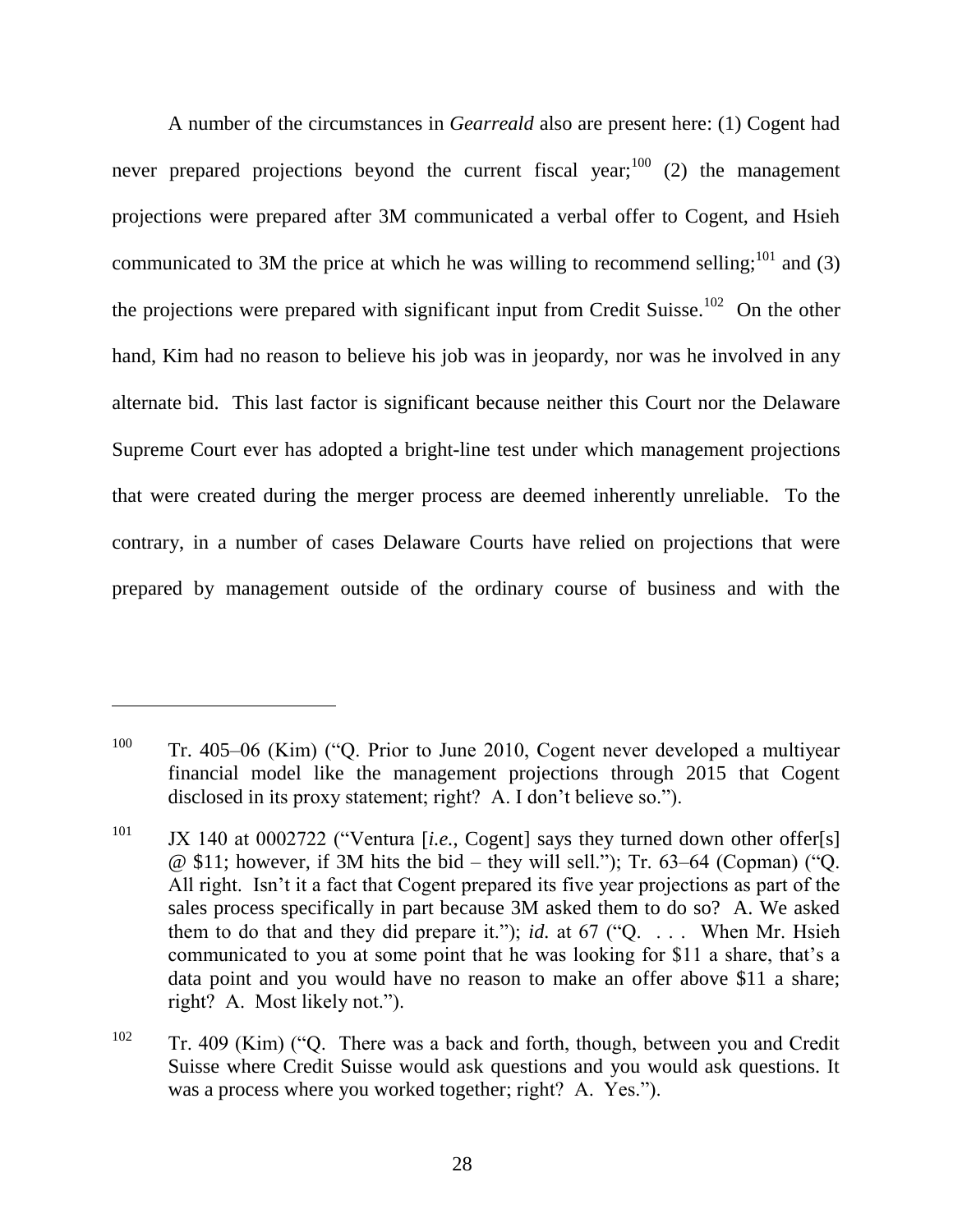A number of the circumstances in *Gearreald* also are present here: (1) Cogent had never prepared projections beyond the current fiscal year;[100] (2) the management projections were prepared after 3M communicated a verbal offer to Cogent, and Hsieh communicated to 3M the price at which he was willing to recommend selling;[101] and (3) the projections were prepared with significant input from Credit Suisse.[102] On the other hand, Kim had no reason to believe his job was in jeopardy, nor was he involved in any alternate bid. This last factor is significant because neither this Court nor the Delaware Supreme Court ever has adopted a bright-line test under which management projections that were created during the merger process are deemed inherently unreliable. To the contrary, in a number of cases Delaware Courts have relied on projections that were prepared by management outside of the ordinary course of business and with the

---

[100] Tr. 405–06 (Kim) ("Q. Prior to June 2010, Cogent never developed a multiyear financial model like the management projections through 2015 that Cogent disclosed in its proxy statement; right? A. I don't believe so.").

[101] JX 140 at 0002722 ("Ventura [*i.e.*, Cogent] says they turned down other offer[s] @ $11; however, if 3M hits the bid – they will sell."); Tr. 63–64 (Copman) ("Q. All right. Isn't it a fact that Cogent prepared its five year projections as part of the sales process specifically in part because 3M asked them to do so? A. We asked them to do that and they did prepare it."); *id.* at 67 ("Q. . . . When Mr. Hsieh communicated to you at some point that he was looking for $11 a share, that's a data point and you would have no reason to make an offer above $11 a share; right? A. Most likely not.").

[102] Tr. 409 (Kim) ("Q. There was a back and forth, though, between you and Credit Suisse where Credit Suisse would ask questions and you would ask questions. It was a process where you worked together; right? A. Yes.").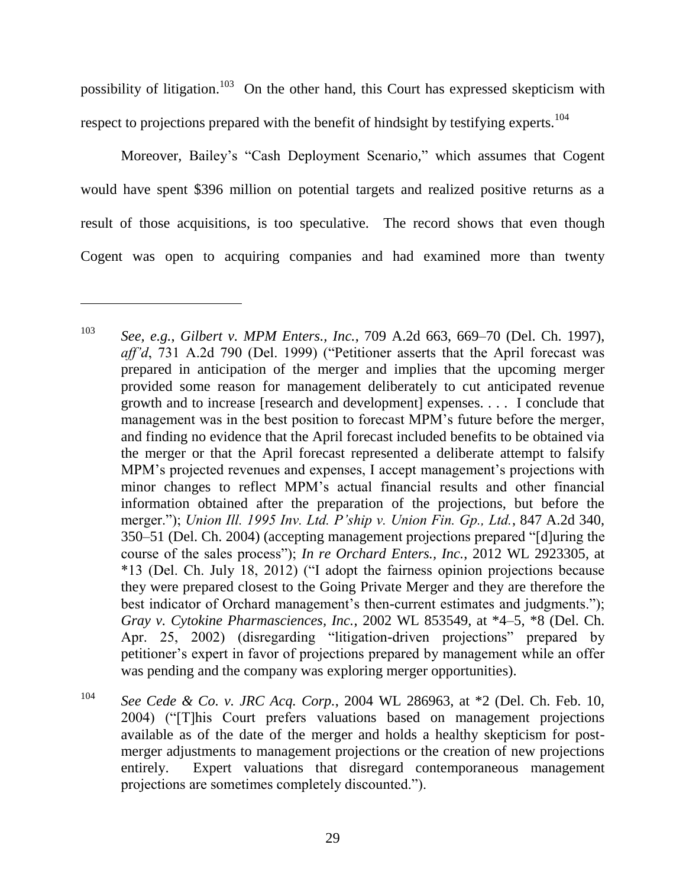possibility of litigation.[103] On the other hand, this Court has expressed skepticism with respect to projections prepared with the benefit of hindsight by testifying experts.[104]

Moreover, Bailey's "Cash Deployment Scenario," which assumes that Cogent would have spent $396 million on potential targets and realized positive returns as a result of those acquisitions, is too speculative. The record shows that even though Cogent was open to acquiring companies and had examined more than twenty

---

[103] *See, e.g.*, *Gilbert v. MPM Enters., Inc.*, 709 A.2d 663, 669–70 (Del. Ch. 1997), *aff'd*, 731 A.2d 790 (Del. 1999) ("Petitioner asserts that the April forecast was prepared in anticipation of the merger and implies that the upcoming merger provided some reason for management deliberately to cut anticipated revenue growth and to increase [research and development] expenses. . . . I conclude that management was in the best position to forecast MPM's future before the merger, and finding no evidence that the April forecast included benefits to be obtained via the merger or that the April forecast represented a deliberate attempt to falsify MPM's projected revenues and expenses, I accept management's projections with minor changes to reflect MPM's actual financial results and other financial information obtained after the preparation of the projections, but before the merger."); *Union Ill. 1995 Inv. Ltd. P'ship v. Union Fin. Gp., Ltd.*, 847 A.2d 340, 350–51 (Del. Ch. 2004) (accepting management projections prepared "[d]uring the course of the sales process"); *In re Orchard Enters., Inc.*, 2012 WL 2923305, at *13 (Del. Ch. July 18, 2012) ("I adopt the fairness opinion projections because they were prepared closest to the Going Private Merger and they are therefore the best indicator of Orchard management's then-current estimates and judgments."); *Gray v. Cytokine Pharmasciences, Inc.*, 2002 WL 853549, at *4–5, *8 (Del. Ch. Apr. 25, 2002) (disregarding "litigation-driven projections" prepared by petitioner's expert in favor of projections prepared by management while an offer was pending and the company was exploring merger opportunities).

[104] *See Cede & Co. v. JRC Acq. Corp.*, 2004 WL 286963, at *2 (Del. Ch. Feb. 10, 2004) ("[T]his Court prefers valuations based on management projections available as of the date of the merger and holds a healthy skepticism for post-merger adjustments to management projections or the creation of new projections entirely. Expert valuations that disregard contemporaneous management projections are sometimes completely discounted.").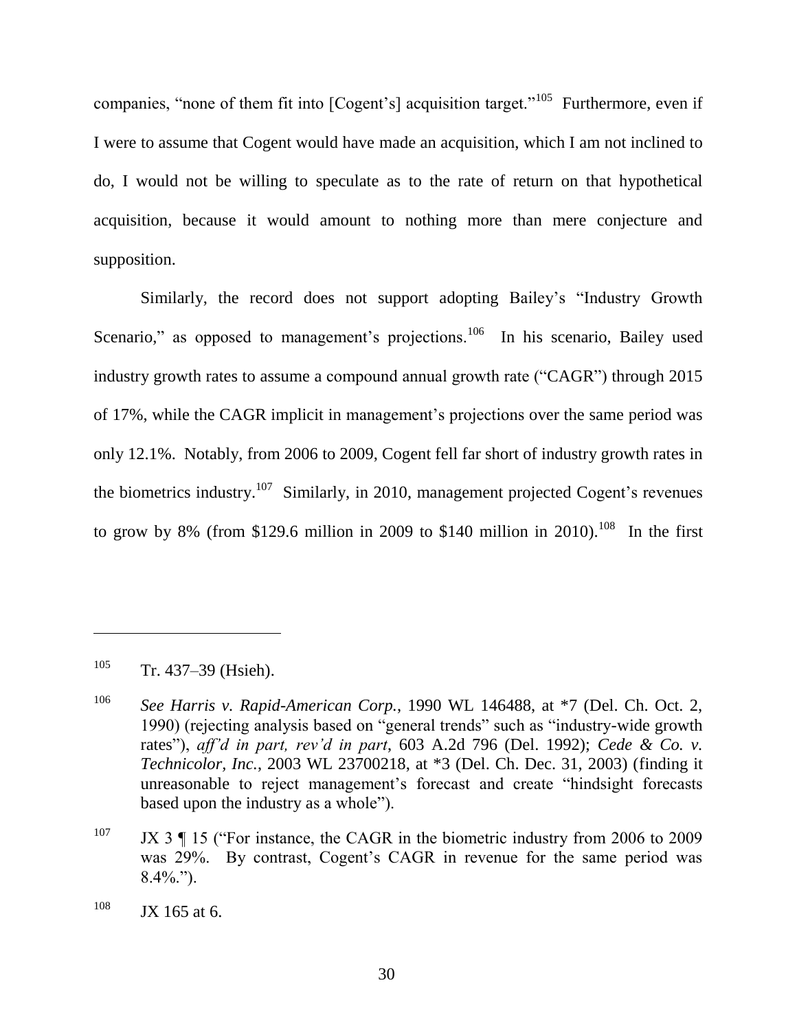companies, "none of them fit into [Cogent's] acquisition target."[105] Furthermore, even if I were to assume that Cogent would have made an acquisition, which I am not inclined to do, I would not be willing to speculate as to the rate of return on that hypothetical acquisition, because it would amount to nothing more than mere conjecture and supposition.

Similarly, the record does not support adopting Bailey's "Industry Growth Scenario," as opposed to management's projections.[106] In his scenario, Bailey used industry growth rates to assume a compound annual growth rate ("CAGR") through 2015 of 17%, while the CAGR implicit in management's projections over the same period was only 12.1%. Notably, from 2006 to 2009, Cogent fell far short of industry growth rates in the biometrics industry.[107] Similarly, in 2010, management projected Cogent's revenues to grow by 8% (from $129.6 million in 2009 to $140 million in 2010).[108] In the first

---

[105] Tr. 437–39 (Hsieh).

[106] *See Harris v. Rapid-American Corp.*, 1990 WL 146488, at *7 (Del. Ch. Oct. 2, 1990) (rejecting analysis based on "general trends" such as "industry-wide growth rates"), *aff'd in part, rev'd in part*, 603 A.2d 796 (Del. 1992); *Cede & Co. v. Technicolor, Inc.*, 2003 WL 23700218, at *3 (Del. Ch. Dec. 31, 2003) (finding it unreasonable to reject management's forecast and create "hindsight forecasts based upon the industry as a whole").

[107] JX 3 ¶ 15 ("For instance, the CAGR in the biometric industry from 2006 to 2009 was 29%. By contrast, Cogent's CAGR in revenue for the same period was 8.4%.").

[108] JX 165 at 6.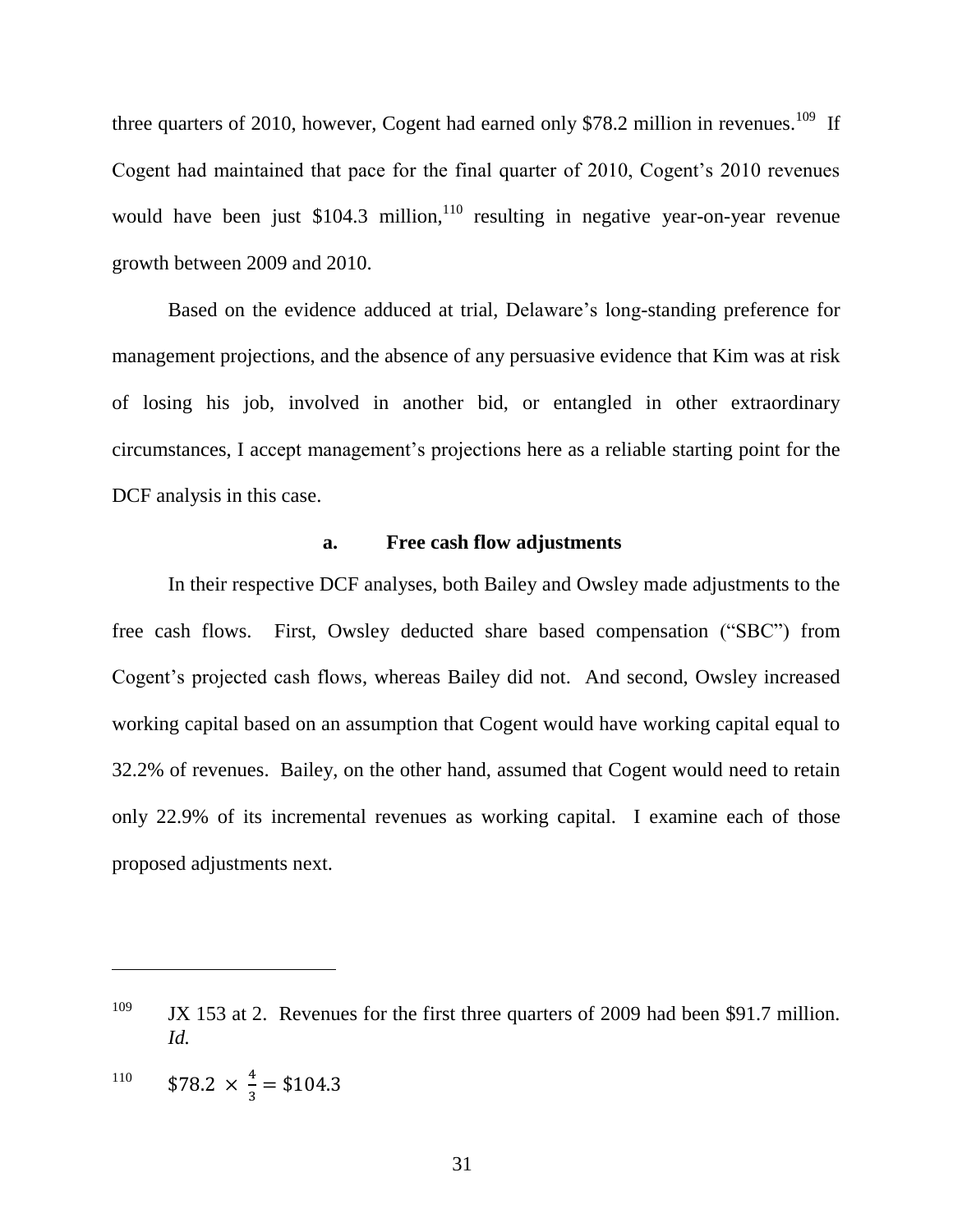three quarters of 2010, however, Cogent had earned only $78.2 million in revenues.[109] If Cogent had maintained that pace for the final quarter of 2010, Cogent's 2010 revenues would have been just $104.3 million,[110] resulting in negative year-on-year revenue growth between 2009 and 2010.

Based on the evidence adduced at trial, Delaware's long-standing preference for management projections, and the absence of any persuasive evidence that Kim was at risk of losing his job, involved in another bid, or entangled in other extraordinary circumstances, I accept management's projections here as a reliable starting point for the DCF analysis in this case.

### a. Free cash flow adjustments

In their respective DCF analyses, both Bailey and Owsley made adjustments to the free cash flows. First, Owsley deducted share based compensation ("SBC") from Cogent's projected cash flows, whereas Bailey did not. And second, Owsley increased working capital based on an assumption that Cogent would have working capital equal to 32.2% of revenues. Bailey, on the other hand, assumed that Cogent would need to retain only 22.9% of its incremental revenues as working capital. I examine each of those proposed adjustments next.

---

[109] JX 153 at 2. Revenues for the first three quarters of 2009 had been $91.7 million. *Id.*

[110] $\$78.2 \times \frac{4}{3} = \$104.3$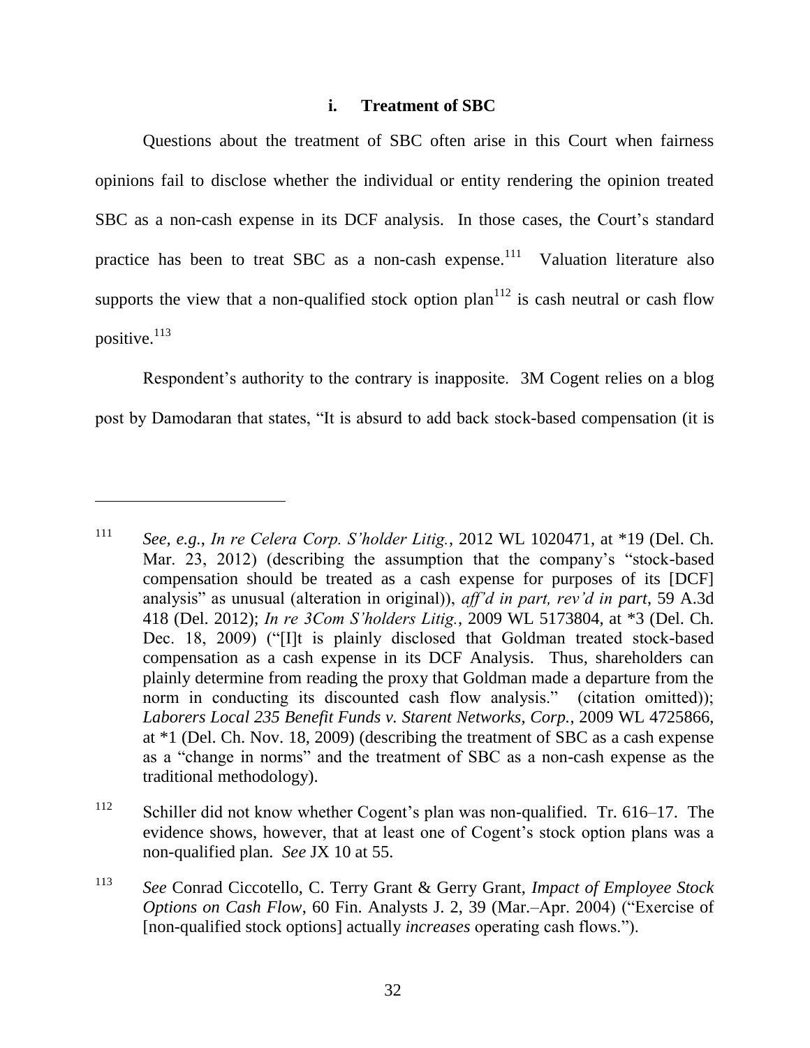#### i. Treatment of SBC

Questions about the treatment of SBC often arise in this Court when fairness opinions fail to disclose whether the individual or entity rendering the opinion treated SBC as a non-cash expense in its DCF analysis. In those cases, the Court's standard practice has been to treat SBC as a non-cash expense.[111] Valuation literature also supports the view that a non-qualified stock option plan[112] is cash neutral or cash flow positive.[113]

Respondent's authority to the contrary is inapposite. 3M Cogent relies on a blog post by Damodaran that states, "It is absurd to add back stock-based compensation (it is

---

[111] *See, e.g.*, *In re Celera Corp. S'holder Litig.*, 2012 WL 1020471, at *19 (Del. Ch. Mar. 23, 2012) (describing the assumption that the company's "stock-based compensation should be treated as a cash expense for purposes of its [DCF] analysis" as unusual (alteration in original)), *aff'd in part, rev'd in part*, 59 A.3d 418 (Del. 2012); *In re 3Com S'holders Litig.*, 2009 WL 5173804, at *3 (Del. Ch. Dec. 18, 2009) ("[I]t is plainly disclosed that Goldman treated stock-based compensation as a cash expense in its DCF Analysis. Thus, shareholders can plainly determine from reading the proxy that Goldman made a departure from the norm in conducting its discounted cash flow analysis." (citation omitted)); *Laborers Local 235 Benefit Funds v. Starent Networks, Corp.*, 2009 WL 4725866, at *1 (Del. Ch. Nov. 18, 2009) (describing the treatment of SBC as a cash expense as a "change in norms" and the treatment of SBC as a non-cash expense as the traditional methodology).

[112] Schiller did not know whether Cogent's plan was non-qualified. Tr. 616–17. The evidence shows, however, that at least one of Cogent's stock option plans was a non-qualified plan. *See* JX 10 at 55.

[113] *See* Conrad Ciccotello, C. Terry Grant & Gerry Grant, *Impact of Employee Stock Options on Cash Flow*, 60 Fin. Analysts J. 2, 39 (Mar.–Apr. 2004) ("Exercise of [non-qualified stock options] actually *increases* operating cash flows.").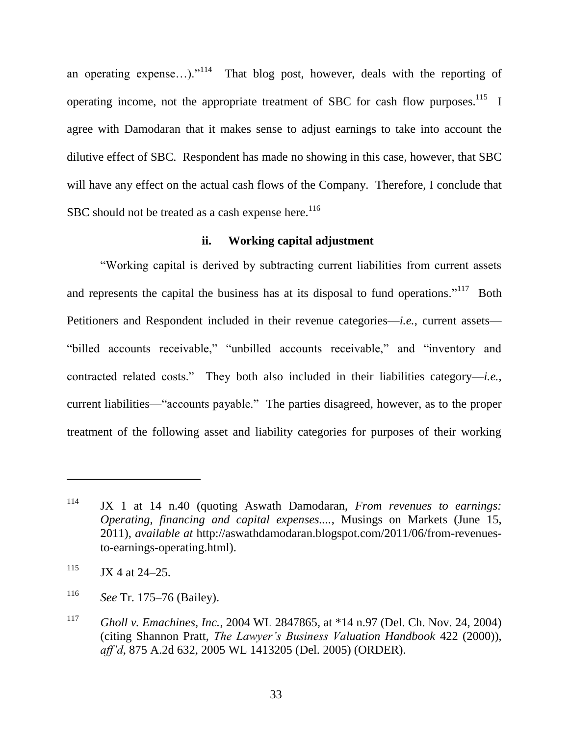an operating expense…)."[114] That blog post, however, deals with the reporting of operating income, not the appropriate treatment of SBC for cash flow purposes.[115] I agree with Damodaran that it makes sense to adjust earnings to take into account the dilutive effect of SBC. Respondent has made no showing in this case, however, that SBC will have any effect on the actual cash flows of the Company. Therefore, I conclude that SBC should not be treated as a cash expense here.[116]

### ii. Working capital adjustment

"Working capital is derived by subtracting current liabilities from current assets and represents the capital the business has at its disposal to fund operations."[117] Both Petitioners and Respondent included in their revenue categories—*i.e.*, current assets—"billed accounts receivable," "unbilled accounts receivable," and "inventory and contracted related costs." They both also included in their liabilities category—*i.e.*, current liabilities—"accounts payable." The parties disagreed, however, as to the proper treatment of the following asset and liability categories for purposes of their working

---

[114] JX 1 at 14 n.40 (quoting Aswath Damodaran, *From revenues to earnings: Operating, financing and capital expenses....*, Musings on Markets (June 15, 2011), *available at* http://aswathdamodaran.blogspot.com/2011/06/from-revenues-to-earnings-operating.html).

[115] JX 4 at 24–25.

[116] *See* Tr. 175–76 (Bailey).

[117] *Gholl v. Emachines, Inc.*, 2004 WL 2847865, at *14 n.97 (Del. Ch. Nov. 24, 2004) (citing Shannon Pratt, *The Lawyer's Business Valuation Handbook* 422 (2000)), *aff'd*, 875 A.2d 632, 2005 WL 1413205 (Del. 2005) (ORDER).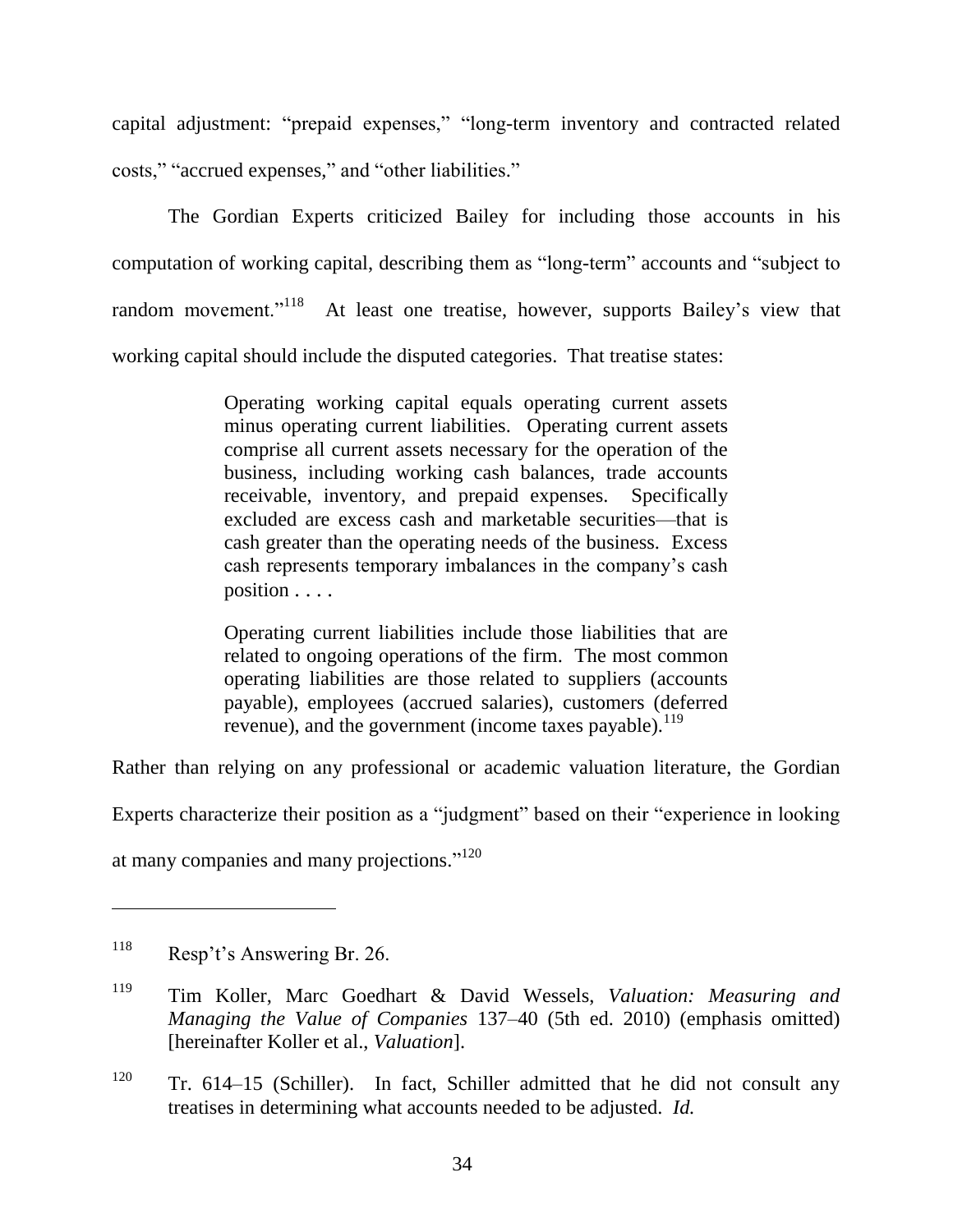capital adjustment: "prepaid expenses," "long-term inventory and contracted related costs," "accrued expenses," and "other liabilities."

The Gordian Experts criticized Bailey for including those accounts in his computation of working capital, describing them as "long-term" accounts and "subject to random movement."[118] At least one treatise, however, supports Bailey's view that working capital should include the disputed categories. That treatise states:

> Operating working capital equals operating current assets minus operating current liabilities. Operating current assets comprise all current assets necessary for the operation of the business, including working cash balances, trade accounts receivable, inventory, and prepaid expenses. Specifically excluded are excess cash and marketable securities—that is cash greater than the operating needs of the business. Excess cash represents temporary imbalances in the company's cash position . . . .
>
> Operating current liabilities include those liabilities that are related to ongoing operations of the firm. The most common operating liabilities are those related to suppliers (accounts payable), employees (accrued salaries), customers (deferred revenue), and the government (income taxes payable).[119]

Rather than relying on any professional or academic valuation literature, the Gordian Experts characterize their position as a "judgment" based on their "experience in looking at many companies and many projections."[120]

---

[118] Resp't's Answering Br. 26.

[119] Tim Koller, Marc Goedhart & David Wessels, *Valuation: Measuring and Managing the Value of Companies* 137–40 (5th ed. 2010) (emphasis omitted) [hereinafter Koller et al., *Valuation*].

[120] Tr. 614–15 (Schiller). In fact, Schiller admitted that he did not consult any treatises in determining what accounts needed to be adjusted. *Id.*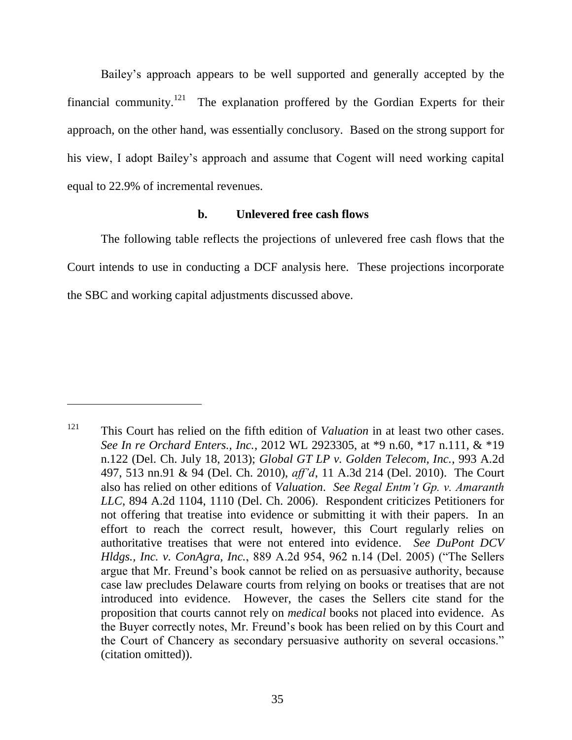Bailey's approach appears to be well supported and generally accepted by the financial community.[121] The explanation proffered by the Gordian Experts for their approach, on the other hand, was essentially conclusory. Based on the strong support for his view, I adopt Bailey's approach and assume that Cogent will need working capital equal to 22.9% of incremental revenues.

#### b. Unlevered free cash flows

The following table reflects the projections of unlevered free cash flows that the Court intends to use in conducting a DCF analysis here. These projections incorporate the SBC and working capital adjustments discussed above.

---

[121] This Court has relied on the fifth edition of *Valuation* in at least two other cases. *See In re Orchard Enters., Inc.*, 2012 WL 2923305, at *9 n.60, *17 n.111, & *19 n.122 (Del. Ch. July 18, 2013); *Global GT LP v. Golden Telecom, Inc.*, 993 A.2d 497, 513 nn.91 & 94 (Del. Ch. 2010), *aff'd*, 11 A.3d 214 (Del. 2010). The Court also has relied on other editions of *Valuation*. *See Regal Entm't Gp. v. Amaranth LLC*, 894 A.2d 1104, 1110 (Del. Ch. 2006). Respondent criticizes Petitioners for not offering that treatise into evidence or submitting it with their papers. In an effort to reach the correct result, however, this Court regularly relies on authoritative treatises that were not entered into evidence. *See DuPont DCV Hldgs., Inc. v. ConAgra, Inc.*, 889 A.2d 954, 962 n.14 (Del. 2005) ("The Sellers argue that Mr. Freund's book cannot be relied on as persuasive authority, because case law precludes Delaware courts from relying on books or treatises that are not introduced into evidence. However, the cases the Sellers cite stand for the proposition that courts cannot rely on *medical* books not placed into evidence. As the Buyer correctly notes, Mr. Freund's book has been relied on by this Court and the Court of Chancery as secondary persuasive authority on several occasions." (citation omitted)).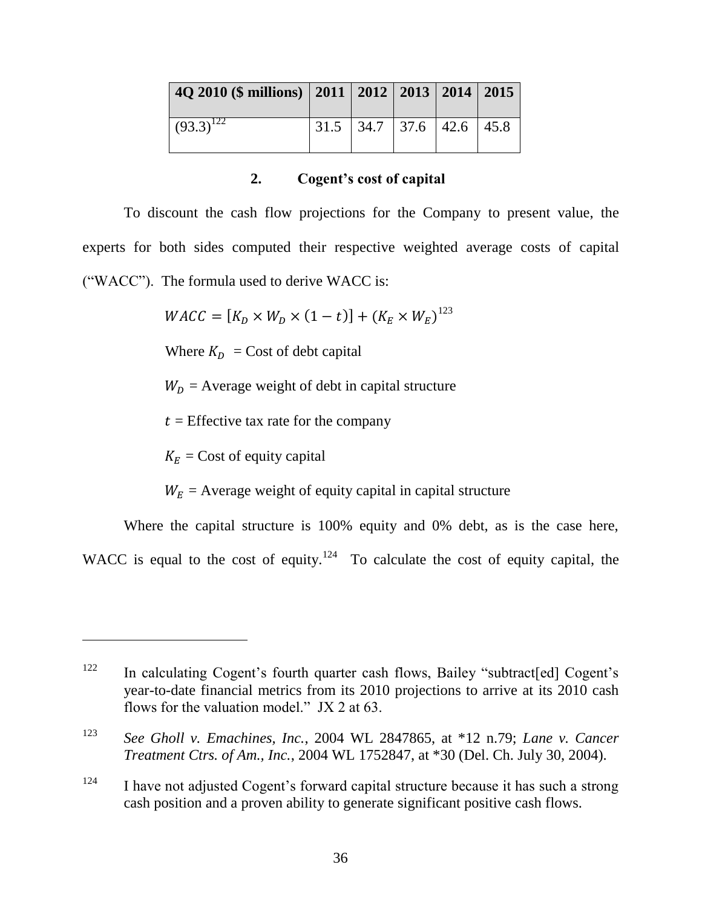| 4Q 2010 ($ millions) | 2011 | 2012 | 2013 | 2014 | 2015 |
|---|---|---|---|---|---|
| (93.3)[122] | 31.5 | 34.7 | 37.6 | 42.6 | 45.8 |

### 2. Cogent's cost of capital

To discount the cash flow projections for the Company to present value, the experts for both sides computed their respective weighted average costs of capital ("WACC"). The formula used to derive WACC is:

$$WACC = [K_D \times W_D \times (1 - t)] + (K_E \times W_E)$$ [123]

Where $K_D$ = Cost of debt capital

$W_D$ = Average weight of debt in capital structure

$t$ = Effective tax rate for the company

$K_E$ = Cost of equity capital

$W_E$ = Average weight of equity capital in capital structure

Where the capital structure is 100% equity and 0% debt, as is the case here, WACC is equal to the cost of equity.[124] To calculate the cost of equity capital, the

---

[122] In calculating Cogent's fourth quarter cash flows, Bailey "subtract[ed] Cogent's year-to-date financial metrics from its 2010 projections to arrive at its 2010 cash flows for the valuation model." JX 2 at 63.

[123] *See Gholl v. Emachines, Inc.*, 2004 WL 2847865, at *12 n.79; *Lane v. Cancer Treatment Ctrs. of Am., Inc.*, 2004 WL 1752847, at *30 (Del. Ch. July 30, 2004).

[124] I have not adjusted Cogent's forward capital structure because it has such a strong cash position and a proven ability to generate significant positive cash flows.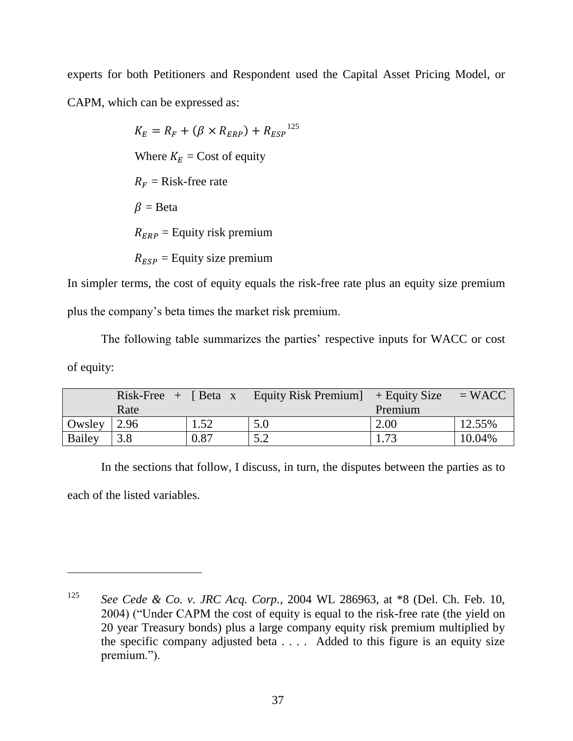experts for both Petitioners and Respondent used the Capital Asset Pricing Model, or CAPM, which can be expressed as:

$$K_E = R_F + (\beta \times R_{ERP}) + R_{ESP}$$ [125]

Where $K_E$ = Cost of equity

$R_F$ = Risk-free rate

$\beta$ = Beta

$R_{ERP}$ = Equity risk premium

$R_{ESP}$ = Equity size premium

In simpler terms, the cost of equity equals the risk-free rate plus an equity size premium plus the company's beta times the market risk premium.

The following table summarizes the parties' respective inputs for WACC or cost of equity:

| | Risk-Free Rate + | [ Beta x | Equity Risk Premium] | + Equity Size Premium | = WACC |
|---|---|---|---|---|---|
| Owsley | 2.96 | 1.52 | 5.0 | 2.00 | 12.55% |
| Bailey | 3.8 | 0.87 | 5.2 | 1.73 | 10.04% |

In the sections that follow, I discuss, in turn, the disputes between the parties as to each of the listed variables.

---

[125] *See Cede & Co. v. JRC Acq. Corp.*, 2004 WL 286963, at *8 (Del. Ch. Feb. 10, 2004) ("Under CAPM the cost of equity is equal to the risk-free rate (the yield on 20 year Treasury bonds) plus a large company equity risk premium multiplied by the specific company adjusted beta . . . . Added to this figure is an equity size premium.").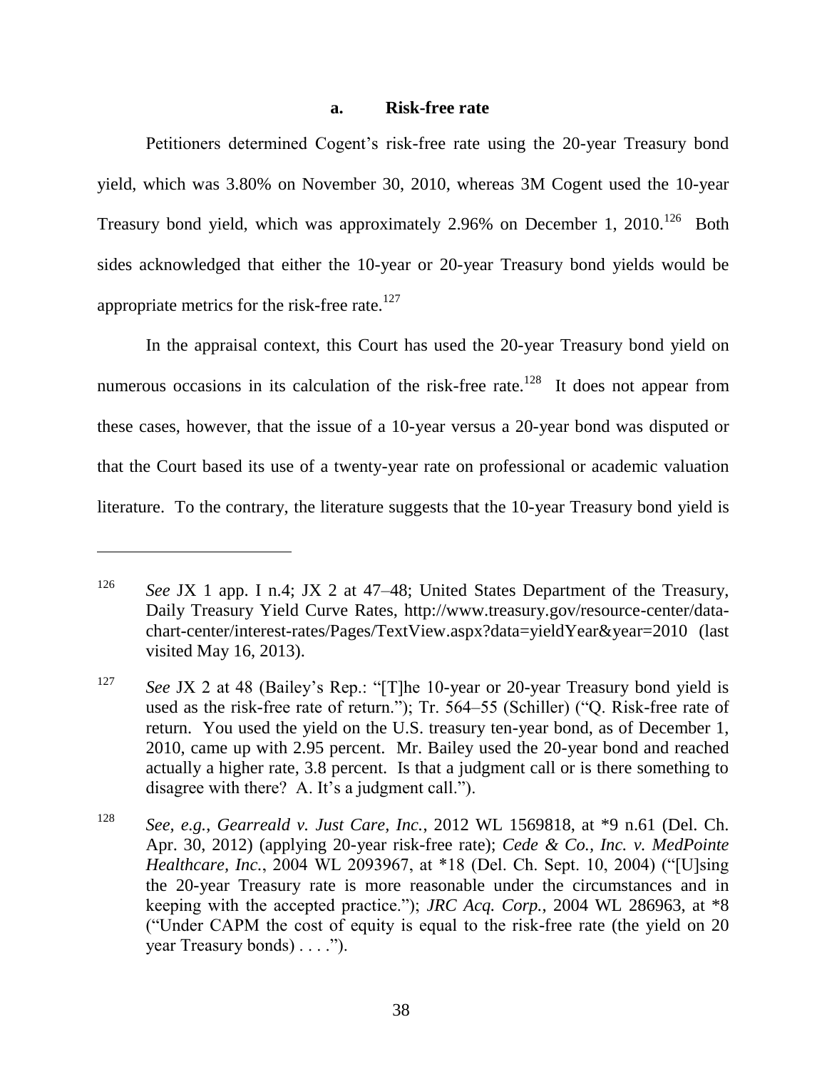#### a. Risk-free rate

Petitioners determined Cogent's risk-free rate using the 20-year Treasury bond yield, which was 3.80% on November 30, 2010, whereas 3M Cogent used the 10-year Treasury bond yield, which was approximately 2.96% on December 1, 2010.[126] Both sides acknowledged that either the 10-year or 20-year Treasury bond yields would be appropriate metrics for the risk-free rate.[127]

In the appraisal context, this Court has used the 20-year Treasury bond yield on numerous occasions in its calculation of the risk-free rate.[128] It does not appear from these cases, however, that the issue of a 10-year versus a 20-year bond was disputed or that the Court based its use of a twenty-year rate on professional or academic valuation literature. To the contrary, the literature suggests that the 10-year Treasury bond yield is

---

[126] *See* JX 1 app. I n.4; JX 2 at 47–48; United States Department of the Treasury, Daily Treasury Yield Curve Rates, http://www.treasury.gov/resource-center/data-chart-center/interest-rates/Pages/TextView.aspx?data=yieldYear&year=2010 (last visited May 16, 2013).

[127] *See* JX 2 at 48 (Bailey's Rep.: "[T]he 10-year or 20-year Treasury bond yield is used as the risk-free rate of return."); Tr. 564–55 (Schiller) ("Q. Risk-free rate of return. You used the yield on the U.S. treasury ten-year bond, as of December 1, 2010, came up with 2.95 percent. Mr. Bailey used the 20-year bond and reached actually a higher rate, 3.8 percent. Is that a judgment call or is there something to disagree with there? A. It's a judgment call.").

[128] *See, e.g.*, *Gearreald v. Just Care, Inc.*, 2012 WL 1569818, at *9 n.61 (Del. Ch. Apr. 30, 2012) (applying 20-year risk-free rate); *Cede & Co., Inc. v. MedPointe Healthcare, Inc.*, 2004 WL 2093967, at *18 (Del. Ch. Sept. 10, 2004) ("[U]sing the 20-year Treasury rate is more reasonable under the circumstances and in keeping with the accepted practice."); *JRC Acq. Corp.*, 2004 WL 286963, at *8 ("Under CAPM the cost of equity is equal to the risk-free rate (the yield on 20 year Treasury bonds) . . . .").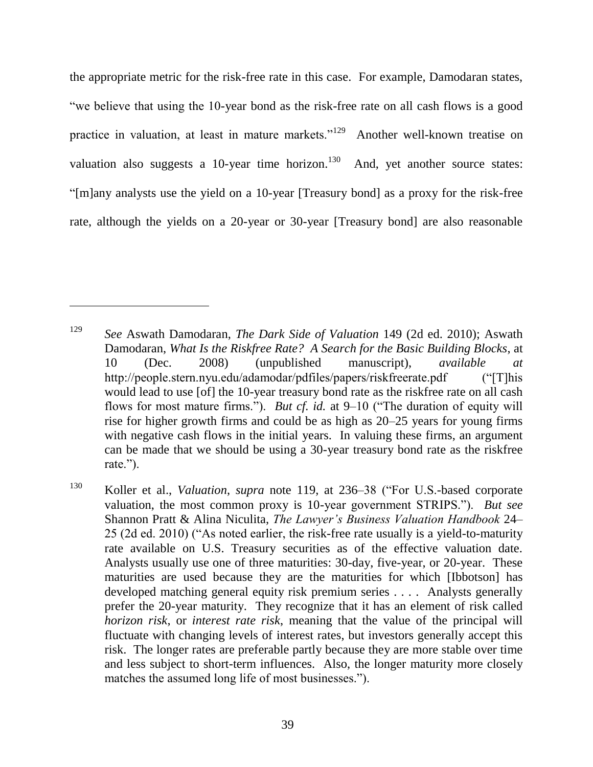the appropriate metric for the risk-free rate in this case. For example, Damodaran states, "we believe that using the 10-year bond as the risk-free rate on all cash flows is a good practice in valuation, at least in mature markets."[129] Another well-known treatise on valuation also suggests a 10-year time horizon.[130] And, yet another source states: "[m]any analysts use the yield on a 10-year [Treasury bond] as a proxy for the risk-free rate, although the yields on a 20-year or 30-year [Treasury bond] are also reasonable

---

[129] *See* Aswath Damodaran, *The Dark Side of Valuation* 149 (2d ed. 2010); Aswath Damodaran, *What Is the Riskfree Rate? A Search for the Basic Building Blocks*, at 10 (Dec. 2008) (unpublished manuscript), *available at* http://people.stern.nyu.edu/adamodar/pdfiles/papers/riskfreerate.pdf ("[T]his would lead to use [of] the 10-year treasury bond rate as the riskfree rate on all cash flows for most mature firms."). *But cf. id.* at 9–10 ("The duration of equity will rise for higher growth firms and could be as high as 20–25 years for young firms with negative cash flows in the initial years. In valuing these firms, an argument can be made that we should be using a 30-year treasury bond rate as the riskfree rate.").

[130] Koller et al., *Valuation*, *supra* note 119, at 236–38 ("For U.S.-based corporate valuation, the most common proxy is 10-year government STRIPS."). *But see* Shannon Pratt & Alina Niculita, *The Lawyer's Business Valuation Handbook* 24–25 (2d ed. 2010) ("As noted earlier, the risk-free rate usually is a yield-to-maturity rate available on U.S. Treasury securities as of the effective valuation date. Analysts usually use one of three maturities: 30-day, five-year, or 20-year. These maturities are used because they are the maturities for which [Ibbotson] has developed matching general equity risk premium series . . . . Analysts generally prefer the 20-year maturity. They recognize that it has an element of risk called *horizon risk*, or *interest rate risk*, meaning that the value of the principal will fluctuate with changing levels of interest rates, but investors generally accept this risk. The longer rates are preferable partly because they are more stable over time and less subject to short-term influences. Also, the longer maturity more closely matches the assumed long life of most businesses.").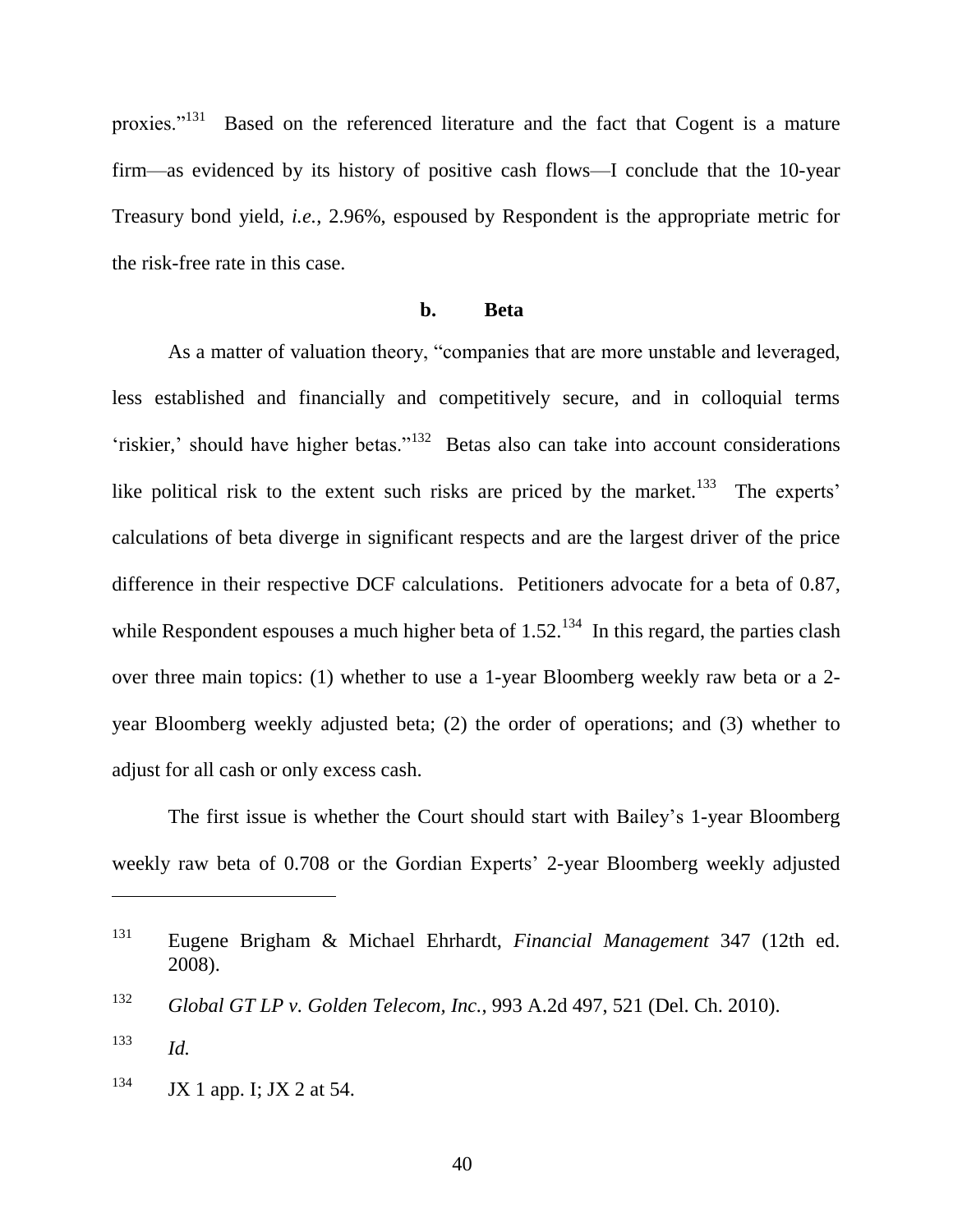proxies."[131] Based on the referenced literature and the fact that Cogent is a mature firm—as evidenced by its history of positive cash flows—I conclude that the 10-year Treasury bond yield, *i.e.*, 2.96%, espoused by Respondent is the appropriate metric for the risk-free rate in this case.

**b. Beta**

As a matter of valuation theory, "companies that are more unstable and leveraged, less established and financially and competitively secure, and in colloquial terms 'riskier,' should have higher betas."[132] Betas also can take into account considerations like political risk to the extent such risks are priced by the market.[133] The experts' calculations of beta diverge in significant respects and are the largest driver of the price difference in their respective DCF calculations. Petitioners advocate for a beta of 0.87, while Respondent espouses a much higher beta of 1.52.[134] In this regard, the parties clash over three main topics: (1) whether to use a 1-year Bloomberg weekly raw beta or a 2-year Bloomberg weekly adjusted beta; (2) the order of operations; and (3) whether to adjust for all cash or only excess cash.

The first issue is whether the Court should start with Bailey's 1-year Bloomberg weekly raw beta of 0.708 or the Gordian Experts' 2-year Bloomberg weekly adjusted

---

[131] Eugene Brigham & Michael Ehrhardt, *Financial Management* 347 (12th ed. 2008).

[132] *Global GT LP v. Golden Telecom, Inc.*, 993 A.2d 497, 521 (Del. Ch. 2010).

[133] *Id.*

[134] JX 1 app. I; JX 2 at 54.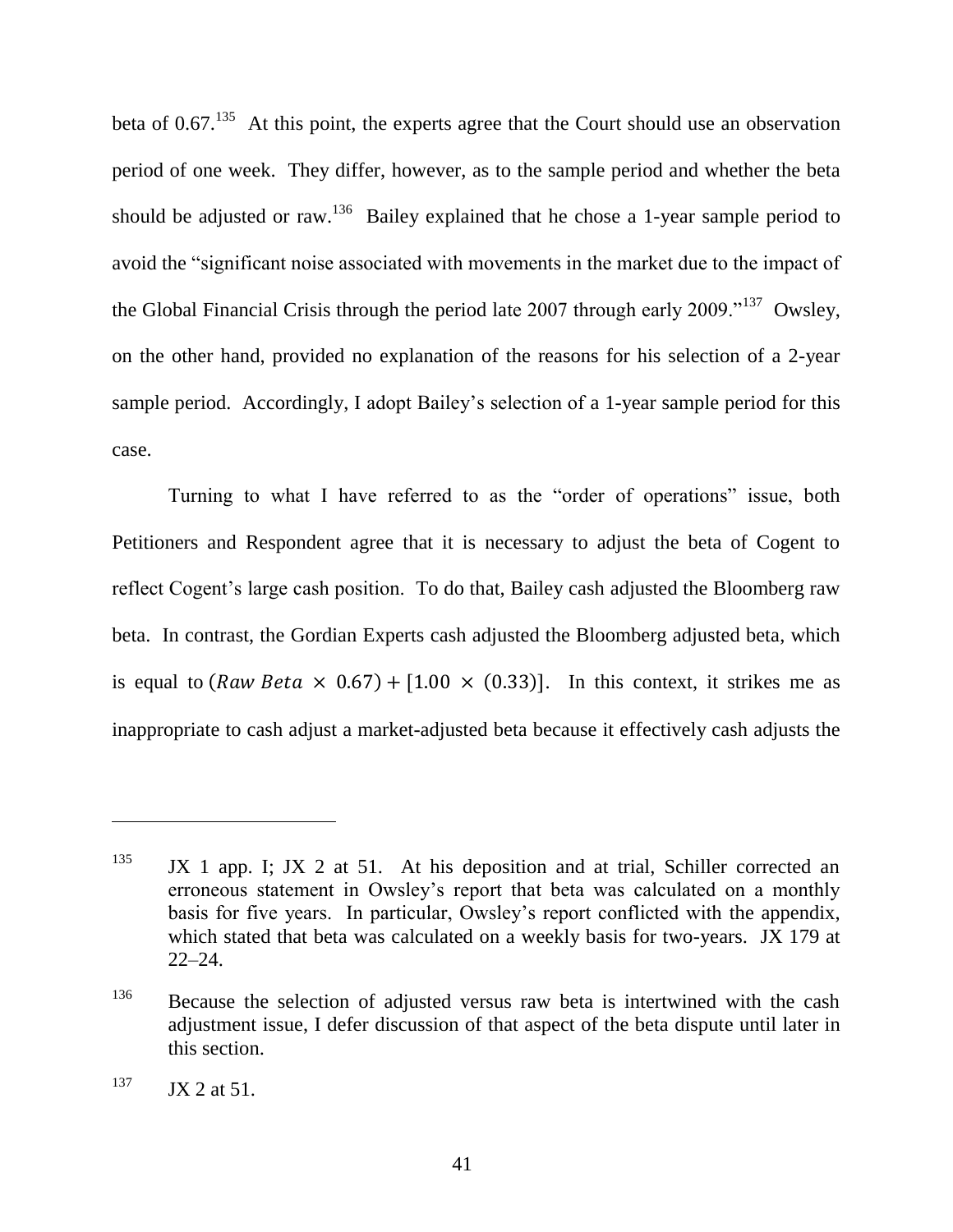beta of 0.67.[135] At this point, the experts agree that the Court should use an observation period of one week. They differ, however, as to the sample period and whether the beta should be adjusted or raw.[136] Bailey explained that he chose a 1-year sample period to avoid the "significant noise associated with movements in the market due to the impact of the Global Financial Crisis through the period late 2007 through early 2009."[137] Owsley, on the other hand, provided no explanation of the reasons for his selection of a 2-year sample period. Accordingly, I adopt Bailey's selection of a 1-year sample period for this case.

Turning to what I have referred to as the "order of operations" issue, both Petitioners and Respondent agree that it is necessary to adjust the beta of Cogent to reflect Cogent's large cash position. To do that, Bailey cash adjusted the Bloomberg raw beta. In contrast, the Gordian Experts cash adjusted the Bloomberg adjusted beta, which is equal to $(Raw\ Beta \times 0.67) + [1.00 \times (0.33)]$. In this context, it strikes me as inappropriate to cash adjust a market-adjusted beta because it effectively cash adjusts the

---

[135] JX 1 app. I; JX 2 at 51. At his deposition and at trial, Schiller corrected an erroneous statement in Owsley's report that beta was calculated on a monthly basis for five years. In particular, Owsley's report conflicted with the appendix, which stated that beta was calculated on a weekly basis for two-years. JX 179 at 22–24.

[136] Because the selection of adjusted versus raw beta is intertwined with the cash adjustment issue, I defer discussion of that aspect of the beta dispute until later in this section.

[137] JX 2 at 51.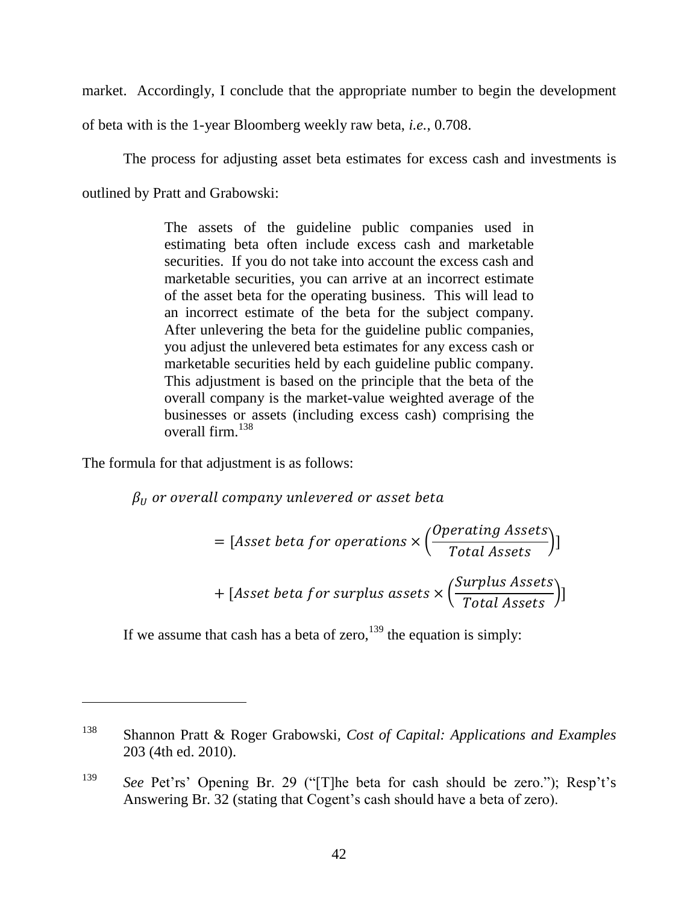market. Accordingly, I conclude that the appropriate number to begin the development of beta with is the 1-year Bloomberg weekly raw beta, *i.e.*, 0.708.

The process for adjusting asset beta estimates for excess cash and investments is outlined by Pratt and Grabowski:

> The assets of the guideline public companies used in estimating beta often include excess cash and marketable securities. If you do not take into account the excess cash and marketable securities, you can arrive at an incorrect estimate of the asset beta for the operating business. This will lead to an incorrect estimate of the beta for the subject company. After unlevering the beta for the guideline public companies, you adjust the unlevered beta estimates for any excess cash or marketable securities held by each guideline public company. This adjustment is based on the principle that the beta of the overall company is the market-value weighted average of the businesses or assets (including excess cash) comprising the overall firm.[138]

The formula for that adjustment is as follows:

$$\beta_U \text{ or overall company unlevered or asset beta}$$

$$= [\text{Asset beta for operations} \times \left(\frac{\text{Operating Assets}}{\text{Total Assets}}\right)]$$

$$+ [\text{Asset beta for surplus assets} \times \left(\frac{\text{Surplus Assets}}{\text{Total Assets}}\right)]$$

If we assume that cash has a beta of zero,[139] the equation is simply:

---

[138] Shannon Pratt & Roger Grabowski, *Cost of Capital: Applications and Examples* 203 (4th ed. 2010).

[139] *See* Pet'rs' Opening Br. 29 ("[T]he beta for cash should be zero."); Resp't's Answering Br. 32 (stating that Cogent's cash should have a beta of zero).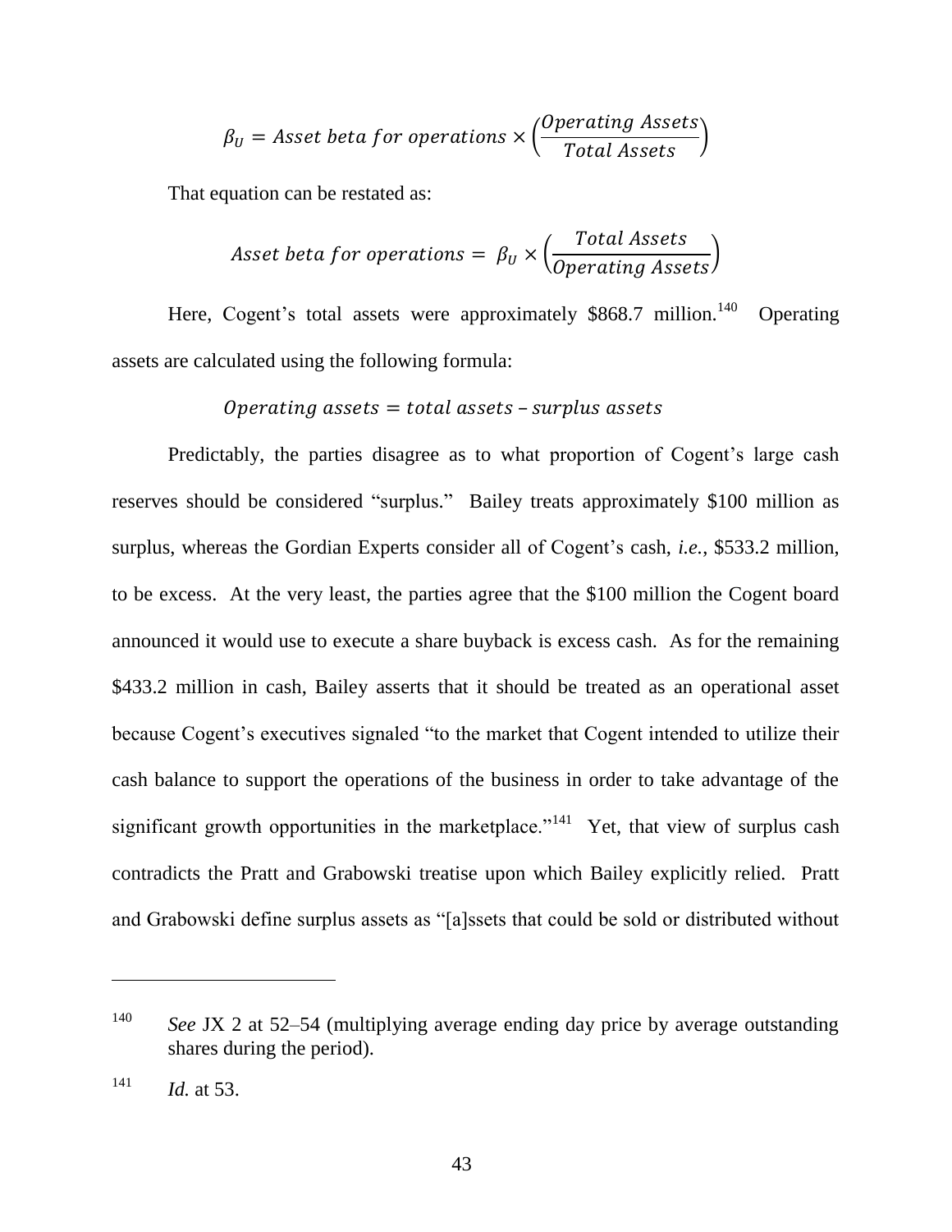$$\beta_U = Asset\ beta\ for\ operations \times \left(\frac{Operating\ Assets}{Total\ Assets}\right)$$

That equation can be restated as:

$$Asset\ beta\ for\ operations = \beta_U \times \left(\frac{Total\ Assets}{Operating\ Assets}\right)$$

Here, Cogent's total assets were approximately $868.7 million.[140] Operating assets are calculated using the following formula:

$$Operating\ assets = total\ assets - surplus\ assets$$

Predictably, the parties disagree as to what proportion of Cogent's large cash reserves should be considered "surplus." Bailey treats approximately $100 million as surplus, whereas the Gordian Experts consider all of Cogent's cash, *i.e.*, $533.2 million, to be excess. At the very least, the parties agree that the $100 million the Cogent board announced it would use to execute a share buyback is excess cash. As for the remaining $433.2 million in cash, Bailey asserts that it should be treated as an operational asset because Cogent's executives signaled "to the market that Cogent intended to utilize their cash balance to support the operations of the business in order to take advantage of the significant growth opportunities in the marketplace."[141] Yet, that view of surplus cash contradicts the Pratt and Grabowski treatise upon which Bailey explicitly relied. Pratt and Grabowski define surplus assets as "[a]ssets that could be sold or distributed without

---

[140] *See* JX 2 at 52–54 (multiplying average ending day price by average outstanding shares during the period).

[141] *Id.* at 53.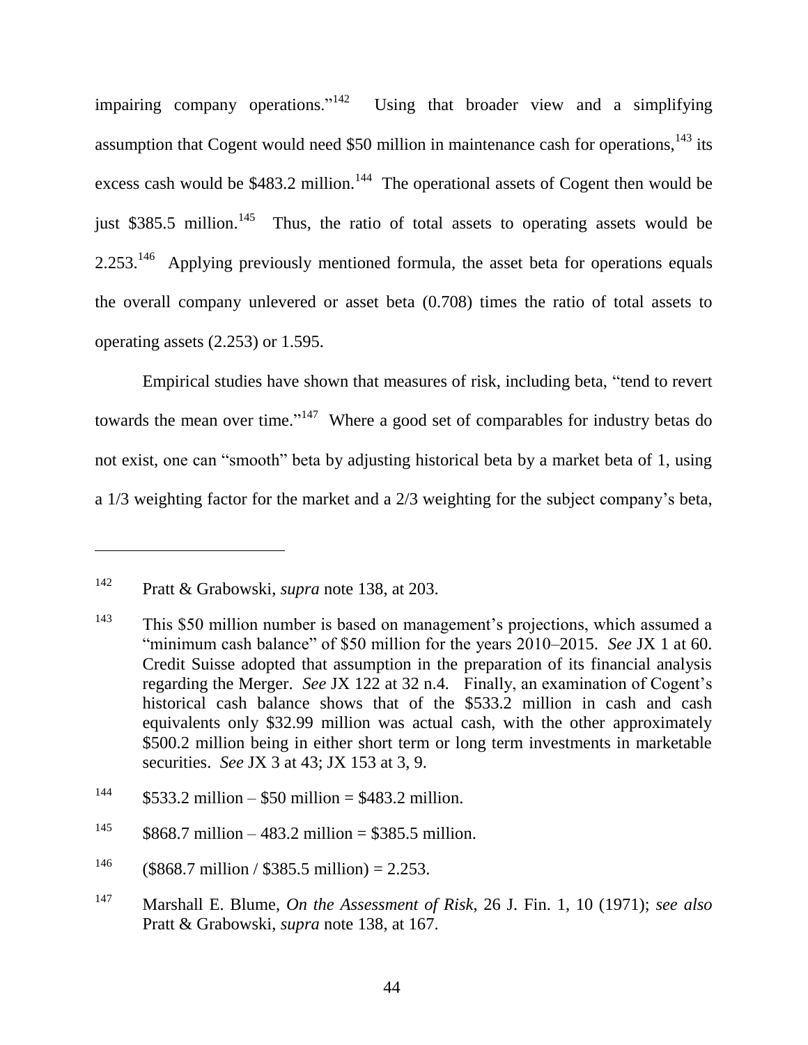impairing company operations."[142] Using that broader view and a simplifying assumption that Cogent would need $50 million in maintenance cash for operations,[143] its excess cash would be $483.2 million.[144] The operational assets of Cogent then would be just $385.5 million.[145] Thus, the ratio of total assets to operating assets would be 2.253.[146] Applying previously mentioned formula, the asset beta for operations equals the overall company unlevered or asset beta (0.708) times the ratio of total assets to operating assets (2.253) or 1.595.

Empirical studies have shown that measures of risk, including beta, "tend to revert towards the mean over time."[147] Where a good set of comparables for industry betas do not exist, one can "smooth" beta by adjusting historical beta by a market beta of 1, using a 1/3 weighting factor for the market and a 2/3 weighting for the subject company's beta,

---

[142] Pratt & Grabowski, *supra* note 138, at 203.

[143] This $50 million number is based on management's projections, which assumed a "minimum cash balance" of $50 million for the years 2010–2015. *See* JX 1 at 60. Credit Suisse adopted that assumption in the preparation of its financial analysis regarding the Merger. *See* JX 122 at 32 n.4. Finally, an examination of Cogent's historical cash balance shows that of the $533.2 million in cash and cash equivalents only $32.99 million was actual cash, with the other approximately $500.2 million being in either short term or long term investments in marketable securities. *See* JX 3 at 43; JX 153 at 3, 9.

[144] $533.2 million – $50 million = $483.2 million.

[145] $868.7 million – 483.2 million = $385.5 million.

[146] ($868.7 million / $385.5 million) = 2.253.

[147] Marshall E. Blume, *On the Assessment of Risk*, 26 J. Fin. 1, 10 (1971); *see also* Pratt & Grabowski, *supra* note 138, at 167.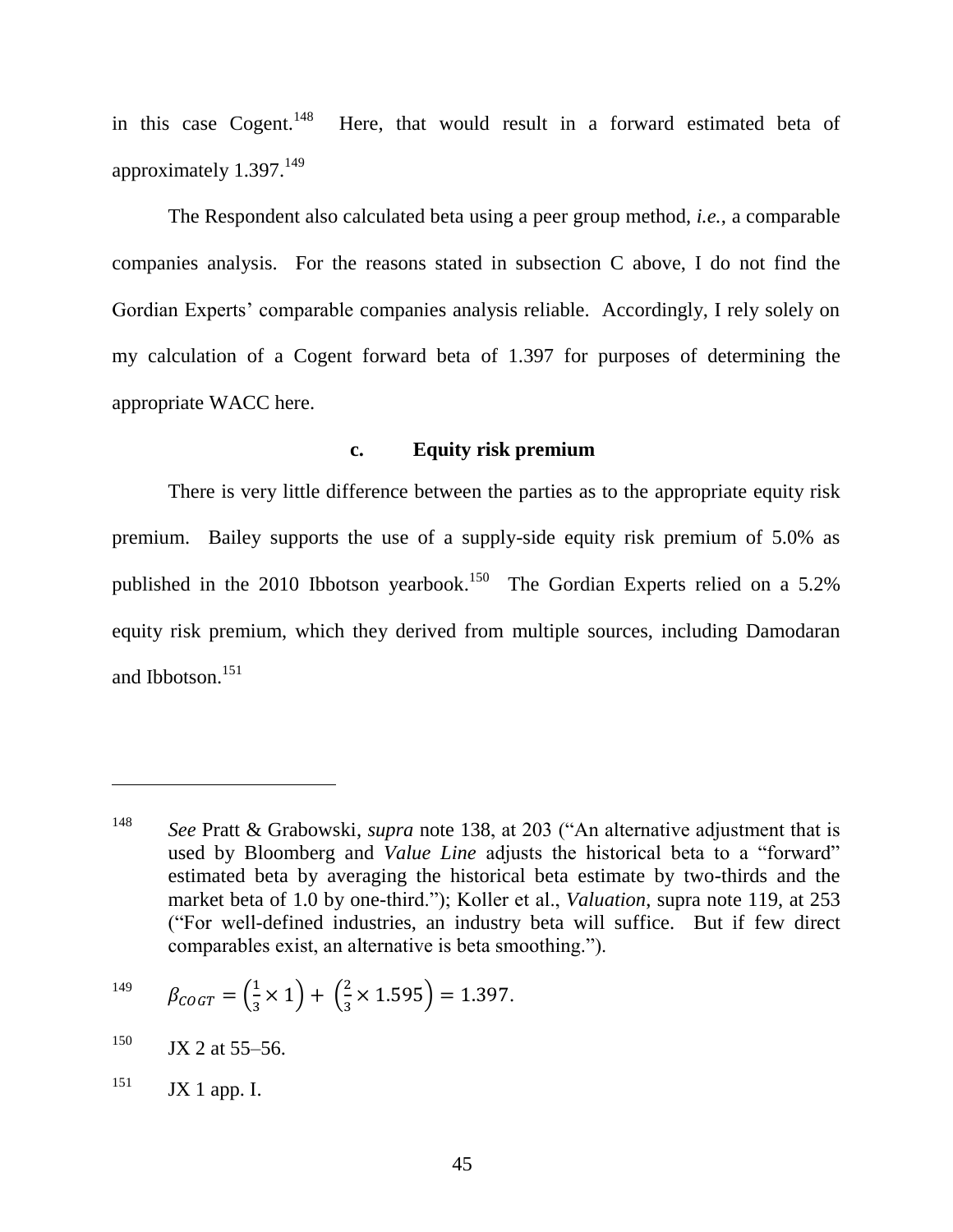in this case Cogent.[148] Here, that would result in a forward estimated beta of approximately 1.397.[149]

The Respondent also calculated beta using a peer group method, *i.e.*, a comparable companies analysis. For the reasons stated in subsection C above, I do not find the Gordian Experts' comparable companies analysis reliable. Accordingly, I rely solely on my calculation of a Cogent forward beta of 1.397 for purposes of determining the appropriate WACC here.

### c. Equity risk premium

There is very little difference between the parties as to the appropriate equity risk premium. Bailey supports the use of a supply-side equity risk premium of 5.0% as published in the 2010 Ibbotson yearbook.[150] The Gordian Experts relied on a 5.2% equity risk premium, which they derived from multiple sources, including Damodaran and Ibbotson.[151]

---

[148] *See* Pratt & Grabowski, *supra* note 138, at 203 ("An alternative adjustment that is used by Bloomberg and *Value Line* adjusts the historical beta to a "forward" estimated beta by averaging the historical beta estimate by two-thirds and the market beta of 1.0 by one-third."); Koller et al., *Valuation*, supra note 119, at 253 ("For well-defined industries, an industry beta will suffice. But if few direct comparables exist, an alternative is beta smoothing.").

[149] $\beta_{COGT} = \left(\frac{1}{3} \times 1\right) + \left(\frac{2}{3} \times 1.595\right) = 1.397.$

[150] JX 2 at 55–56.

[151] JX 1 app. I.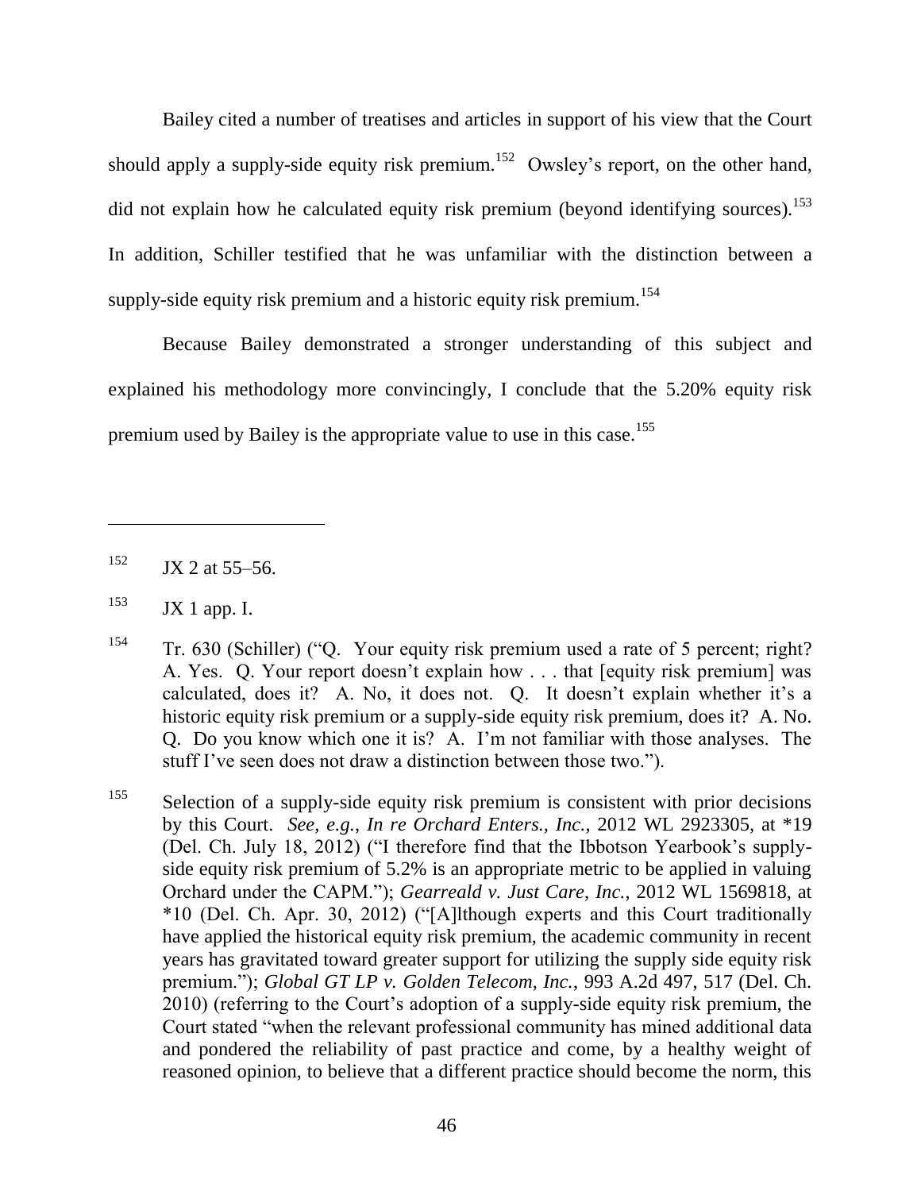Bailey cited a number of treatises and articles in support of his view that the Court should apply a supply-side equity risk premium.[152] Owsley's report, on the other hand, did not explain how he calculated equity risk premium (beyond identifying sources).[153] In addition, Schiller testified that he was unfamiliar with the distinction between a supply-side equity risk premium and a historic equity risk premium.[154]

Because Bailey demonstrated a stronger understanding of this subject and explained his methodology more convincingly, I conclude that the 5.20% equity risk premium used by Bailey is the appropriate value to use in this case.[155]

---

[152] JX 2 at 55–56.

[153] JX 1 app. I.

[154] Tr. 630 (Schiller) ("Q. Your equity risk premium used a rate of 5 percent; right? A. Yes. Q. Your report doesn't explain how . . . that [equity risk premium] was calculated, does it? A. No, it does not. Q. It doesn't explain whether it's a historic equity risk premium or a supply-side equity risk premium, does it? A. No. Q. Do you know which one it is? A. I'm not familiar with those analyses. The stuff I've seen does not draw a distinction between those two.").

[155] Selection of a supply-side equity risk premium is consistent with prior decisions by this Court. *See, e.g.*, *In re Orchard Enters., Inc.*, 2012 WL 2923305, at *19 (Del. Ch. July 18, 2012) ("I therefore find that the Ibbotson Yearbook's supply-side equity risk premium of 5.2% is an appropriate metric to be applied in valuing Orchard under the CAPM."); *Gearreald v. Just Care, Inc.*, 2012 WL 1569818, at *10 (Del. Ch. Apr. 30, 2012) ("[A]lthough experts and this Court traditionally have applied the historical equity risk premium, the academic community in recent years has gravitated toward greater support for utilizing the supply side equity risk premium."); *Global GT LP v. Golden Telecom, Inc.*, 993 A.2d 497, 517 (Del. Ch. 2010) (referring to the Court's adoption of a supply-side equity risk premium, the Court stated "when the relevant professional community has mined additional data and pondered the reliability of past practice and come, by a healthy weight of reasoned opinion, to believe that a different practice should become the norm, this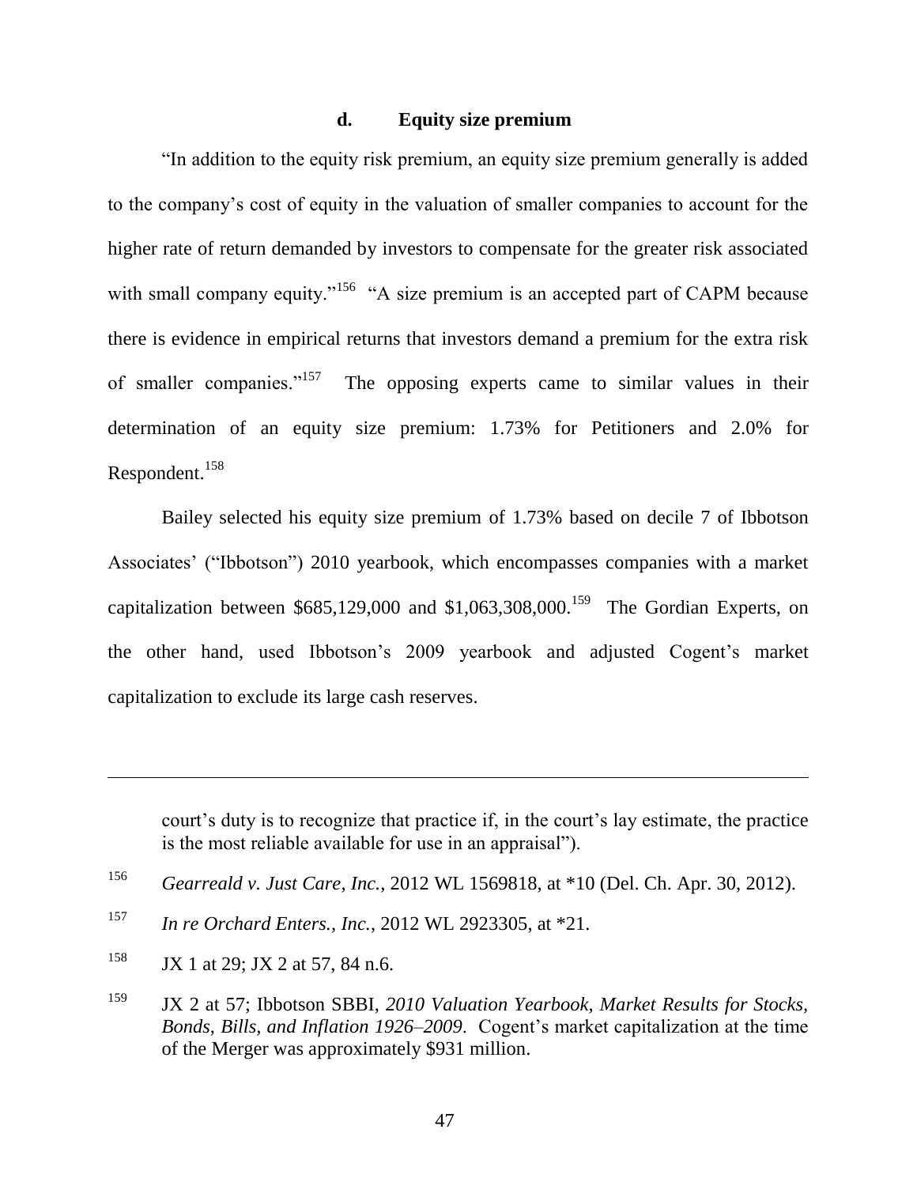### d. Equity size premium

"In addition to the equity risk premium, an equity size premium generally is added to the company's cost of equity in the valuation of smaller companies to account for the higher rate of return demanded by investors to compensate for the greater risk associated with small company equity."[156] "A size premium is an accepted part of CAPM because there is evidence in empirical returns that investors demand a premium for the extra risk of smaller companies."[157] The opposing experts came to similar values in their determination of an equity size premium: 1.73% for Petitioners and 2.0% for Respondent.[158]

Bailey selected his equity size premium of 1.73% based on decile 7 of Ibbotson Associates' ("Ibbotson") 2010 yearbook, which encompasses companies with a market capitalization between \$685,129,000 and \$1,063,308,000.[159] The Gordian Experts, on the other hand, used Ibbotson's 2009 yearbook and adjusted Cogent's market capitalization to exclude its large cash reserves.

---

court's duty is to recognize that practice if, in the court's lay estimate, the practice is the most reliable available for use in an appraisal").

[156] *Gearreald v. Just Care, Inc.*, 2012 WL 1569818, at *10 (Del. Ch. Apr. 30, 2012).

[157] *In re Orchard Enters., Inc.*, 2012 WL 2923305, at *21.

[158] JX 1 at 29; JX 2 at 57, 84 n.6.

[159] JX 2 at 57; Ibbotson SBBI, *2010 Valuation Yearbook, Market Results for Stocks, Bonds, Bills, and Inflation 1926–2009*. Cogent's market capitalization at the time of the Merger was approximately \$931 million.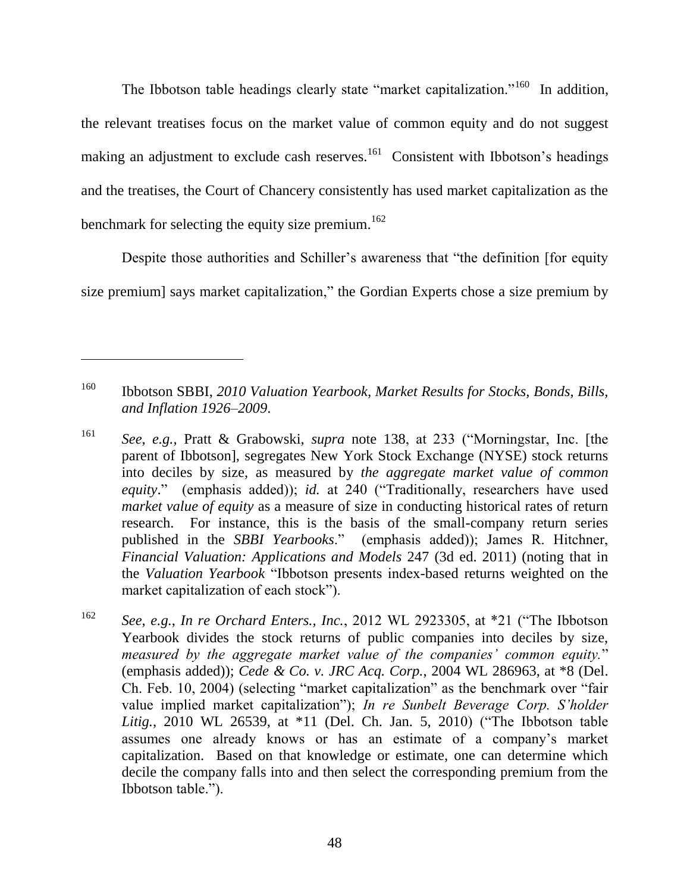The Ibbotson table headings clearly state "market capitalization."[160] In addition, the relevant treatises focus on the market value of common equity and do not suggest making an adjustment to exclude cash reserves.[161] Consistent with Ibbotson's headings and the treatises, the Court of Chancery consistently has used market capitalization as the benchmark for selecting the equity size premium.[162]

Despite those authorities and Schiller's awareness that "the definition [for equity size premium] says market capitalization," the Gordian Experts chose a size premium by

---

[160] Ibbotson SBBI, *2010 Valuation Yearbook, Market Results for Stocks, Bonds, Bills, and Inflation 1926–2009*.

[161] *See, e.g.*, Pratt & Grabowski, *supra* note 138, at 233 ("Morningstar, Inc. [the parent of Ibbotson], segregates New York Stock Exchange (NYSE) stock returns into deciles by size, as measured by *the aggregate market value of common equity*." (emphasis added)); *id.* at 240 ("Traditionally, researchers have used *market value of equity* as a measure of size in conducting historical rates of return research. For instance, this is the basis of the small-company return series published in the *SBBI Yearbooks*." (emphasis added)); James R. Hitchner, *Financial Valuation: Applications and Models* 247 (3d ed. 2011) (noting that in the *Valuation Yearbook* "Ibbotson presents index-based returns weighted on the market capitalization of each stock").

[162] *See, e.g.*, *In re Orchard Enters., Inc.*, 2012 WL 2923305, at *21 ("The Ibbotson Yearbook divides the stock returns of public companies into deciles by size, *measured by the aggregate market value of the companies' common equity.*" (emphasis added)); *Cede & Co. v. JRC Acq. Corp.*, 2004 WL 286963, at *8 (Del. Ch. Feb. 10, 2004) (selecting "market capitalization" as the benchmark over "fair value implied market capitalization"); *In re Sunbelt Beverage Corp. S'holder Litig.*, 2010 WL 26539, at *11 (Del. Ch. Jan. 5, 2010) ("The Ibbotson table assumes one already knows or has an estimate of a company's market capitalization. Based on that knowledge or estimate, one can determine which decile the company falls into and then select the corresponding premium from the Ibbotson table.").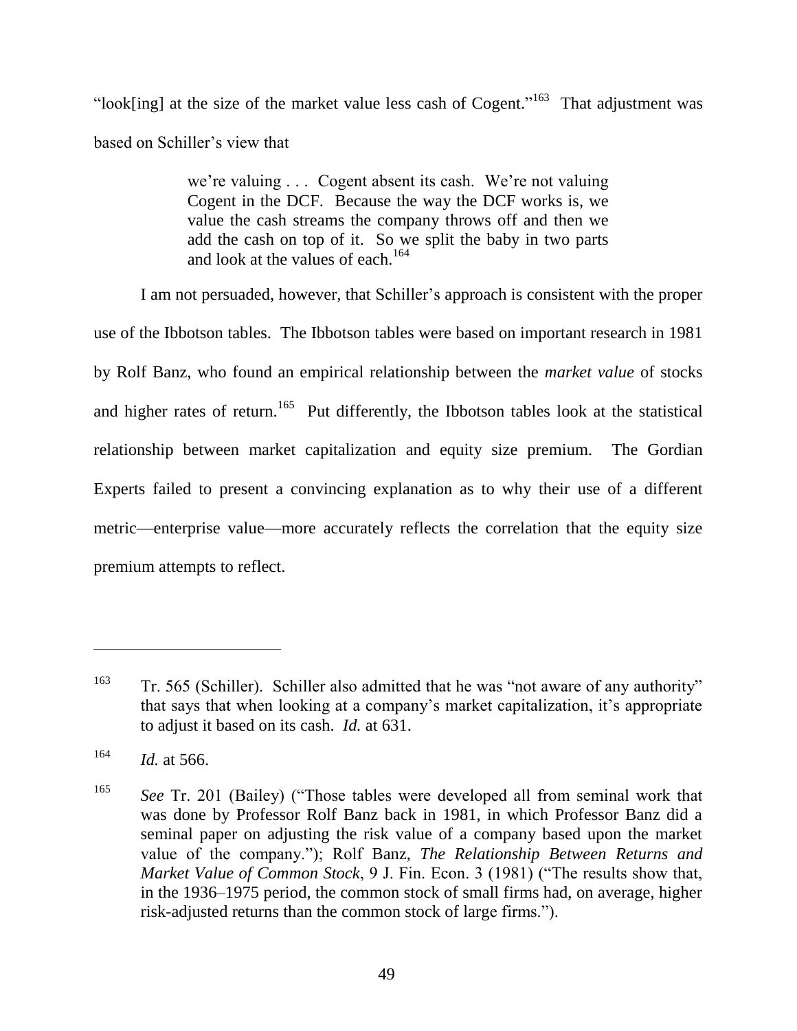"look[ing] at the size of the market value less cash of Cogent."[163] That adjustment was based on Schiller's view that

> we're valuing . . . Cogent absent its cash. We're not valuing Cogent in the DCF. Because the way the DCF works is, we value the cash streams the company throws off and then we add the cash on top of it. So we split the baby in two parts and look at the values of each.[164]

I am not persuaded, however, that Schiller's approach is consistent with the proper use of the Ibbotson tables. The Ibbotson tables were based on important research in 1981 by Rolf Banz, who found an empirical relationship between the *market value* of stocks and higher rates of return.[165] Put differently, the Ibbotson tables look at the statistical relationship between market capitalization and equity size premium. The Gordian Experts failed to present a convincing explanation as to why their use of a different metric—enterprise value—more accurately reflects the correlation that the equity size premium attempts to reflect.

---

[163] Tr. 565 (Schiller). Schiller also admitted that he was "not aware of any authority" that says that when looking at a company's market capitalization, it's appropriate to adjust it based on its cash. *Id.* at 631.

[164] *Id.* at 566.

[165] *See* Tr. 201 (Bailey) ("Those tables were developed all from seminal work that was done by Professor Rolf Banz back in 1981, in which Professor Banz did a seminal paper on adjusting the risk value of a company based upon the market value of the company."); Rolf Banz, *The Relationship Between Returns and Market Value of Common Stock*, 9 J. Fin. Econ. 3 (1981) ("The results show that, in the 1936–1975 period, the common stock of small firms had, on average, higher risk-adjusted returns than the common stock of large firms.").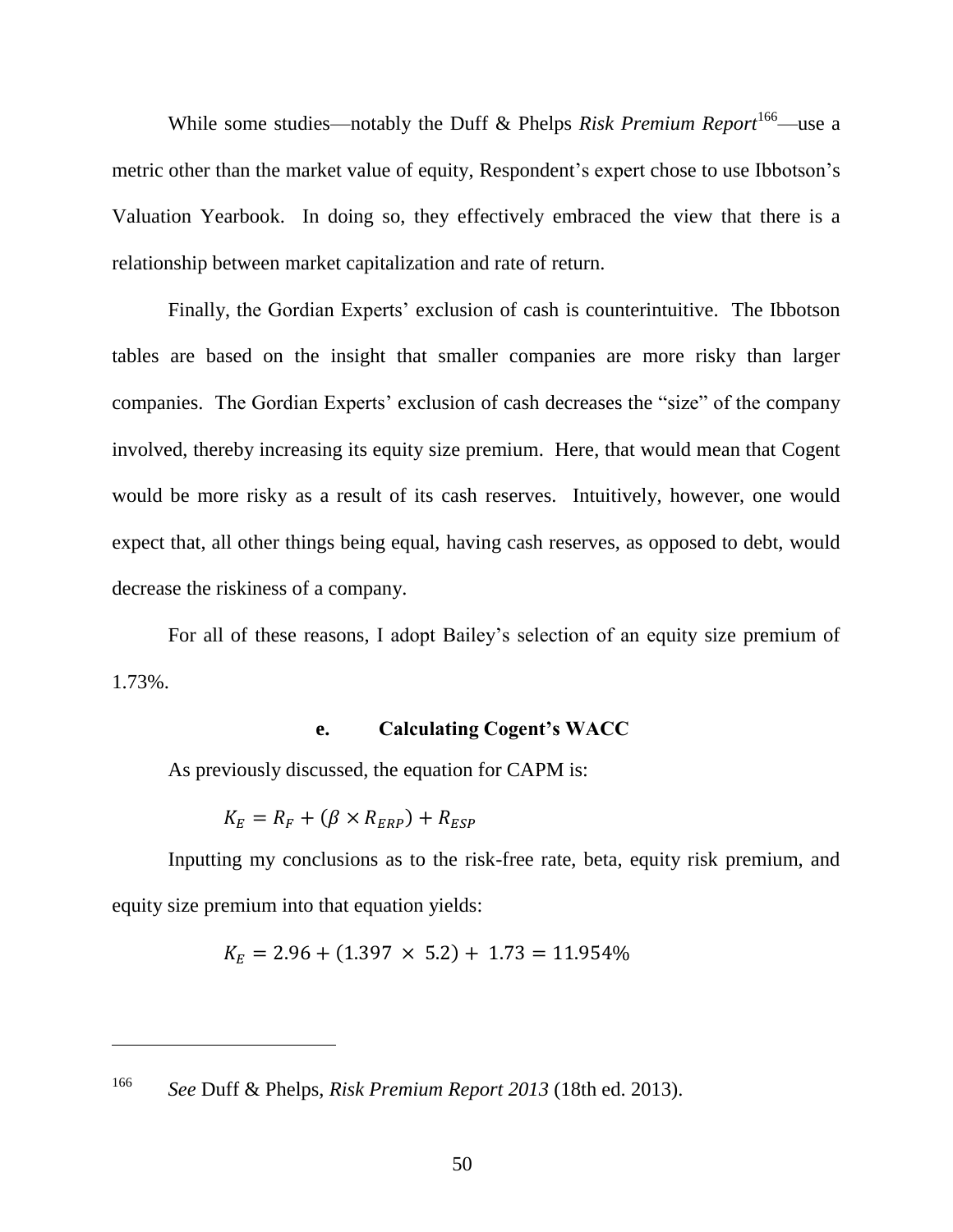While some studies—notably the Duff & Phelps *Risk Premium Report*[166]—use a metric other than the market value of equity, Respondent's expert chose to use Ibbotson's Valuation Yearbook. In doing so, they effectively embraced the view that there is a relationship between market capitalization and rate of return.

Finally, the Gordian Experts' exclusion of cash is counterintuitive. The Ibbotson tables are based on the insight that smaller companies are more risky than larger companies. The Gordian Experts' exclusion of cash decreases the "size" of the company involved, thereby increasing its equity size premium. Here, that would mean that Cogent would be more risky as a result of its cash reserves. Intuitively, however, one would expect that, all other things being equal, having cash reserves, as opposed to debt, would decrease the riskiness of a company.

For all of these reasons, I adopt Bailey's selection of an equity size premium of 1.73%.

#### e. Calculating Cogent's WACC

As previously discussed, the equation for CAPM is:

$$K_E = R_F + (\beta \times R_{ERP}) + R_{ESP}$$

Inputting my conclusions as to the risk-free rate, beta, equity risk premium, and equity size premium into that equation yields:

$$K_E = 2.96 + (1.397 \times 5.2) + 1.73 = 11.954\%$$

---

[166] *See* Duff & Phelps, *Risk Premium Report 2013* (18th ed. 2013).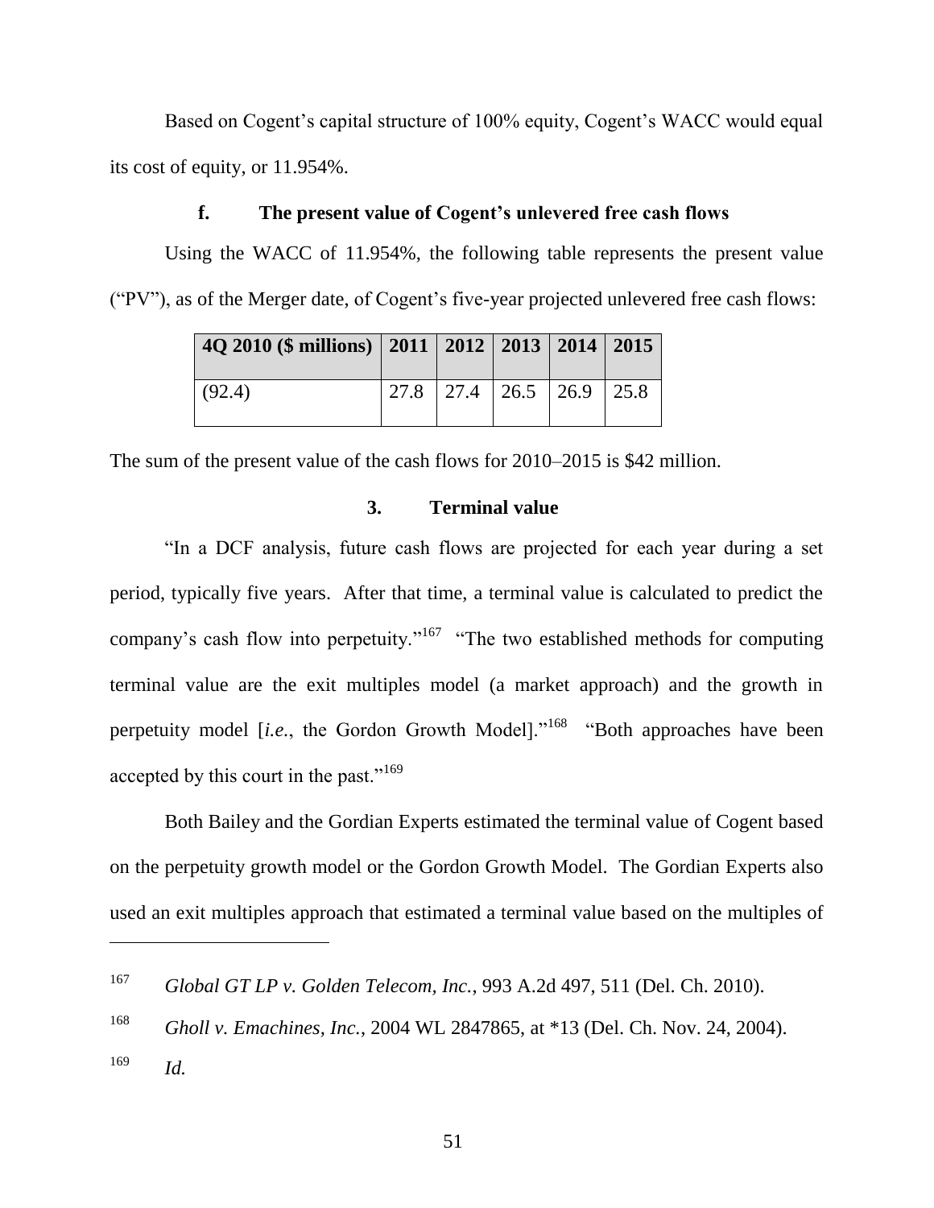Based on Cogent's capital structure of 100% equity, Cogent's WACC would equal its cost of equity, or 11.954%.

#### f. The present value of Cogent's unlevered free cash flows

Using the WACC of 11.954%, the following table represents the present value ("PV"), as of the Merger date, of Cogent's five-year projected unlevered free cash flows:

| 4Q 2010 ($ millions) | 2011 | 2012 | 2013 | 2014 | 2015 |
|---|---|---|---|---|---|
| (92.4) | 27.8 | 27.4 | 26.5 | 26.9 | 25.8 |

The sum of the present value of the cash flows for 2010–2015 is $42 million.

### 3. Terminal value

"In a DCF analysis, future cash flows are projected for each year during a set period, typically five years. After that time, a terminal value is calculated to predict the company's cash flow into perpetuity."[167] "The two established methods for computing terminal value are the exit multiples model (a market approach) and the growth in perpetuity model [*i.e.*, the Gordon Growth Model]."[168] "Both approaches have been accepted by this court in the past."[169]

Both Bailey and the Gordian Experts estimated the terminal value of Cogent based on the perpetuity growth model or the Gordon Growth Model. The Gordian Experts also used an exit multiples approach that estimated a terminal value based on the multiples of

---

[167] *Global GT LP v. Golden Telecom, Inc.*, 993 A.2d 497, 511 (Del. Ch. 2010).

[168] *Gholl v. Emachines, Inc.*, 2004 WL 2847865, at *13 (Del. Ch. Nov. 24, 2004).

[169] *Id.*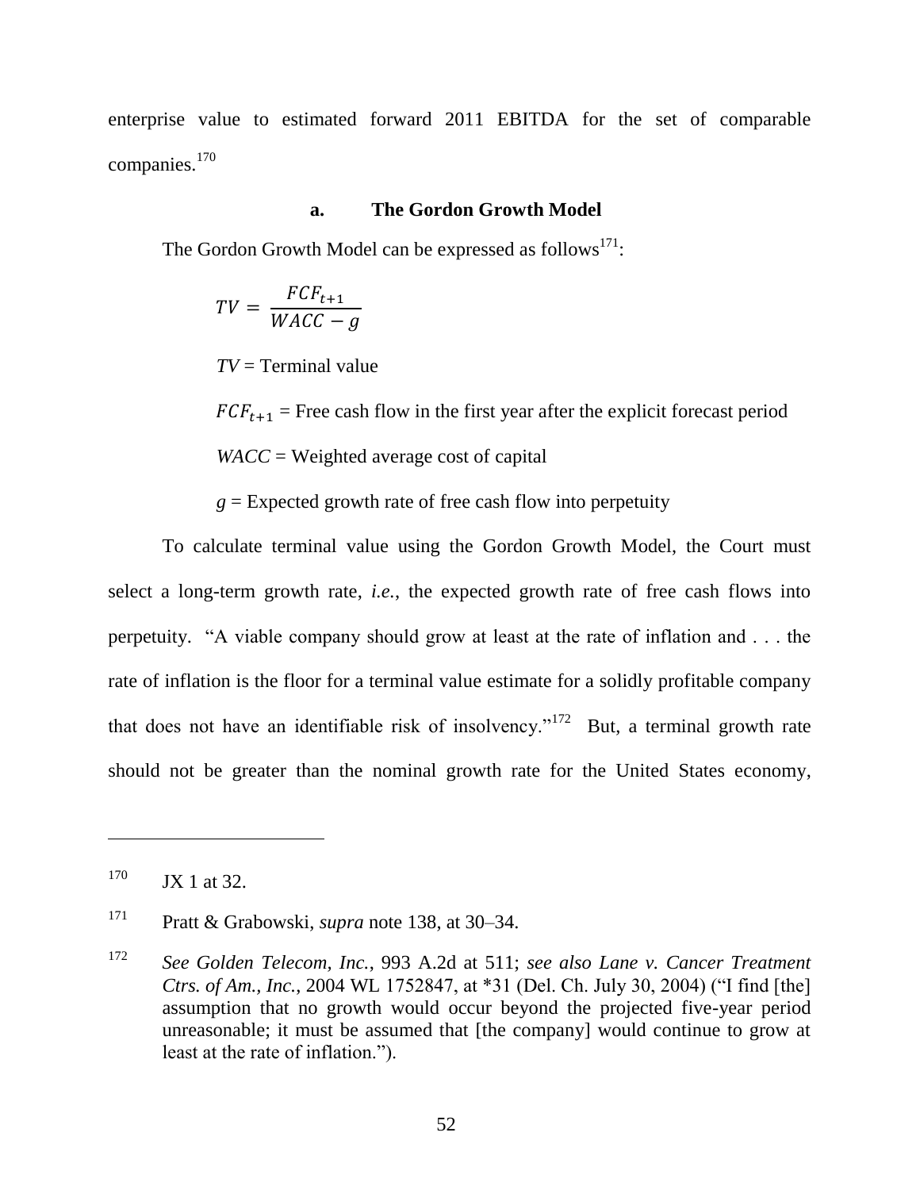enterprise value to estimated forward 2011 EBITDA for the set of comparable companies.[170]

### a. The Gordon Growth Model

The Gordon Growth Model can be expressed as follows[171]:

$$TV = \frac{FCF_{t+1}}{WACC - g}$$

*TV* = Terminal value

$FCF_{t+1}$ = Free cash flow in the first year after the explicit forecast period

*WACC* = Weighted average cost of capital

*g* = Expected growth rate of free cash flow into perpetuity

To calculate terminal value using the Gordon Growth Model, the Court must select a long-term growth rate, *i.e.*, the expected growth rate of free cash flows into perpetuity. "A viable company should grow at least at the rate of inflation and . . . the rate of inflation is the floor for a terminal value estimate for a solidly profitable company that does not have an identifiable risk of insolvency."[172] But, a terminal growth rate should not be greater than the nominal growth rate for the United States economy,

---

[170] JX 1 at 32.

[171] Pratt & Grabowski, *supra* note 138, at 30–34.

[172] *See Golden Telecom, Inc.*, 993 A.2d at 511; *see also Lane v. Cancer Treatment Ctrs. of Am., Inc.*, 2004 WL 1752847, at *31 (Del. Ch. July 30, 2004) ("I find [the] assumption that no growth would occur beyond the projected five-year period unreasonable; it must be assumed that [the company] would continue to grow at least at the rate of inflation.").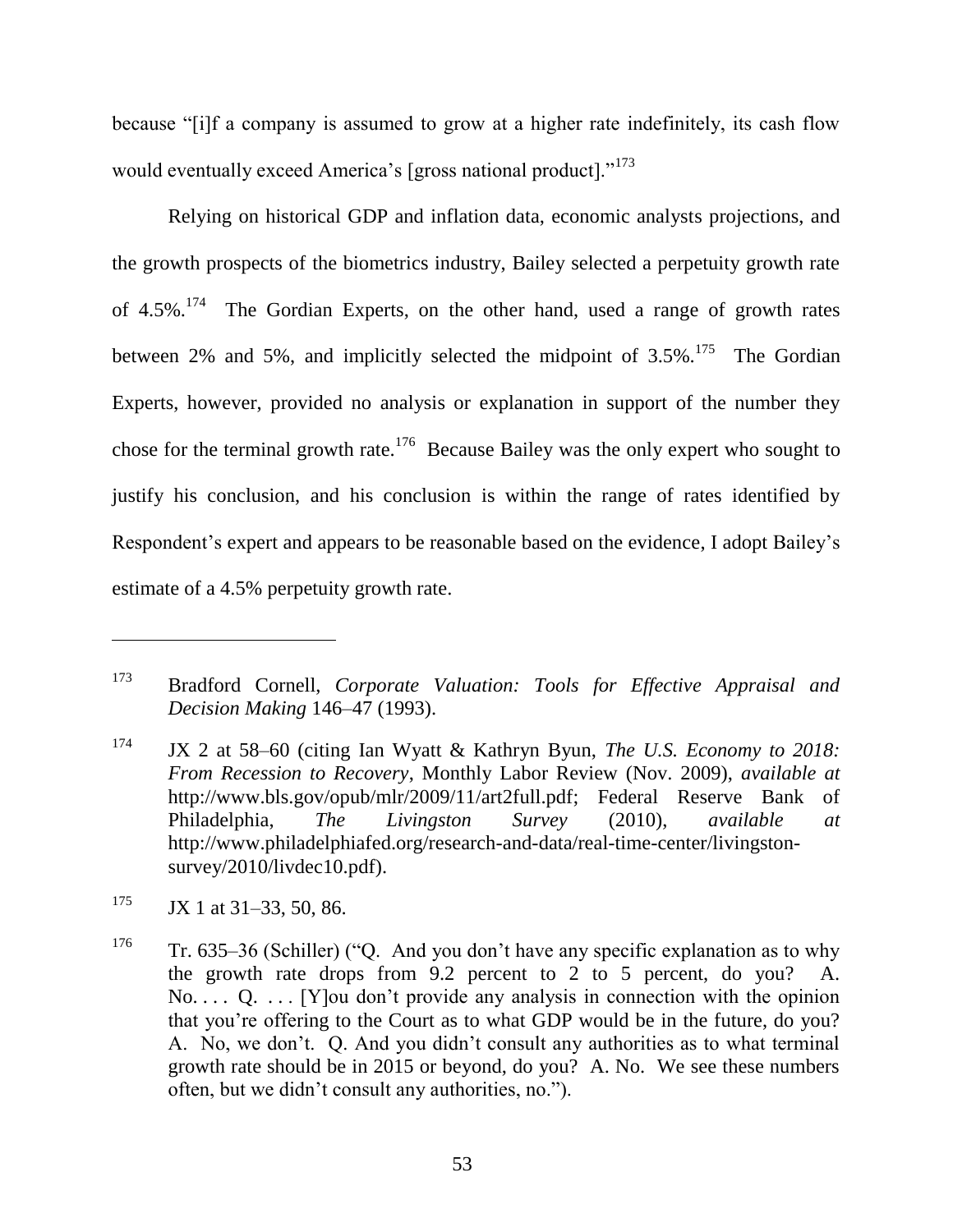because "[i]f a company is assumed to grow at a higher rate indefinitely, its cash flow would eventually exceed America's [gross national product]."[173]

Relying on historical GDP and inflation data, economic analysts projections, and the growth prospects of the biometrics industry, Bailey selected a perpetuity growth rate of 4.5%.[174] The Gordian Experts, on the other hand, used a range of growth rates between 2% and 5%, and implicitly selected the midpoint of 3.5%.[175] The Gordian Experts, however, provided no analysis or explanation in support of the number they chose for the terminal growth rate.[176] Because Bailey was the only expert who sought to justify his conclusion, and his conclusion is within the range of rates identified by Respondent's expert and appears to be reasonable based on the evidence, I adopt Bailey's estimate of a 4.5% perpetuity growth rate.

---

[173] Bradford Cornell, *Corporate Valuation: Tools for Effective Appraisal and Decision Making* 146–47 (1993).

[174] JX 2 at 58–60 (citing Ian Wyatt & Kathryn Byun, *The U.S. Economy to 2018: From Recession to Recovery*, Monthly Labor Review (Nov. 2009), *available at* http://www.bls.gov/opub/mlr/2009/11/art2full.pdf; Federal Reserve Bank of Philadelphia, *The Livingston Survey* (2010), *available at* http://www.philadelphiafed.org/research-and-data/real-time-center/livingston-survey/2010/livdec10.pdf).

[175] JX 1 at 31–33, 50, 86.

[176] Tr. 635–36 (Schiller) ("Q. And you don't have any specific explanation as to why the growth rate drops from 9.2 percent to 2 to 5 percent, do you? A. No. . . . Q. . . . [Y]ou don't provide any analysis in connection with the opinion that you're offering to the Court as to what GDP would be in the future, do you? A. No, we don't. Q. And you didn't consult any authorities as to what terminal growth rate should be in 2015 or beyond, do you? A. No. We see these numbers often, but we didn't consult any authorities, no.").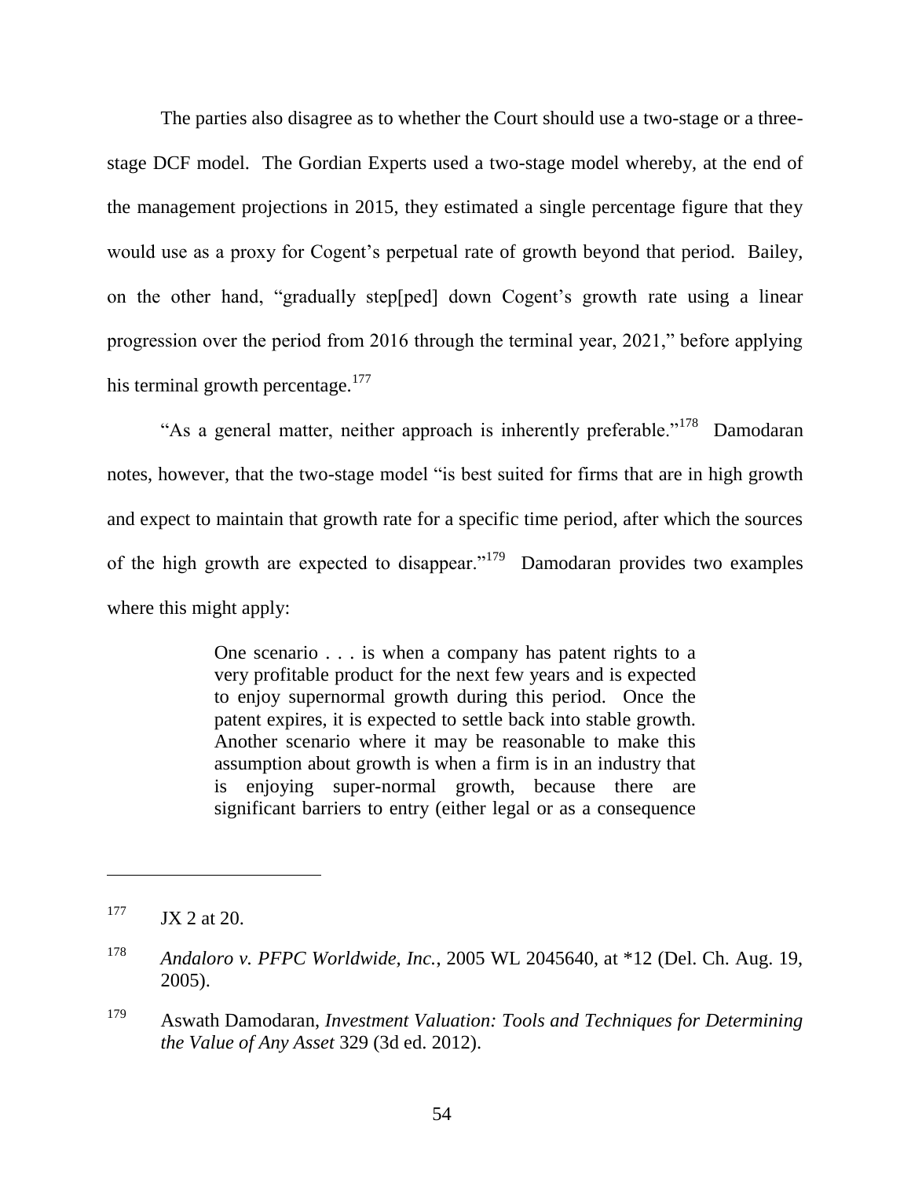The parties also disagree as to whether the Court should use a two-stage or a three-stage DCF model. The Gordian Experts used a two-stage model whereby, at the end of the management projections in 2015, they estimated a single percentage figure that they would use as a proxy for Cogent's perpetual rate of growth beyond that period. Bailey, on the other hand, "gradually step[ped] down Cogent's growth rate using a linear progression over the period from 2016 through the terminal year, 2021," before applying his terminal growth percentage.[177]

"As a general matter, neither approach is inherently preferable."[178] Damodaran notes, however, that the two-stage model "is best suited for firms that are in high growth and expect to maintain that growth rate for a specific time period, after which the sources of the high growth are expected to disappear."[179] Damodaran provides two examples where this might apply:

> One scenario . . . is when a company has patent rights to a very profitable product for the next few years and is expected to enjoy supernormal growth during this period. Once the patent expires, it is expected to settle back into stable growth. Another scenario where it may be reasonable to make this assumption about growth is when a firm is in an industry that is enjoying super-normal growth, because there are significant barriers to entry (either legal or as a consequence

---

[177] JX 2 at 20.

[178] *Andaloro v. PFPC Worldwide, Inc.*, 2005 WL 2045640, at *12 (Del. Ch. Aug. 19, 2005).

[179] Aswath Damodaran, *Investment Valuation: Tools and Techniques for Determining the Value of Any Asset* 329 (3d ed. 2012).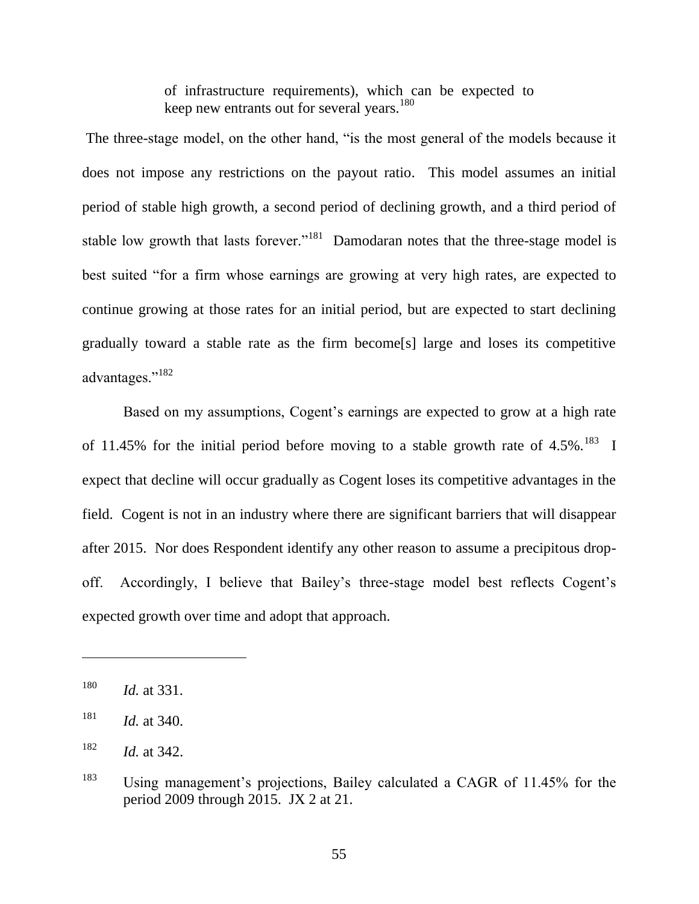> of infrastructure requirements), which can be expected to keep new entrants out for several years.[180]

The three-stage model, on the other hand, "is the most general of the models because it does not impose any restrictions on the payout ratio. This model assumes an initial period of stable high growth, a second period of declining growth, and a third period of stable low growth that lasts forever."[181] Damodaran notes that the three-stage model is best suited "for a firm whose earnings are growing at very high rates, are expected to continue growing at those rates for an initial period, but are expected to start declining gradually toward a stable rate as the firm become[s] large and loses its competitive advantages."[182]

Based on my assumptions, Cogent's earnings are expected to grow at a high rate of 11.45% for the initial period before moving to a stable growth rate of 4.5%.[183] I expect that decline will occur gradually as Cogent loses its competitive advantages in the field. Cogent is not in an industry where there are significant barriers that will disappear after 2015. Nor does Respondent identify any other reason to assume a precipitous drop-off. Accordingly, I believe that Bailey's three-stage model best reflects Cogent's expected growth over time and adopt that approach.

---

[180] *Id.* at 331.

[181] *Id.* at 340.

[182] *Id.* at 342.

[183] Using management's projections, Bailey calculated a CAGR of 11.45% for the period 2009 through 2015. JX 2 at 21.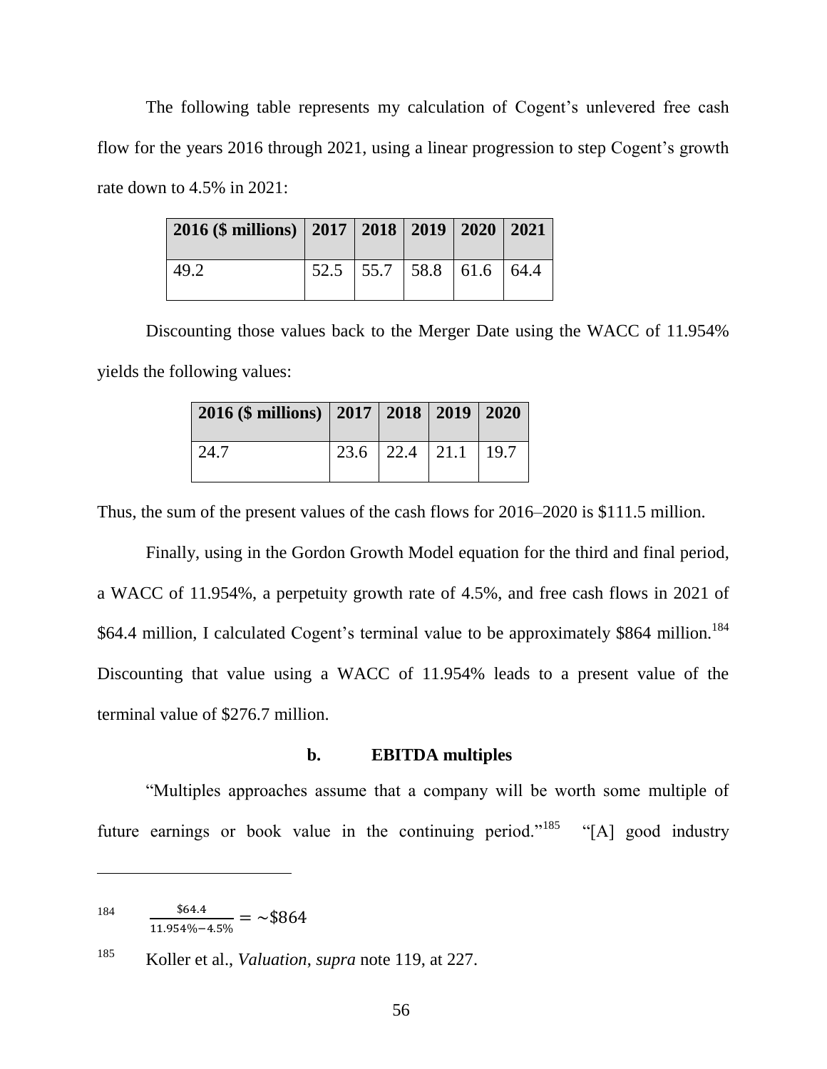The following table represents my calculation of Cogent's unlevered free cash flow for the years 2016 through 2021, using a linear progression to step Cogent's growth rate down to 4.5% in 2021:

| 2016 ($ millions) | 2017 | 2018 | 2019 | 2020 | 2021 |
|---|---|---|---|---|---|
| 49.2 | 52.5 | 55.7 | 58.8 | 61.6 | 64.4 |

Discounting those values back to the Merger Date using the WACC of 11.954% yields the following values:

| 2016 ($ millions) | 2017 | 2018 | 2019 | 2020 |
|---|---|---|---|---|
| 24.7 | 23.6 | 22.4 | 21.1 | 19.7 |

Thus, the sum of the present values of the cash flows for 2016–2020 is $111.5 million.

Finally, using in the Gordon Growth Model equation for the third and final period, a WACC of 11.954%, a perpetuity growth rate of 4.5%, and free cash flows in 2021 of $64.4 million, I calculated Cogent's terminal value to be approximately $864 million.[184] Discounting that value using a WACC of 11.954% leads to a present value of the terminal value of $276.7 million.

### b. EBITDA multiples

"Multiples approaches assume that a company will be worth some multiple of future earnings or book value in the continuing period."[185] "[A] good industry

---

[184] $$\frac{\$64.4}{11.954\% - 4.5\%} = \sim\$864$$

[185] Koller et al., *Valuation*, *supra* note 119, at 227.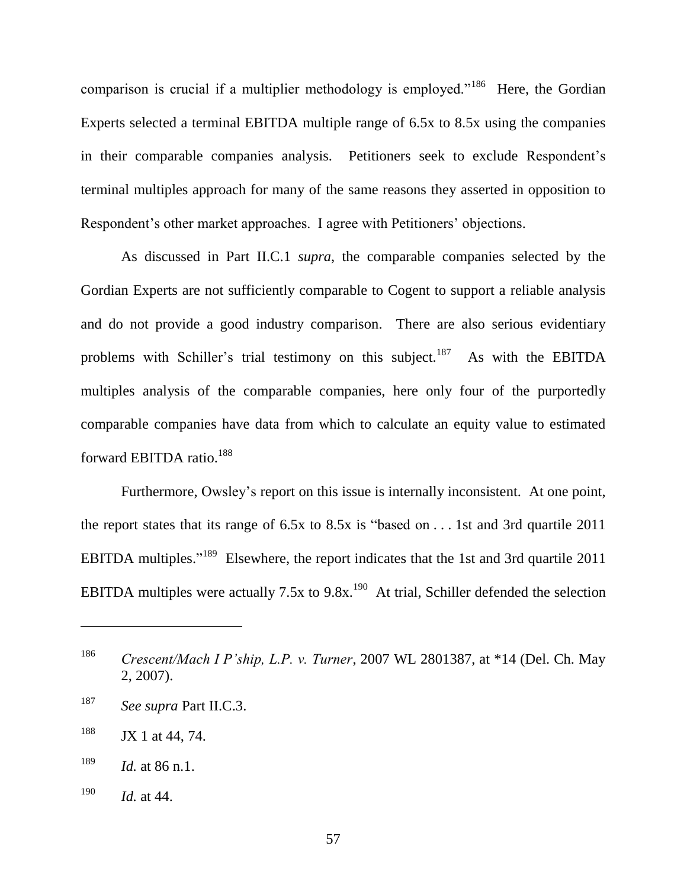comparison is crucial if a multiplier methodology is employed."[186] Here, the Gordian Experts selected a terminal EBITDA multiple range of 6.5x to 8.5x using the companies in their comparable companies analysis. Petitioners seek to exclude Respondent's terminal multiples approach for many of the same reasons they asserted in opposition to Respondent's other market approaches. I agree with Petitioners' objections.

As discussed in Part II.C.1 *supra*, the comparable companies selected by the Gordian Experts are not sufficiently comparable to Cogent to support a reliable analysis and do not provide a good industry comparison. There are also serious evidentiary problems with Schiller's trial testimony on this subject.[187] As with the EBITDA multiples analysis of the comparable companies, here only four of the purportedly comparable companies have data from which to calculate an equity value to estimated forward EBITDA ratio.[188]

Furthermore, Owsley's report on this issue is internally inconsistent. At one point, the report states that its range of 6.5x to 8.5x is "based on . . . 1st and 3rd quartile 2011 EBITDA multiples."[189] Elsewhere, the report indicates that the 1st and 3rd quartile 2011 EBITDA multiples were actually 7.5x to 9.8x.[190] At trial, Schiller defended the selection

---

[186] *Crescent/Mach I P'ship, L.P. v. Turner*, 2007 WL 2801387, at *14 (Del. Ch. May 2, 2007).

[187] *See supra* Part II.C.3.

[188] JX 1 at 44, 74.

[189] *Id.* at 86 n.1.

[190] *Id.* at 44.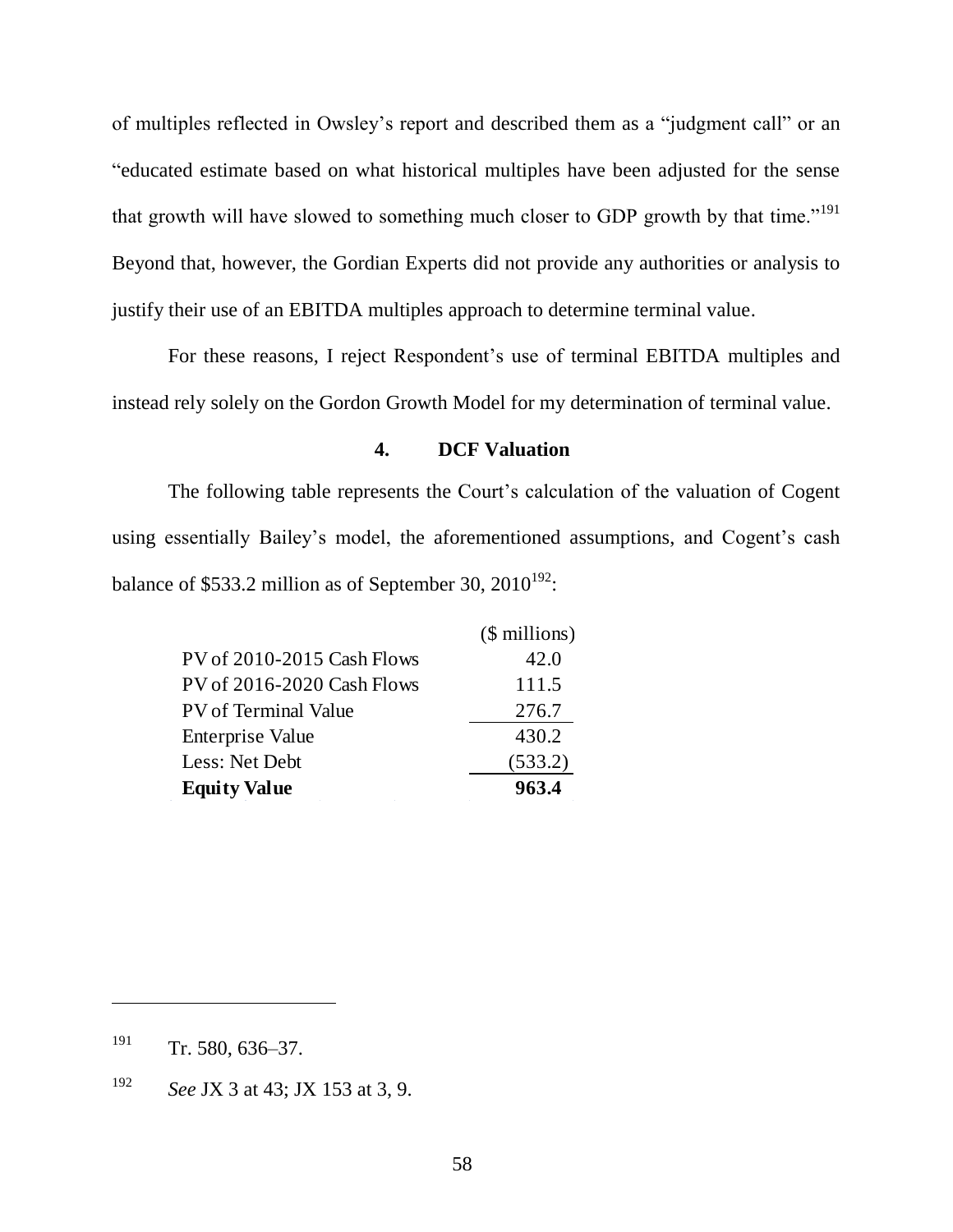of multiples reflected in Owsley's report and described them as a "judgment call" or an "educated estimate based on what historical multiples have been adjusted for the sense that growth will have slowed to something much closer to GDP growth by that time."[191] Beyond that, however, the Gordian Experts did not provide any authorities or analysis to justify their use of an EBITDA multiples approach to determine terminal value.

For these reasons, I reject Respondent's use of terminal EBITDA multiples and instead rely solely on the Gordon Growth Model for my determination of terminal value.

### 4. DCF Valuation

The following table represents the Court's calculation of the valuation of Cogent using essentially Bailey's model, the aforementioned assumptions, and Cogent's cash balance of $533.2 million as of September 30, 2010[192]:

| | ($ millions) |
|---|---|
| PV of 2010-2015 Cash Flows | 42.0 |
| PV of 2016-2020 Cash Flows | 111.5 |
| PV of Terminal Value | 276.7 |
| Enterprise Value | 430.2 |
| Less: Net Debt | (533.2) |
| **Equity Value** | **963.4** |

---

[191] Tr. 580, 636–37.

[192] *See* JX 3 at 43; JX 153 at 3, 9.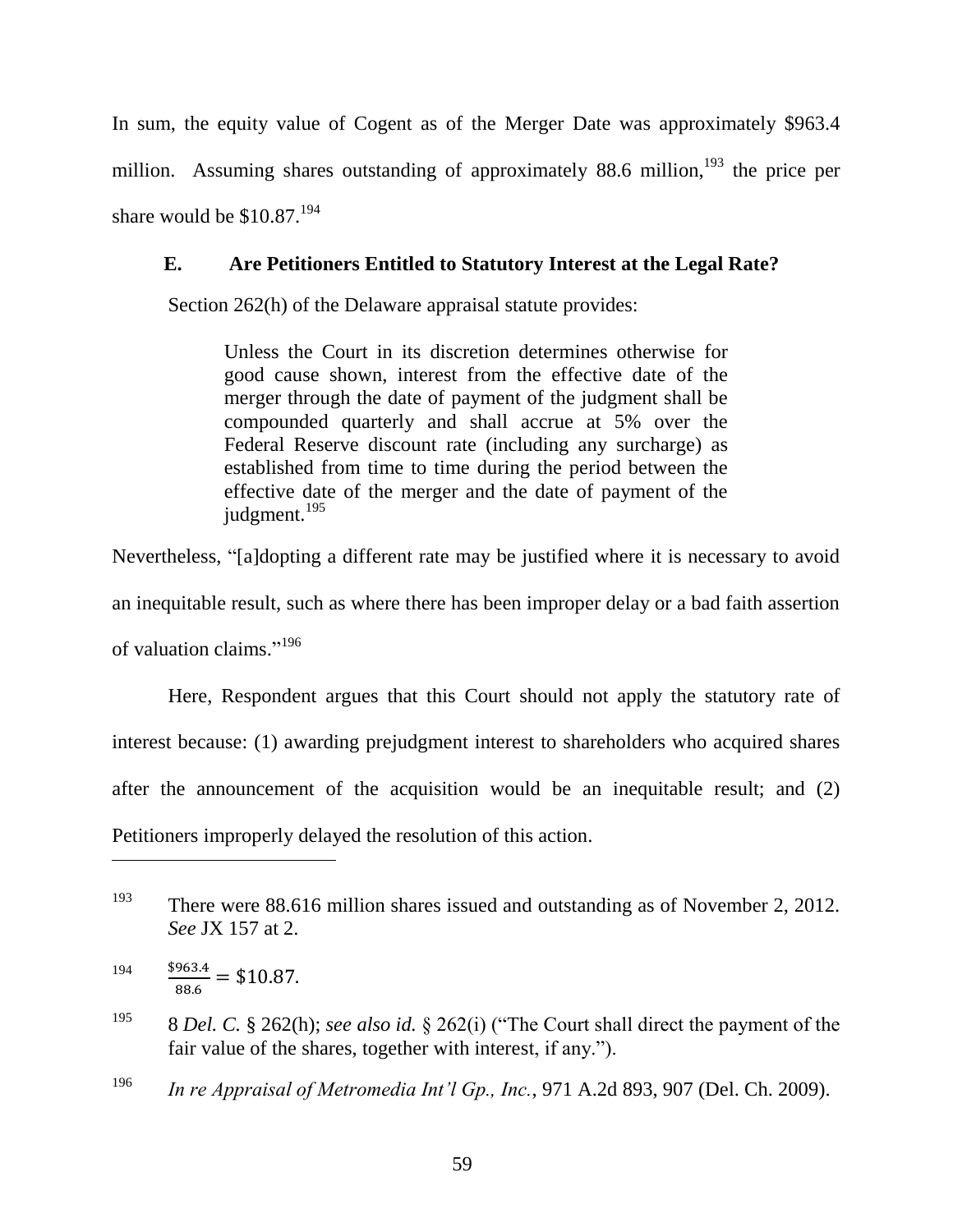In sum, the equity value of Cogent as of the Merger Date was approximately $963.4 million. Assuming shares outstanding of approximately 88.6 million,[193] the price per share would be $10.87.[194]

### E. Are Petitioners Entitled to Statutory Interest at the Legal Rate?

Section 262(h) of the Delaware appraisal statute provides:

> Unless the Court in its discretion determines otherwise for good cause shown, interest from the effective date of the merger through the date of payment of the judgment shall be compounded quarterly and shall accrue at 5% over the Federal Reserve discount rate (including any surcharge) as established from time to time during the period between the effective date of the merger and the date of payment of the judgment.[195]

Nevertheless, "[a]dopting a different rate may be justified where it is necessary to avoid an inequitable result, such as where there has been improper delay or a bad faith assertion of valuation claims."[196]

Here, Respondent argues that this Court should not apply the statutory rate of interest because: (1) awarding prejudgment interest to shareholders who acquired shares after the announcement of the acquisition would be an inequitable result; and (2) Petitioners improperly delayed the resolution of this action.

---

[193] There were 88.616 million shares issued and outstanding as of November 2, 2012. *See* JX 157 at 2.

[194] $\frac{\$963.4}{88.6} = \$10.87.$

[195] 8 *Del. C.* § 262(h); *see also id.* § 262(i) ("The Court shall direct the payment of the fair value of the shares, together with interest, if any.").

[196] *In re Appraisal of Metromedia Int'l Gp., Inc.*, 971 A.2d 893, 907 (Del. Ch. 2009).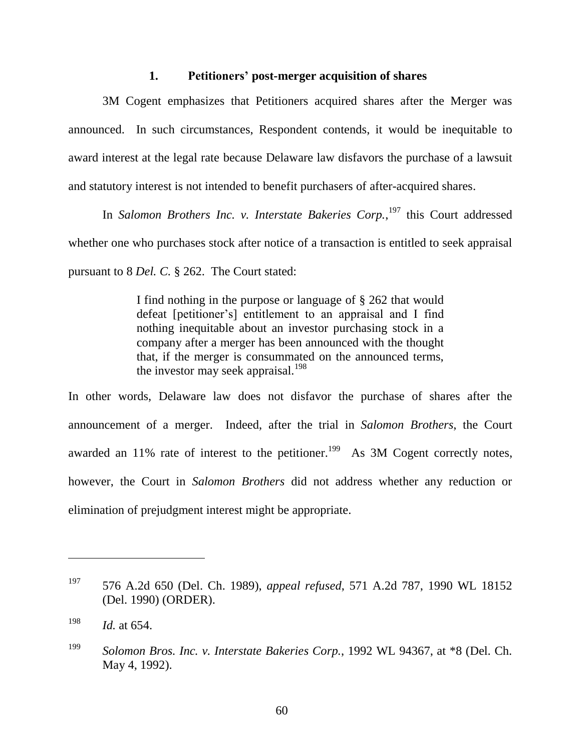### 1. Petitioners' post-merger acquisition of shares

3M Cogent emphasizes that Petitioners acquired shares after the Merger was announced. In such circumstances, Respondent contends, it would be inequitable to award interest at the legal rate because Delaware law disfavors the purchase of a lawsuit and statutory interest is not intended to benefit purchasers of after-acquired shares.

In *Salomon Brothers Inc. v. Interstate Bakeries Corp.*,[197] this Court addressed whether one who purchases stock after notice of a transaction is entitled to seek appraisal pursuant to 8 *Del. C.* § 262. The Court stated:

> I find nothing in the purpose or language of § 262 that would defeat [petitioner's] entitlement to an appraisal and I find nothing inequitable about an investor purchasing stock in a company after a merger has been announced with the thought that, if the merger is consummated on the announced terms, the investor may seek appraisal.[198]

In other words, Delaware law does not disfavor the purchase of shares after the announcement of a merger. Indeed, after the trial in *Salomon Brothers*, the Court awarded an 11% rate of interest to the petitioner.[199] As 3M Cogent correctly notes, however, the Court in *Salomon Brothers* did not address whether any reduction or elimination of prejudgment interest might be appropriate.

---

[197] 576 A.2d 650 (Del. Ch. 1989), *appeal refused*, 571 A.2d 787, 1990 WL 18152 (Del. 1990) (ORDER).

[198] *Id.* at 654.

[199] *Solomon Bros. Inc. v. Interstate Bakeries Corp.*, 1992 WL 94367, at *8 (Del. Ch. May 4, 1992).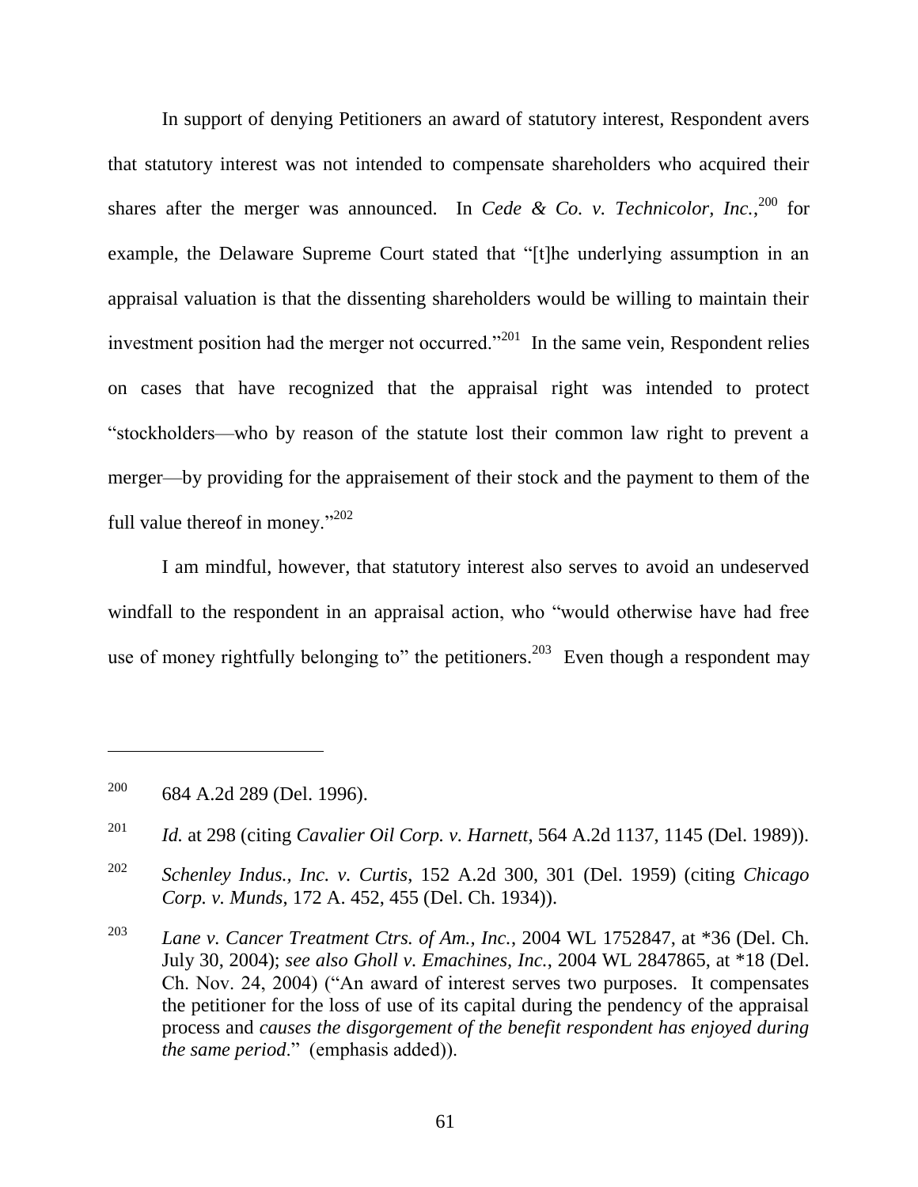In support of denying Petitioners an award of statutory interest, Respondent avers that statutory interest was not intended to compensate shareholders who acquired their shares after the merger was announced. In *Cede & Co. v. Technicolor, Inc.*,[200] for example, the Delaware Supreme Court stated that "[t]he underlying assumption in an appraisal valuation is that the dissenting shareholders would be willing to maintain their investment position had the merger not occurred."[201] In the same vein, Respondent relies on cases that have recognized that the appraisal right was intended to protect "stockholders—who by reason of the statute lost their common law right to prevent a merger—by providing for the appraisement of their stock and the payment to them of the full value thereof in money."[202]

I am mindful, however, that statutory interest also serves to avoid an undeserved windfall to the respondent in an appraisal action, who "would otherwise have had free use of money rightfully belonging to" the petitioners.[203] Even though a respondent may

---

[200] 684 A.2d 289 (Del. 1996).

[201] *Id.* at 298 (citing *Cavalier Oil Corp. v. Harnett*, 564 A.2d 1137, 1145 (Del. 1989)).

[202] *Schenley Indus., Inc. v. Curtis*, 152 A.2d 300, 301 (Del. 1959) (citing *Chicago Corp. v. Munds*, 172 A. 452, 455 (Del. Ch. 1934)).

[203] *Lane v. Cancer Treatment Ctrs. of Am., Inc.*, 2004 WL 1752847, at *36 (Del. Ch. July 30, 2004); *see also Gholl v. Emachines, Inc.*, 2004 WL 2847865, at *18 (Del. Ch. Nov. 24, 2004) ("An award of interest serves two purposes. It compensates the petitioner for the loss of use of its capital during the pendency of the appraisal process and *causes the disgorgement of the benefit respondent has enjoyed during the same period*." (emphasis added)).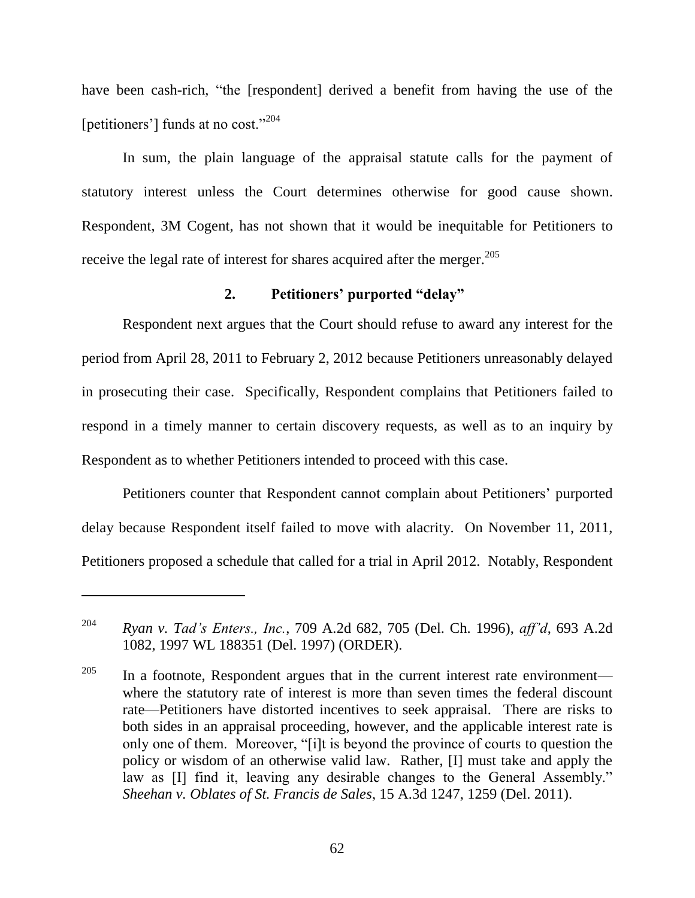have been cash-rich, "the [respondent] derived a benefit from having the use of the [petitioners'] funds at no cost."[204]

In sum, the plain language of the appraisal statute calls for the payment of statutory interest unless the Court determines otherwise for good cause shown. Respondent, 3M Cogent, has not shown that it would be inequitable for Petitioners to receive the legal rate of interest for shares acquired after the merger.[205]

### 2. Petitioners' purported "delay"

Respondent next argues that the Court should refuse to award any interest for the period from April 28, 2011 to February 2, 2012 because Petitioners unreasonably delayed in prosecuting their case. Specifically, Respondent complains that Petitioners failed to respond in a timely manner to certain discovery requests, as well as to an inquiry by Respondent as to whether Petitioners intended to proceed with this case.

Petitioners counter that Respondent cannot complain about Petitioners' purported delay because Respondent itself failed to move with alacrity. On November 11, 2011, Petitioners proposed a schedule that called for a trial in April 2012. Notably, Respondent

---

[204] *Ryan v. Tad's Enters., Inc.*, 709 A.2d 682, 705 (Del. Ch. 1996), *aff'd*, 693 A.2d 1082, 1997 WL 188351 (Del. 1997) (ORDER).

[205] In a footnote, Respondent argues that in the current interest rate environment—where the statutory rate of interest is more than seven times the federal discount rate—Petitioners have distorted incentives to seek appraisal. There are risks to both sides in an appraisal proceeding, however, and the applicable interest rate is only one of them. Moreover, "[i]t is beyond the province of courts to question the policy or wisdom of an otherwise valid law. Rather, [I] must take and apply the law as [I] find it, leaving any desirable changes to the General Assembly." *Sheehan v. Oblates of St. Francis de Sales*, 15 A.3d 1247, 1259 (Del. 2011).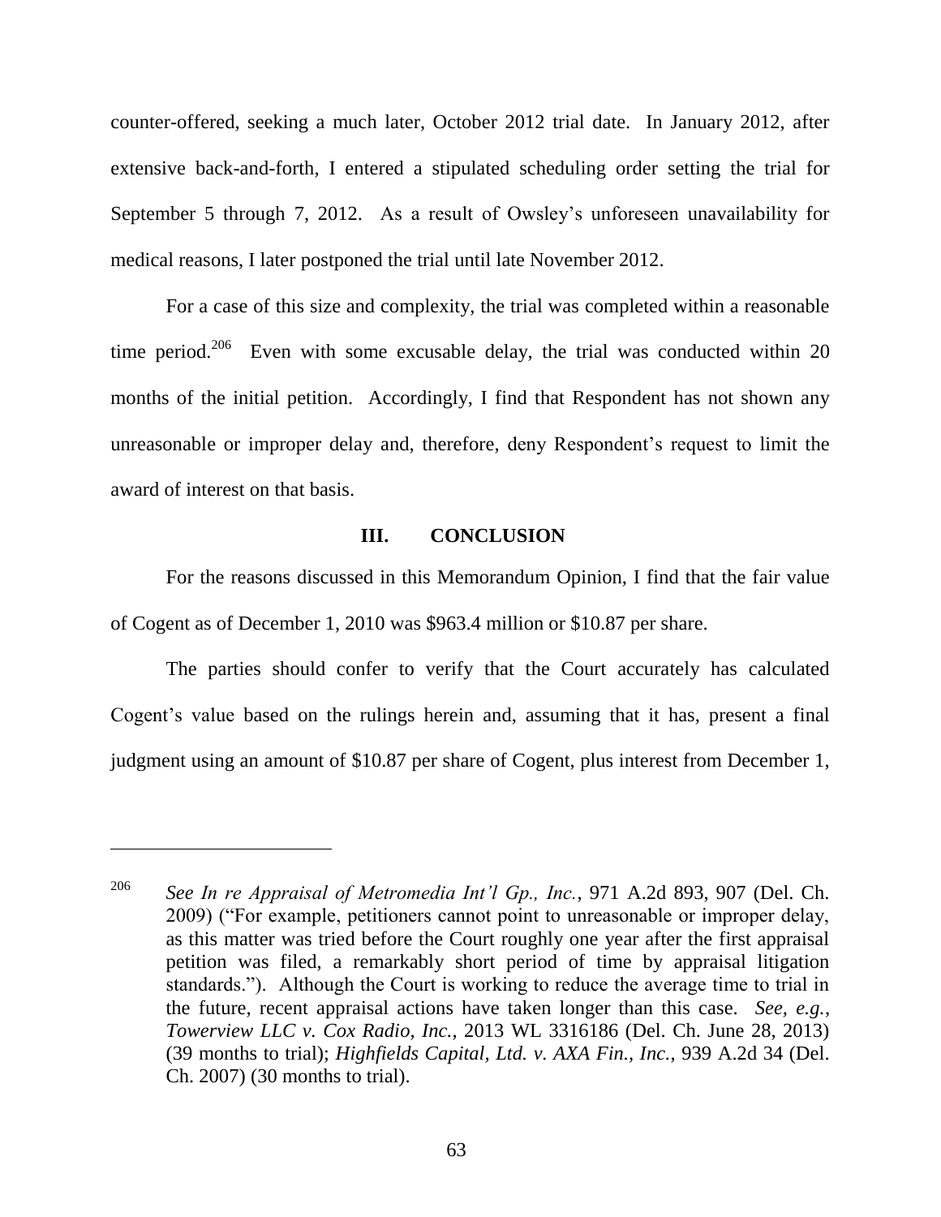counter-offered, seeking a much later, October 2012 trial date. In January 2012, after extensive back-and-forth, I entered a stipulated scheduling order setting the trial for September 5 through 7, 2012. As a result of Owsley's unforeseen unavailability for medical reasons, I later postponed the trial until late November 2012.

For a case of this size and complexity, the trial was completed within a reasonable time period.[206] Even with some excusable delay, the trial was conducted within 20 months of the initial petition. Accordingly, I find that Respondent has not shown any unreasonable or improper delay and, therefore, deny Respondent's request to limit the award of interest on that basis.

## III. CONCLUSION

For the reasons discussed in this Memorandum Opinion, I find that the fair value of Cogent as of December 1, 2010 was $963.4 million or $10.87 per share.

The parties should confer to verify that the Court accurately has calculated Cogent's value based on the rulings herein and, assuming that it has, present a final judgment using an amount of $10.87 per share of Cogent, plus interest from December 1,

---

[206] *See In re Appraisal of Metromedia Int'l Gp., Inc.*, 971 A.2d 893, 907 (Del. Ch. 2009) ("For example, petitioners cannot point to unreasonable or improper delay, as this matter was tried before the Court roughly one year after the first appraisal petition was filed, a remarkably short period of time by appraisal litigation standards."). Although the Court is working to reduce the average time to trial in the future, recent appraisal actions have taken longer than this case. *See, e.g.*, *Towerview LLC v. Cox Radio, Inc.*, 2013 WL 3316186 (Del. Ch. June 28, 2013) (39 months to trial); *Highfields Capital, Ltd. v. AXA Fin., Inc.*, 939 A.2d 34 (Del. Ch. 2007) (30 months to trial).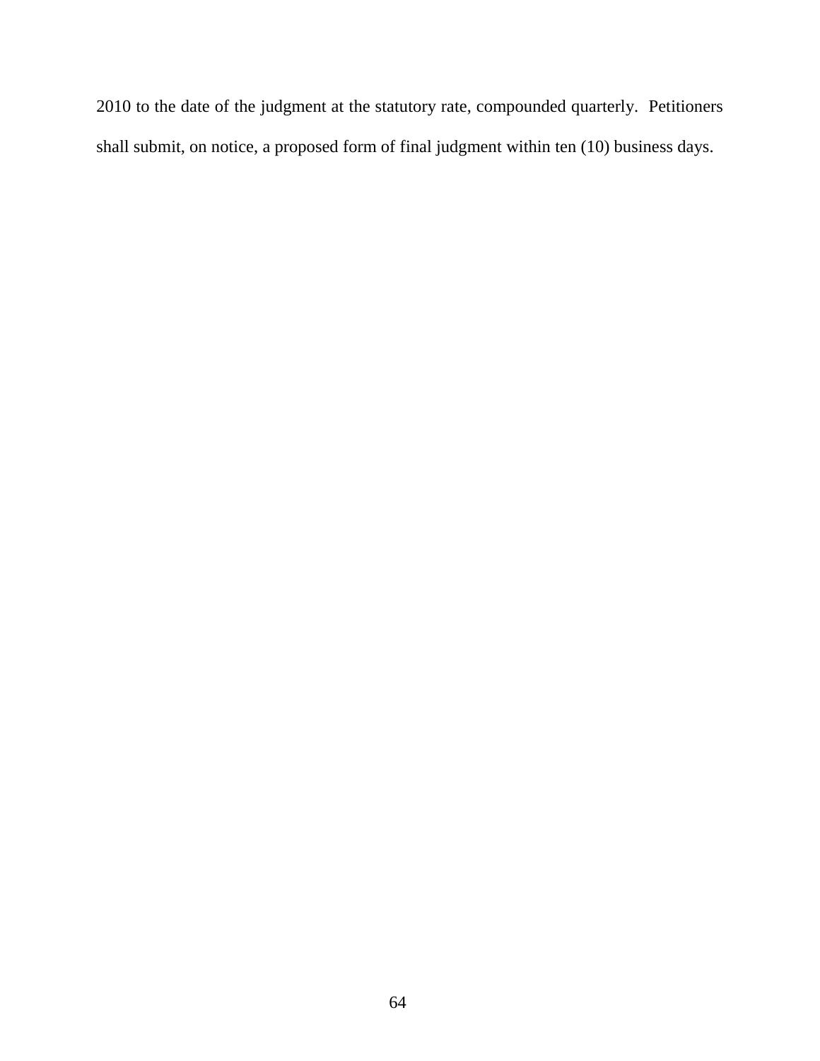2010 to the date of the judgment at the statutory rate, compounded quarterly. Petitioners shall submit, on notice, a proposed form of final judgment within ten (10) business days.